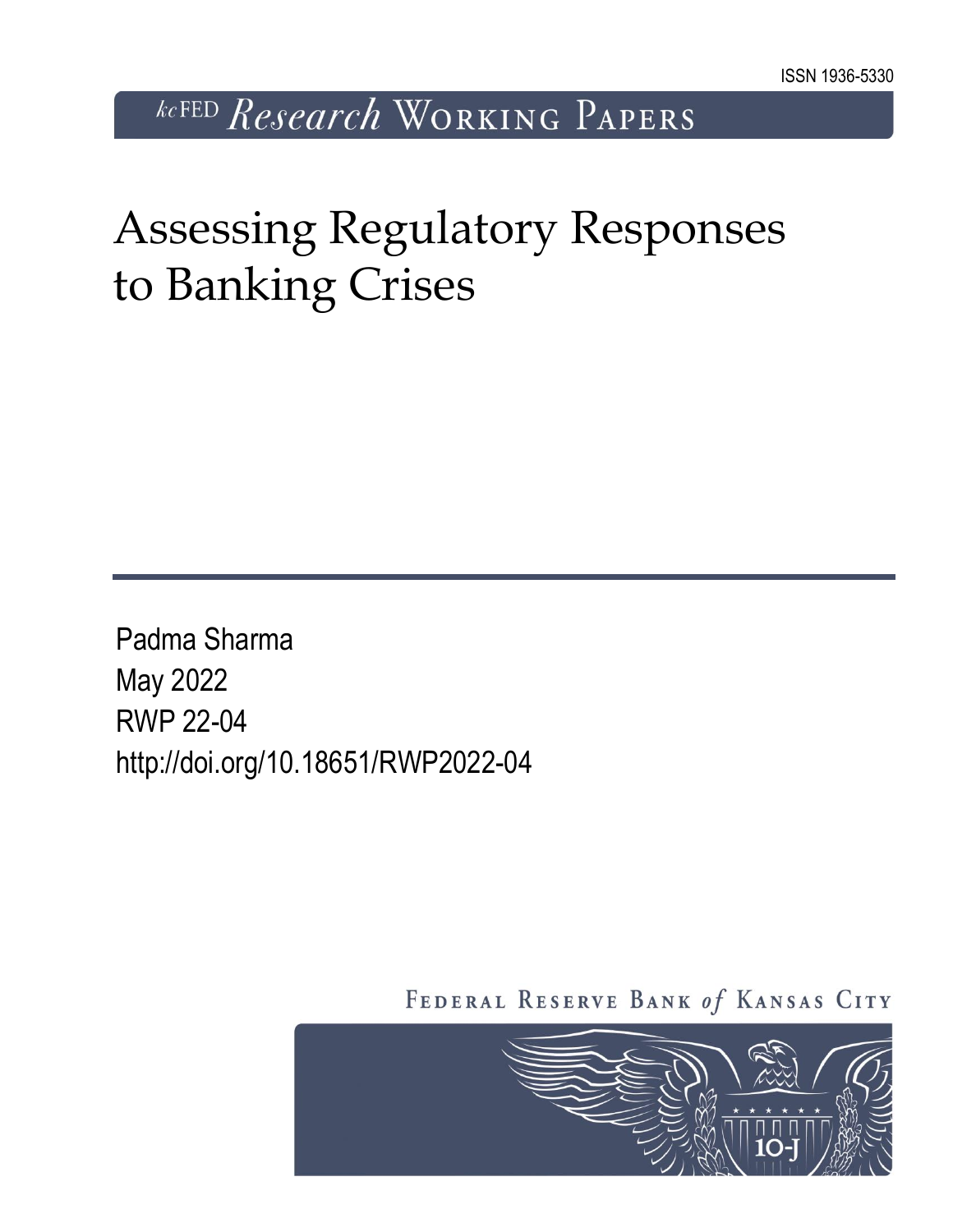ISSN 1936-5330

kcFED *Research* Working Papers

# Assessing Regulatory Responses to Banking Crises

Padma Sharma
May 2022
RWP 22-04
http://doi.org/10.18651/RWP2022-04

Federal Reserve Bank *of* Kansas City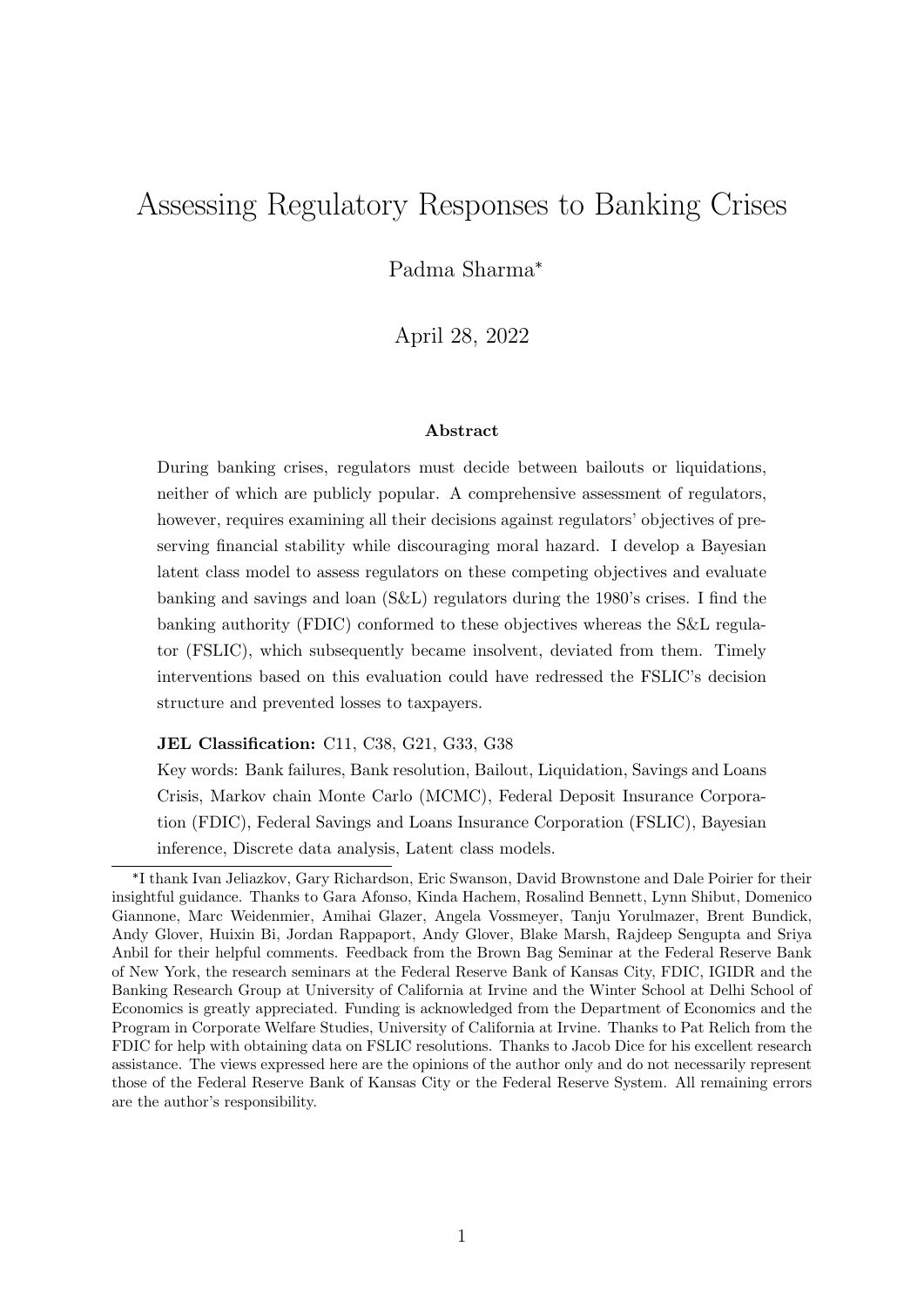# Assessing Regulatory Responses to Banking Crises

Padma Sharma*

April 28, 2022

## Abstract

During banking crises, regulators must decide between bailouts or liquidations, neither of which are publicly popular. A comprehensive assessment of regulators, however, requires examining all their decisions against regulators' objectives of preserving financial stability while discouraging moral hazard. I develop a Bayesian latent class model to assess regulators on these competing objectives and evaluate banking and savings and loan (S&L) regulators during the 1980's crises. I find the banking authority (FDIC) conformed to these objectives whereas the S&L regulator (FSLIC), which subsequently became insolvent, deviated from them. Timely interventions based on this evaluation could have redressed the FSLIC's decision structure and prevented losses to taxpayers.

**JEL Classification:** C11, C38, G21, G33, G38

Key words: Bank failures, Bank resolution, Bailout, Liquidation, Savings and Loans Crisis, Markov chain Monte Carlo (MCMC), Federal Deposit Insurance Corporation (FDIC), Federal Savings and Loans Insurance Corporation (FSLIC), Bayesian inference, Discrete data analysis, Latent class models.

---

*I thank Ivan Jeliazkov, Gary Richardson, Eric Swanson, David Brownstone and Dale Poirier for their insightful guidance. Thanks to Gara Afonso, Kinda Hachem, Rosalind Bennett, Lynn Shibut, Domenico Giannone, Marc Weidenmier, Amihai Glazer, Angela Vossmeyer, Tanju Yorulmazer, Brent Bundick, Andy Glover, Huixin Bi, Jordan Rappaport, Andy Glover, Blake Marsh, Rajdeep Sengupta and Sriya Anbil for their helpful comments. Feedback from the Brown Bag Seminar at the Federal Reserve Bank of New York, the research seminars at the Federal Reserve Bank of Kansas City, FDIC, IGIDR and the Banking Research Group at University of California at Irvine and the Winter School at Delhi School of Economics is greatly appreciated. Funding is acknowledged from the Department of Economics and the Program in Corporate Welfare Studies, University of California at Irvine. Thanks to Pat Relich from the FDIC for help with obtaining data on FSLIC resolutions. Thanks to Jacob Dice for his excellent research assistance. The views expressed here are the opinions of the author only and do not necessarily represent those of the Federal Reserve Bank of Kansas City or the Federal Reserve System. All remaining errors are the author's responsibility.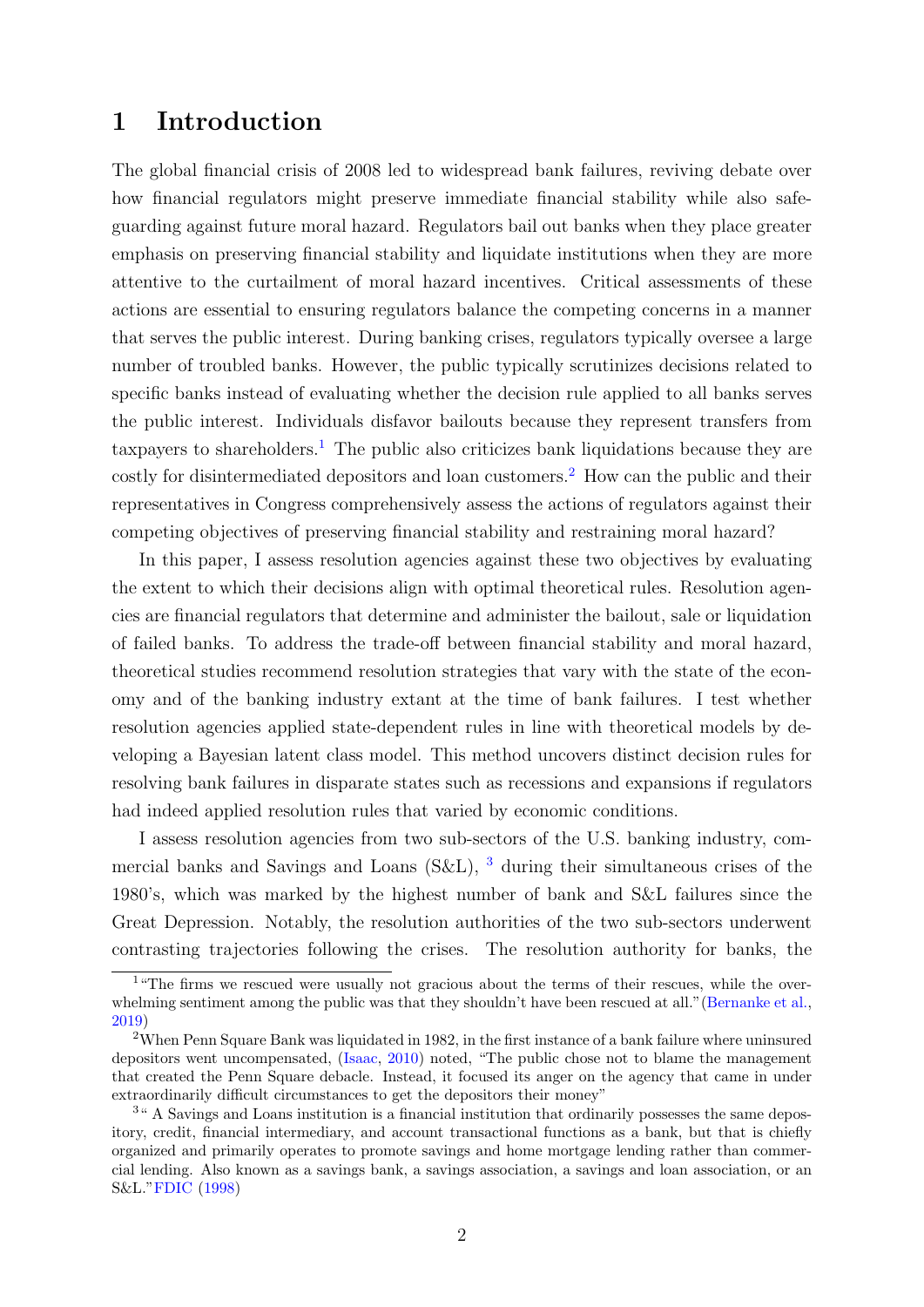# 1 Introduction

The global financial crisis of 2008 led to widespread bank failures, reviving debate over how financial regulators might preserve immediate financial stability while also safeguarding against future moral hazard. Regulators bail out banks when they place greater emphasis on preserving financial stability and liquidate institutions when they are more attentive to the curtailment of moral hazard incentives. Critical assessments of these actions are essential to ensuring regulators balance the competing concerns in a manner that serves the public interest. During banking crises, regulators typically oversee a large number of troubled banks. However, the public typically scrutinizes decisions related to specific banks instead of evaluating whether the decision rule applied to all banks serves the public interest. Individuals disfavor bailouts because they represent transfers from taxpayers to shareholders.[1] The public also criticizes bank liquidations because they are costly for disintermediated depositors and loan customers.[2] How can the public and their representatives in Congress comprehensively assess the actions of regulators against their competing objectives of preserving financial stability and restraining moral hazard?

In this paper, I assess resolution agencies against these two objectives by evaluating the extent to which their decisions align with optimal theoretical rules. Resolution agencies are financial regulators that determine and administer the bailout, sale or liquidation of failed banks. To address the trade-off between financial stability and moral hazard, theoretical studies recommend resolution strategies that vary with the state of the economy and of the banking industry extant at the time of bank failures. I test whether resolution agencies applied state-dependent rules in line with theoretical models by developing a Bayesian latent class model. This method uncovers distinct decision rules for resolving bank failures in disparate states such as recessions and expansions if regulators had indeed applied resolution rules that varied by economic conditions.

I assess resolution agencies from two sub-sectors of the U.S. banking industry, commercial banks and Savings and Loans (S&L), [3] during their simultaneous crises of the 1980's, which was marked by the highest number of bank and S&L failures since the Great Depression. Notably, the resolution authorities of the two sub-sectors underwent contrasting trajectories following the crises. The resolution authority for banks, the

---

[1] "The firms we rescued were usually not gracious about the terms of their rescues, while the overwhelming sentiment among the public was that they shouldn't have been rescued at all."(Bernanke et al., 2019)

[2] When Penn Square Bank was liquidated in 1982, in the first instance of a bank failure where uninsured depositors went uncompensated, (Isaac, 2010) noted, "The public chose not to blame the management that created the Penn Square debacle. Instead, it focused its anger on the agency that came in under extraordinarily difficult circumstances to get the depositors their money"

[3] " A Savings and Loans institution is a financial institution that ordinarily possesses the same depository, credit, financial intermediary, and account transactional functions as a bank, but that is chiefly organized and primarily operates to promote savings and home mortgage lending rather than commercial lending. Also known as a savings bank, a savings association, a savings and loan association, or an S&L."FDIC (1998)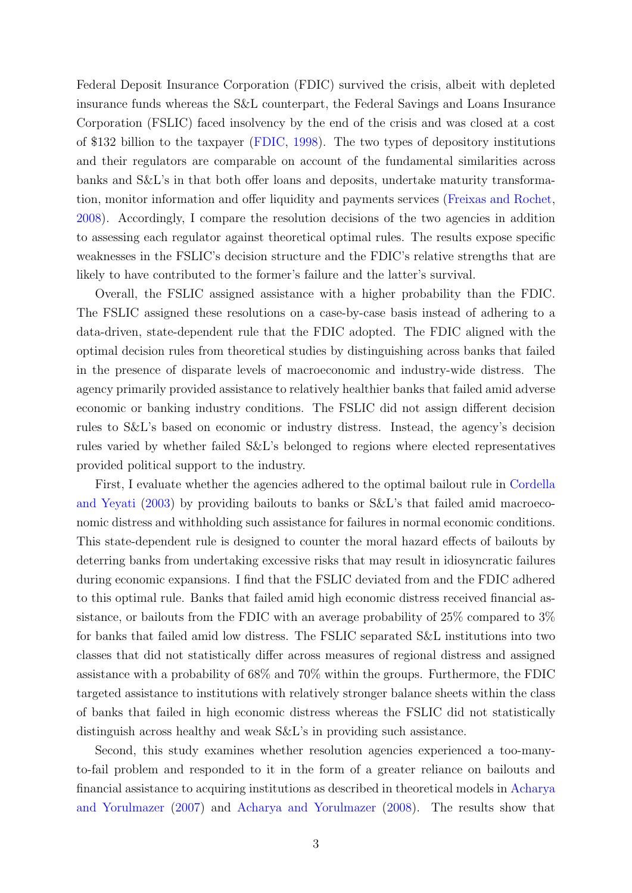Federal Deposit Insurance Corporation (FDIC) survived the crisis, albeit with depleted insurance funds whereas the S&L counterpart, the Federal Savings and Loans Insurance Corporation (FSLIC) faced insolvency by the end of the crisis and was closed at a cost of $132 billion to the taxpayer (FDIC, 1998). The two types of depository institutions and their regulators are comparable on account of the fundamental similarities across banks and S&L's in that both offer loans and deposits, undertake maturity transformation, monitor information and offer liquidity and payments services (Freixas and Rochet, 2008). Accordingly, I compare the resolution decisions of the two agencies in addition to assessing each regulator against theoretical optimal rules. The results expose specific weaknesses in the FSLIC's decision structure and the FDIC's relative strengths that are likely to have contributed to the former's failure and the latter's survival.

Overall, the FSLIC assigned assistance with a higher probability than the FDIC. The FSLIC assigned these resolutions on a case-by-case basis instead of adhering to a data-driven, state-dependent rule that the FDIC adopted. The FDIC aligned with the optimal decision rules from theoretical studies by distinguishing across banks that failed in the presence of disparate levels of macroeconomic and industry-wide distress. The agency primarily provided assistance to relatively healthier banks that failed amid adverse economic or banking industry conditions. The FSLIC did not assign different decision rules to S&L's based on economic or industry distress. Instead, the agency's decision rules varied by whether failed S&L's belonged to regions where elected representatives provided political support to the industry.

First, I evaluate whether the agencies adhered to the optimal bailout rule in Cordella and Yeyati (2003) by providing bailouts to banks or S&L's that failed amid macroeconomic distress and withholding such assistance for failures in normal economic conditions. This state-dependent rule is designed to counter the moral hazard effects of bailouts by deterring banks from undertaking excessive risks that may result in idiosyncratic failures during economic expansions. I find that the FSLIC deviated from and the FDIC adhered to this optimal rule. Banks that failed amid high economic distress received financial assistance, or bailouts from the FDIC with an average probability of 25% compared to 3% for banks that failed amid low distress. The FSLIC separated S&L institutions into two classes that did not statistically differ across measures of regional distress and assigned assistance with a probability of 68% and 70% within the groups. Furthermore, the FDIC targeted assistance to institutions with relatively stronger balance sheets within the class of banks that failed in high economic distress whereas the FSLIC did not statistically distinguish across healthy and weak S&L's in providing such assistance.

Second, this study examines whether resolution agencies experienced a too-many-to-fail problem and responded to it in the form of a greater reliance on bailouts and financial assistance to acquiring institutions as described in theoretical models in Acharya and Yorulmazer (2007) and Acharya and Yorulmazer (2008). The results show that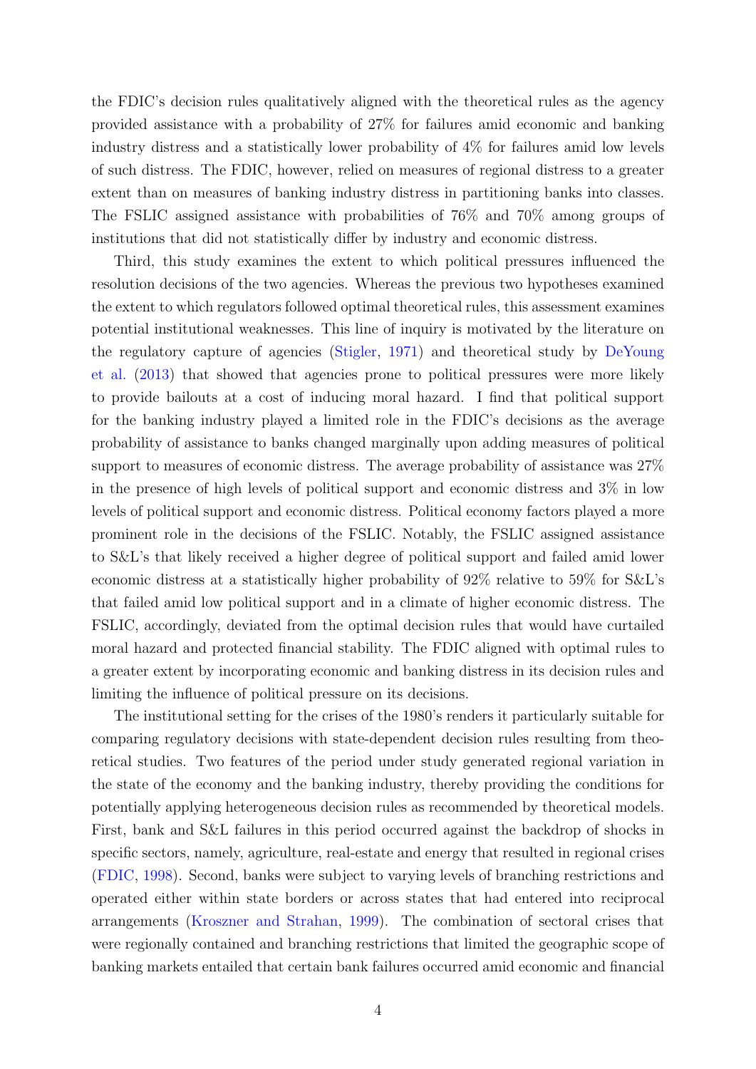the FDIC's decision rules qualitatively aligned with the theoretical rules as the agency provided assistance with a probability of 27% for failures amid economic and banking industry distress and a statistically lower probability of 4% for failures amid low levels of such distress. The FDIC, however, relied on measures of regional distress to a greater extent than on measures of banking industry distress in partitioning banks into classes. The FSLIC assigned assistance with probabilities of 76% and 70% among groups of institutions that did not statistically differ by industry and economic distress.

Third, this study examines the extent to which political pressures influenced the resolution decisions of the two agencies. Whereas the previous two hypotheses examined the extent to which regulators followed optimal theoretical rules, this assessment examines potential institutional weaknesses. This line of inquiry is motivated by the literature on the regulatory capture of agencies (Stigler, 1971) and theoretical study by DeYoung et al. (2013) that showed that agencies prone to political pressures were more likely to provide bailouts at a cost of inducing moral hazard. I find that political support for the banking industry played a limited role in the FDIC's decisions as the average probability of assistance to banks changed marginally upon adding measures of political support to measures of economic distress. The average probability of assistance was 27% in the presence of high levels of political support and economic distress and 3% in low levels of political support and economic distress. Political economy factors played a more prominent role in the decisions of the FSLIC. Notably, the FSLIC assigned assistance to S&L's that likely received a higher degree of political support and failed amid lower economic distress at a statistically higher probability of 92% relative to 59% for S&L's that failed amid low political support and in a climate of higher economic distress. The FSLIC, accordingly, deviated from the optimal decision rules that would have curtailed moral hazard and protected financial stability. The FDIC aligned with optimal rules to a greater extent by incorporating economic and banking distress in its decision rules and limiting the influence of political pressure on its decisions.

The institutional setting for the crises of the 1980's renders it particularly suitable for comparing regulatory decisions with state-dependent decision rules resulting from theoretical studies. Two features of the period under study generated regional variation in the state of the economy and the banking industry, thereby providing the conditions for potentially applying heterogeneous decision rules as recommended by theoretical models. First, bank and S&L failures in this period occurred against the backdrop of shocks in specific sectors, namely, agriculture, real-estate and energy that resulted in regional crises (FDIC, 1998). Second, banks were subject to varying levels of branching restrictions and operated either within state borders or across states that had entered into reciprocal arrangements (Kroszner and Strahan, 1999). The combination of sectoral crises that were regionally contained and branching restrictions that limited the geographic scope of banking markets entailed that certain bank failures occurred amid economic and financial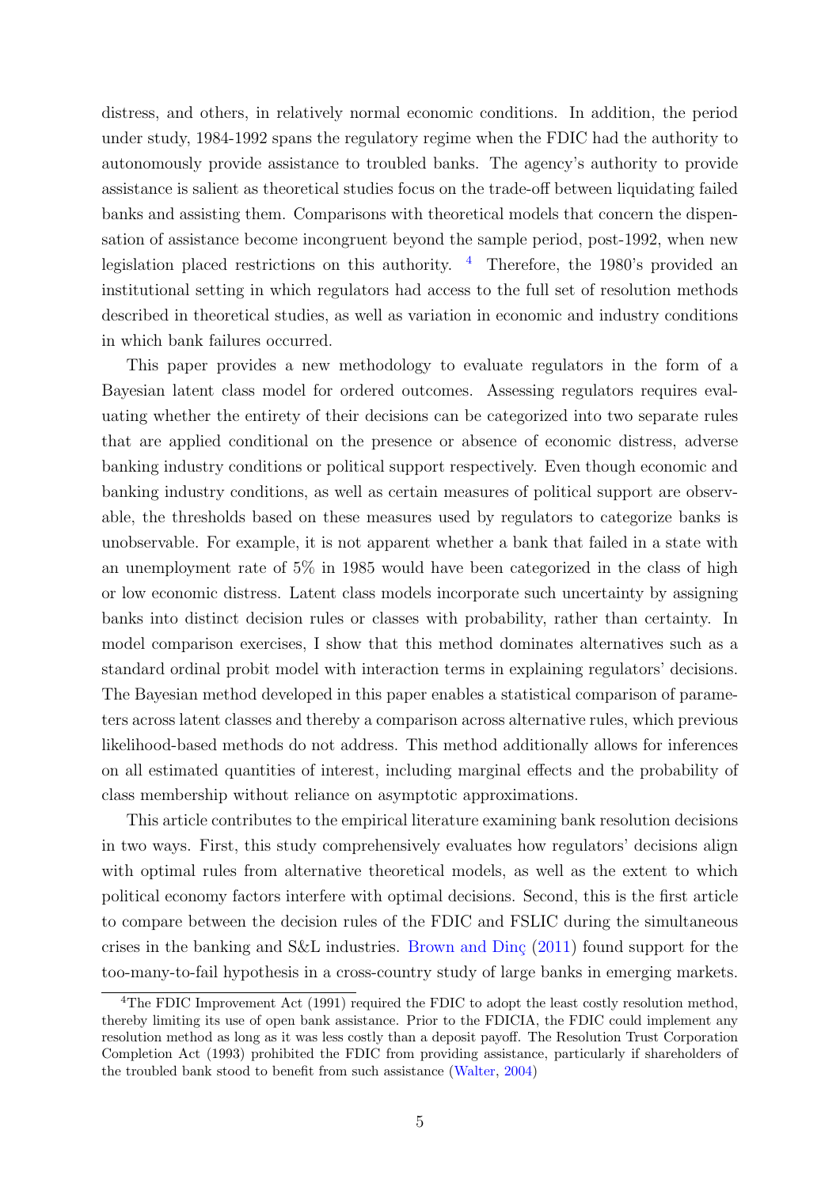distress, and others, in relatively normal economic conditions. In addition, the period under study, 1984-1992 spans the regulatory regime when the FDIC had the authority to autonomously provide assistance to troubled banks. The agency's authority to provide assistance is salient as theoretical studies focus on the trade-off between liquidating failed banks and assisting them. Comparisons with theoretical models that concern the dispensation of assistance become incongruent beyond the sample period, post-1992, when new legislation placed restrictions on this authority. [4] Therefore, the 1980's provided an institutional setting in which regulators had access to the full set of resolution methods described in theoretical studies, as well as variation in economic and industry conditions in which bank failures occurred.

This paper provides a new methodology to evaluate regulators in the form of a Bayesian latent class model for ordered outcomes. Assessing regulators requires evaluating whether the entirety of their decisions can be categorized into two separate rules that are applied conditional on the presence or absence of economic distress, adverse banking industry conditions or political support respectively. Even though economic and banking industry conditions, as well as certain measures of political support are observable, the thresholds based on these measures used by regulators to categorize banks is unobservable. For example, it is not apparent whether a bank that failed in a state with an unemployment rate of 5% in 1985 would have been categorized in the class of high or low economic distress. Latent class models incorporate such uncertainty by assigning banks into distinct decision rules or classes with probability, rather than certainty. In model comparison exercises, I show that this method dominates alternatives such as a standard ordinal probit model with interaction terms in explaining regulators' decisions. The Bayesian method developed in this paper enables a statistical comparison of parameters across latent classes and thereby a comparison across alternative rules, which previous likelihood-based methods do not address. This method additionally allows for inferences on all estimated quantities of interest, including marginal effects and the probability of class membership without reliance on asymptotic approximations.

This article contributes to the empirical literature examining bank resolution decisions in two ways. First, this study comprehensively evaluates how regulators' decisions align with optimal rules from alternative theoretical models, as well as the extent to which political economy factors interfere with optimal decisions. Second, this is the first article to compare between the decision rules of the FDIC and FSLIC during the simultaneous crises in the banking and S&L industries. Brown and Dinç (2011) found support for the too-many-to-fail hypothesis in a cross-country study of large banks in emerging markets.

[4] The FDIC Improvement Act (1991) required the FDIC to adopt the least costly resolution method, thereby limiting its use of open bank assistance. Prior to the FDICIA, the FDIC could implement any resolution method as long as it was less costly than a deposit payoff. The Resolution Trust Corporation Completion Act (1993) prohibited the FDIC from providing assistance, particularly if shareholders of the troubled bank stood to benefit from such assistance (Walter, 2004)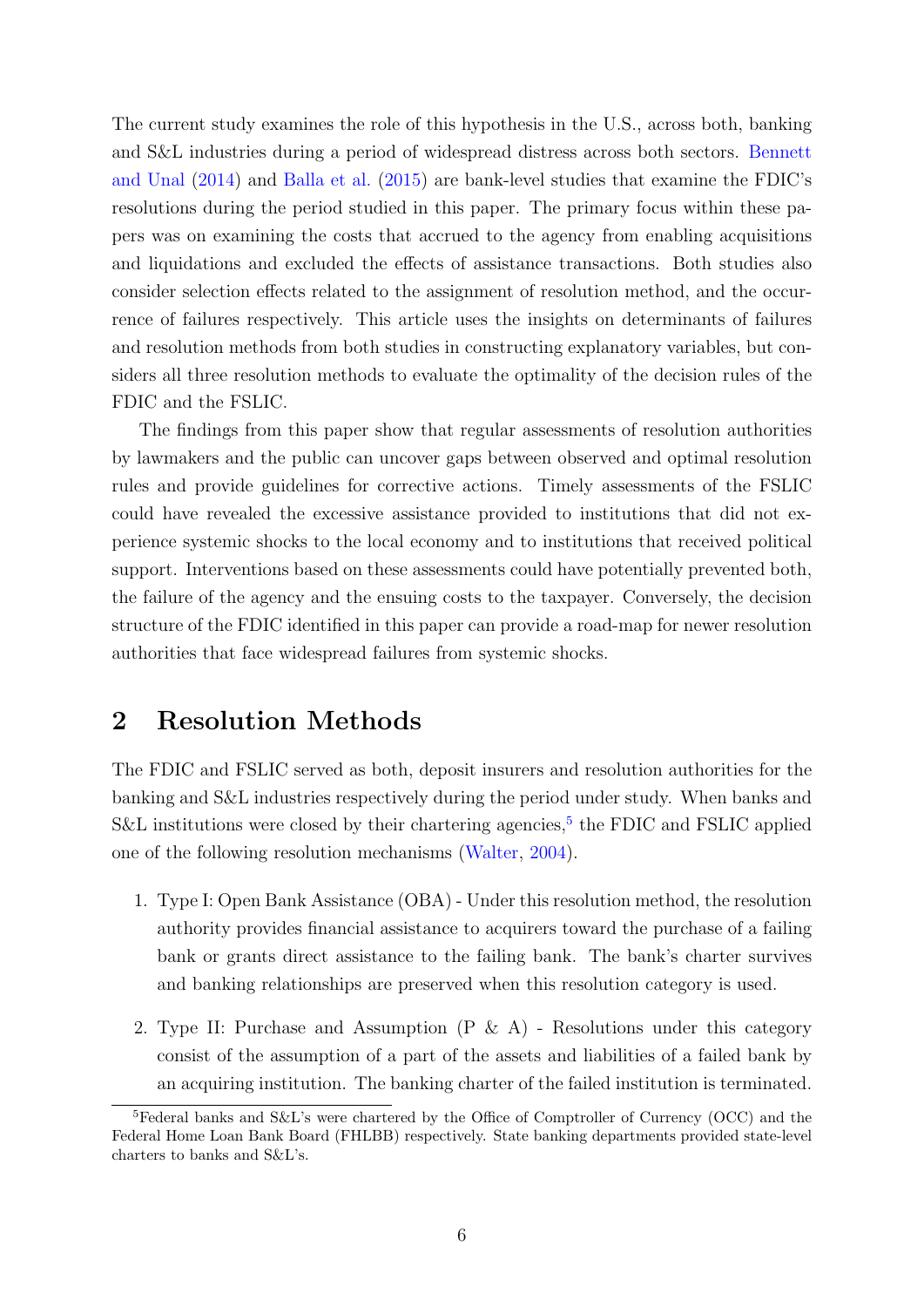The current study examines the role of this hypothesis in the U.S., across both, banking and S&L industries during a period of widespread distress across both sectors. Bennett and Unal (2014) and Balla et al. (2015) are bank-level studies that examine the FDIC's resolutions during the period studied in this paper. The primary focus within these papers was on examining the costs that accrued to the agency from enabling acquisitions and liquidations and excluded the effects of assistance transactions. Both studies also consider selection effects related to the assignment of resolution method, and the occurrence of failures respectively. This article uses the insights on determinants of failures and resolution methods from both studies in constructing explanatory variables, but considers all three resolution methods to evaluate the optimality of the decision rules of the FDIC and the FSLIC.

The findings from this paper show that regular assessments of resolution authorities by lawmakers and the public can uncover gaps between observed and optimal resolution rules and provide guidelines for corrective actions. Timely assessments of the FSLIC could have revealed the excessive assistance provided to institutions that did not experience systemic shocks to the local economy and to institutions that received political support. Interventions based on these assessments could have potentially prevented both, the failure of the agency and the ensuing costs to the taxpayer. Conversely, the decision structure of the FDIC identified in this paper can provide a road-map for newer resolution authorities that face widespread failures from systemic shocks.

## 2 Resolution Methods

The FDIC and FSLIC served as both, deposit insurers and resolution authorities for the banking and S&L industries respectively during the period under study. When banks and S&L institutions were closed by their chartering agencies,[5] the FDIC and FSLIC applied one of the following resolution mechanisms (Walter, 2004).

1. Type I: Open Bank Assistance (OBA) - Under this resolution method, the resolution authority provides financial assistance to acquirers toward the purchase of a failing bank or grants direct assistance to the failing bank. The bank's charter survives and banking relationships are preserved when this resolution category is used.

2. Type II: Purchase and Assumption (P & A) - Resolutions under this category consist of the assumption of a part of the assets and liabilities of a failed bank by an acquiring institution. The banking charter of the failed institution is terminated.

[5] Federal banks and S&L's were chartered by the Office of Comptroller of Currency (OCC) and the Federal Home Loan Bank Board (FHLBB) respectively. State banking departments provided state-level charters to banks and S&L's.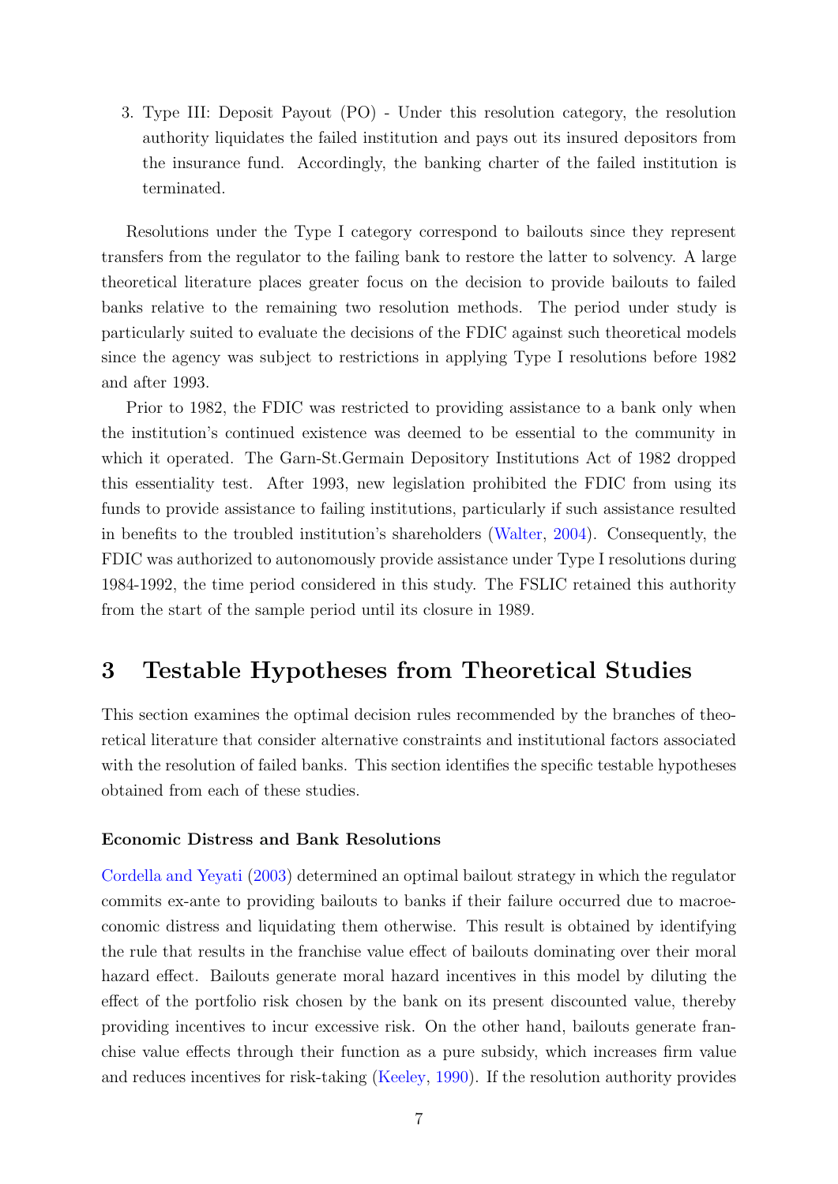3. Type III: Deposit Payout (PO) - Under this resolution category, the resolution authority liquidates the failed institution and pays out its insured depositors from the insurance fund. Accordingly, the banking charter of the failed institution is terminated.

Resolutions under the Type I category correspond to bailouts since they represent transfers from the regulator to the failing bank to restore the latter to solvency. A large theoretical literature places greater focus on the decision to provide bailouts to failed banks relative to the remaining two resolution methods. The period under study is particularly suited to evaluate the decisions of the FDIC against such theoretical models since the agency was subject to restrictions in applying Type I resolutions before 1982 and after 1993.

Prior to 1982, the FDIC was restricted to providing assistance to a bank only when the institution's continued existence was deemed to be essential to the community in which it operated. The Garn-St.Germain Depository Institutions Act of 1982 dropped this essentiality test. After 1993, new legislation prohibited the FDIC from using its funds to provide assistance to failing institutions, particularly if such assistance resulted in benefits to the troubled institution's shareholders (Walter, 2004). Consequently, the FDIC was authorized to autonomously provide assistance under Type I resolutions during 1984-1992, the time period considered in this study. The FSLIC retained this authority from the start of the sample period until its closure in 1989.

# 3 Testable Hypotheses from Theoretical Studies

This section examines the optimal decision rules recommended by the branches of theoretical literature that consider alternative constraints and institutional factors associated with the resolution of failed banks. This section identifies the specific testable hypotheses obtained from each of these studies.

### Economic Distress and Bank Resolutions

Cordella and Yeyati (2003) determined an optimal bailout strategy in which the regulator commits ex-ante to providing bailouts to banks if their failure occurred due to macroeconomic distress and liquidating them otherwise. This result is obtained by identifying the rule that results in the franchise value effect of bailouts dominating over their moral hazard effect. Bailouts generate moral hazard incentives in this model by diluting the effect of the portfolio risk chosen by the bank on its present discounted value, thereby providing incentives to incur excessive risk. On the other hand, bailouts generate franchise value effects through their function as a pure subsidy, which increases firm value and reduces incentives for risk-taking (Keeley, 1990). If the resolution authority provides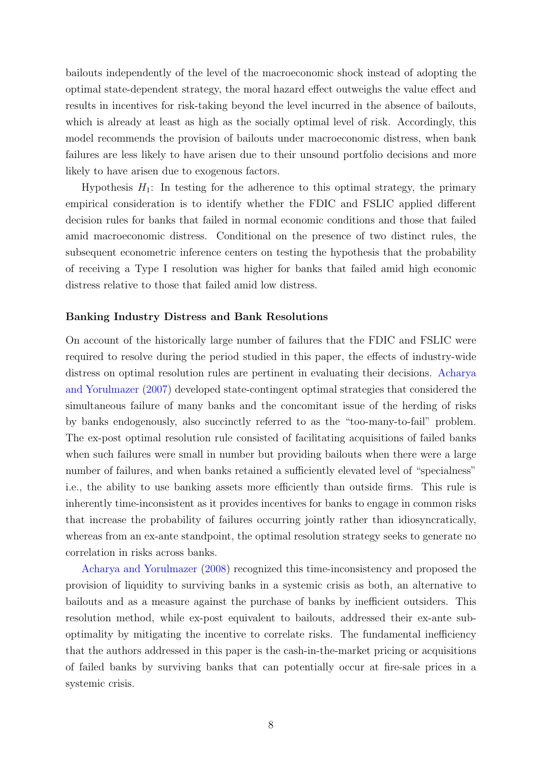bailouts independently of the level of the macroeconomic shock instead of adopting the optimal state-dependent strategy, the moral hazard effect outweighs the value effect and results in incentives for risk-taking beyond the level incurred in the absence of bailouts, which is already at least as high as the socially optimal level of risk. Accordingly, this model recommends the provision of bailouts under macroeconomic distress, when bank failures are less likely to have arisen due to their unsound portfolio decisions and more likely to have arisen due to exogenous factors.

Hypothesis $H_1$: In testing for the adherence to this optimal strategy, the primary empirical consideration is to identify whether the FDIC and FSLIC applied different decision rules for banks that failed in normal economic conditions and those that failed amid macroeconomic distress. Conditional on the presence of two distinct rules, the subsequent econometric inference centers on testing the hypothesis that the probability of receiving a Type I resolution was higher for banks that failed amid high economic distress relative to those that failed amid low distress.

**Banking Industry Distress and Bank Resolutions**

On account of the historically large number of failures that the FDIC and FSLIC were required to resolve during the period studied in this paper, the effects of industry-wide distress on optimal resolution rules are pertinent in evaluating their decisions. Acharya and Yorulmazer (2007) developed state-contingent optimal strategies that considered the simultaneous failure of many banks and the concomitant issue of the herding of risks by banks endogenously, also succinctly referred to as the "too-many-to-fail" problem. The ex-post optimal resolution rule consisted of facilitating acquisitions of failed banks when such failures were small in number but providing bailouts when there were a large number of failures, and when banks retained a sufficiently elevated level of "specialness" i.e., the ability to use banking assets more efficiently than outside firms. This rule is inherently time-inconsistent as it provides incentives for banks to engage in common risks that increase the probability of failures occurring jointly rather than idiosyncratically, whereas from an ex-ante standpoint, the optimal resolution strategy seeks to generate no correlation in risks across banks.

Acharya and Yorulmazer (2008) recognized this time-inconsistency and proposed the provision of liquidity to surviving banks in a systemic crisis as both, an alternative to bailouts and as a measure against the purchase of banks by inefficient outsiders. This resolution method, while ex-post equivalent to bailouts, addressed their ex-ante sub-optimality by mitigating the incentive to correlate risks. The fundamental inefficiency that the authors addressed in this paper is the cash-in-the-market pricing or acquisitions of failed banks by surviving banks that can potentially occur at fire-sale prices in a systemic crisis.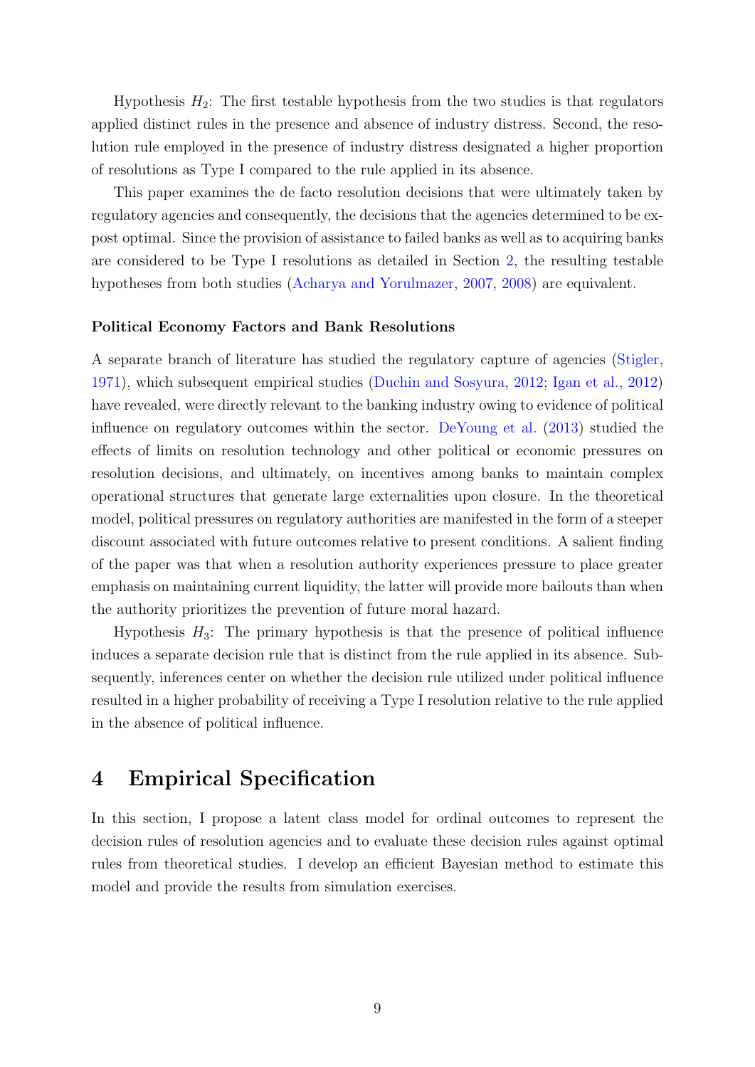Hypothesis $H_2$: The first testable hypothesis from the two studies is that regulators applied distinct rules in the presence and absence of industry distress. Second, the resolution rule employed in the presence of industry distress designated a higher proportion of resolutions as Type I compared to the rule applied in its absence.

This paper examines the de facto resolution decisions that were ultimately taken by regulatory agencies and consequently, the decisions that the agencies determined to be ex-post optimal. Since the provision of assistance to failed banks as well as to acquiring banks are considered to be Type I resolutions as detailed in Section 2, the resulting testable hypotheses from both studies (Acharya and Yorulmazer, 2007, 2008) are equivalent.

**Political Economy Factors and Bank Resolutions**

A separate branch of literature has studied the regulatory capture of agencies (Stigler, 1971), which subsequent empirical studies (Duchin and Sosyura, 2012; Igan et al., 2012) have revealed, were directly relevant to the banking industry owing to evidence of political influence on regulatory outcomes within the sector. DeYoung et al. (2013) studied the effects of limits on resolution technology and other political or economic pressures on resolution decisions, and ultimately, on incentives among banks to maintain complex operational structures that generate large externalities upon closure. In the theoretical model, political pressures on regulatory authorities are manifested in the form of a steeper discount associated with future outcomes relative to present conditions. A salient finding of the paper was that when a resolution authority experiences pressure to place greater emphasis on maintaining current liquidity, the latter will provide more bailouts than when the authority prioritizes the prevention of future moral hazard.

Hypothesis $H_3$: The primary hypothesis is that the presence of political influence induces a separate decision rule that is distinct from the rule applied in its absence. Subsequently, inferences center on whether the decision rule utilized under political influence resulted in a higher probability of receiving a Type I resolution relative to the rule applied in the absence of political influence.

# 4 Empirical Specification

In this section, I propose a latent class model for ordinal outcomes to represent the decision rules of resolution agencies and to evaluate these decision rules against optimal rules from theoretical studies. I develop an efficient Bayesian method to estimate this model and provide the results from simulation exercises.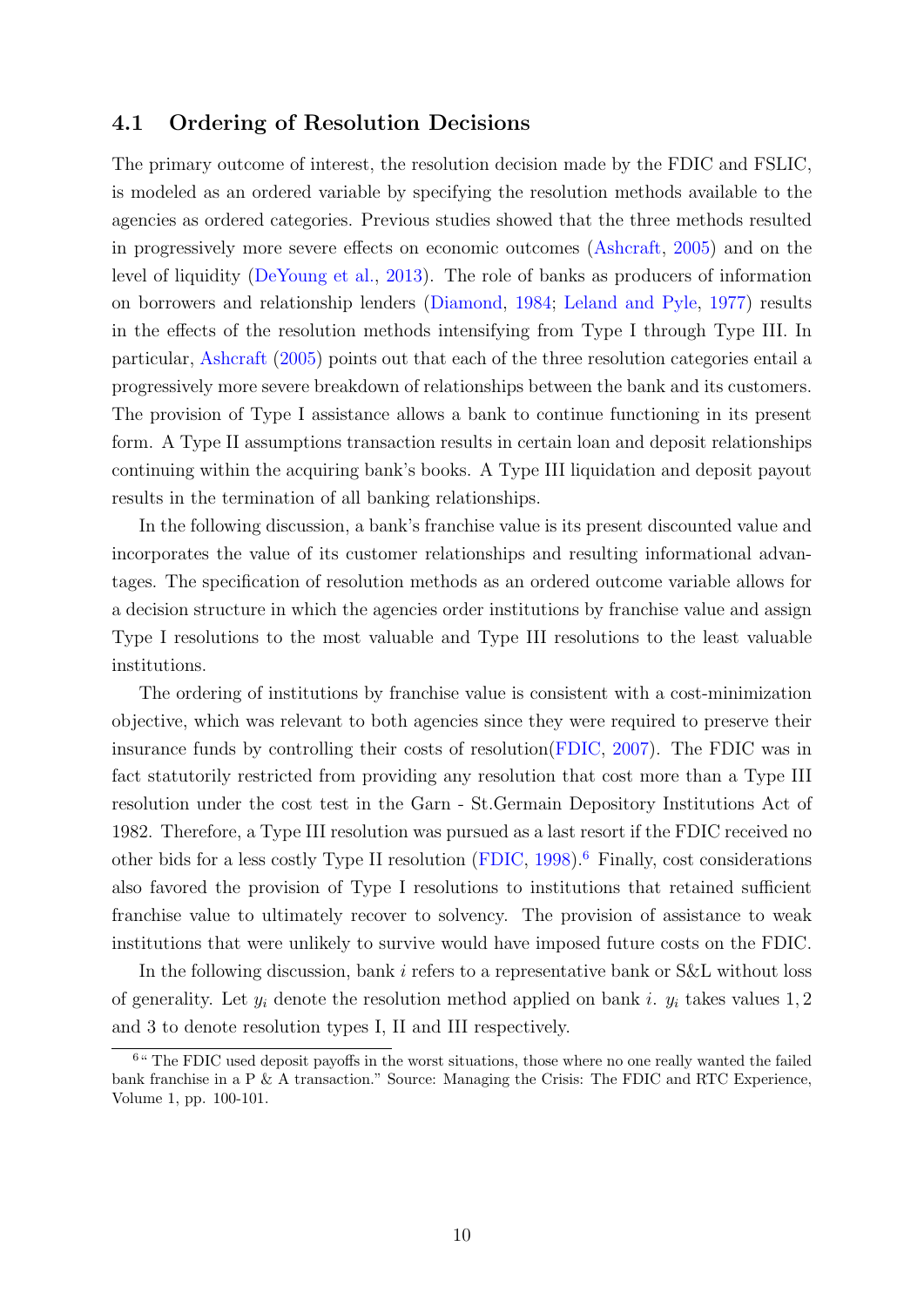## 4.1 Ordering of Resolution Decisions

The primary outcome of interest, the resolution decision made by the FDIC and FSLIC, is modeled as an ordered variable by specifying the resolution methods available to the agencies as ordered categories. Previous studies showed that the three methods resulted in progressively more severe effects on economic outcomes (Ashcraft, 2005) and on the level of liquidity (DeYoung et al., 2013). The role of banks as producers of information on borrowers and relationship lenders (Diamond, 1984; Leland and Pyle, 1977) results in the effects of the resolution methods intensifying from Type I through Type III. In particular, Ashcraft (2005) points out that each of the three resolution categories entail a progressively more severe breakdown of relationships between the bank and its customers. The provision of Type I assistance allows a bank to continue functioning in its present form. A Type II assumptions transaction results in certain loan and deposit relationships continuing within the acquiring bank's books. A Type III liquidation and deposit payout results in the termination of all banking relationships.

In the following discussion, a bank's franchise value is its present discounted value and incorporates the value of its customer relationships and resulting informational advantages. The specification of resolution methods as an ordered outcome variable allows for a decision structure in which the agencies order institutions by franchise value and assign Type I resolutions to the most valuable and Type III resolutions to the least valuable institutions.

The ordering of institutions by franchise value is consistent with a cost-minimization objective, which was relevant to both agencies since they were required to preserve their insurance funds by controlling their costs of resolution(FDIC, 2007). The FDIC was in fact statutorily restricted from providing any resolution that cost more than a Type III resolution under the cost test in the Garn - St.Germain Depository Institutions Act of 1982. Therefore, a Type III resolution was pursued as a last resort if the FDIC received no other bids for a less costly Type II resolution (FDIC, 1998).[6] Finally, cost considerations also favored the provision of Type I resolutions to institutions that retained sufficient franchise value to ultimately recover to solvency. The provision of assistance to weak institutions that were unlikely to survive would have imposed future costs on the FDIC.

In the following discussion, bank $i$ refers to a representative bank or S&L without loss of generality. Let $y_i$ denote the resolution method applied on bank $i$. $y_i$ takes values $1, 2$ and $3$ to denote resolution types I, II and III respectively.

[6] "The FDIC used deposit payoffs in the worst situations, those where no one really wanted the failed bank franchise in a P & A transaction." Source: Managing the Crisis: The FDIC and RTC Experience, Volume 1, pp. 100-101.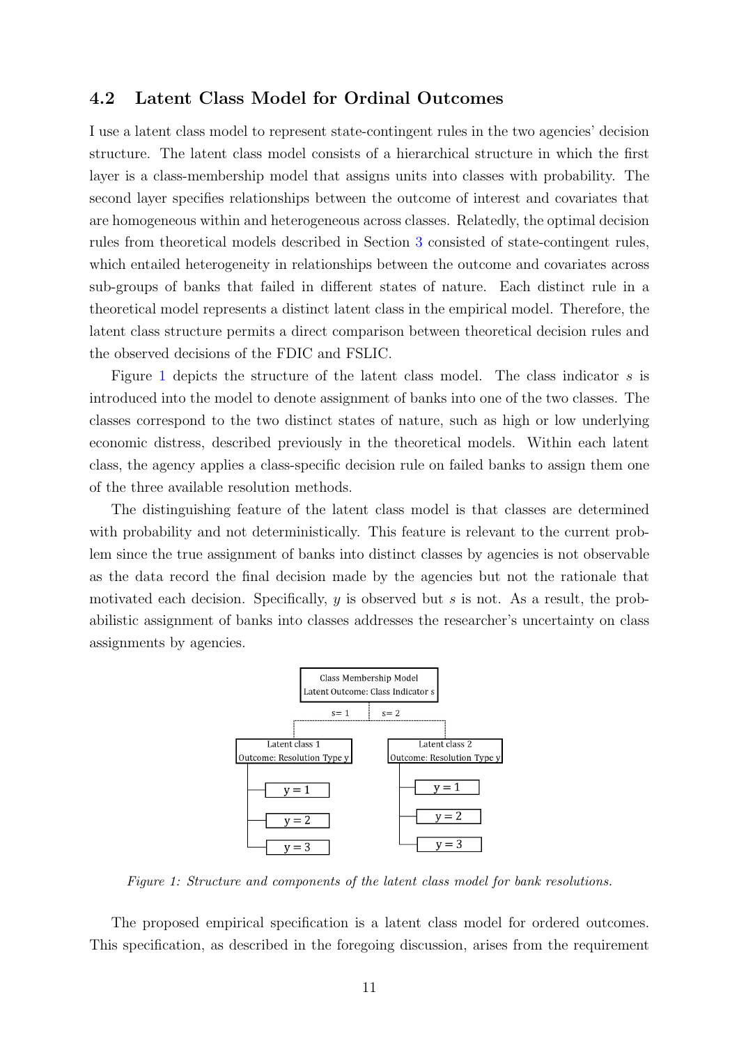## 4.2 Latent Class Model for Ordinal Outcomes

I use a latent class model to represent state-contingent rules in the two agencies' decision structure. The latent class model consists of a hierarchical structure in which the first layer is a class-membership model that assigns units into classes with probability. The second layer specifies relationships between the outcome of interest and covariates that are homogeneous within and heterogeneous across classes. Relatedly, the optimal decision rules from theoretical models described in Section 3 consisted of state-contingent rules, which entailed heterogeneity in relationships between the outcome and covariates across sub-groups of banks that failed in different states of nature. Each distinct rule in a theoretical model represents a distinct latent class in the empirical model. Therefore, the latent class structure permits a direct comparison between theoretical decision rules and the observed decisions of the FDIC and FSLIC.

Figure 1 depicts the structure of the latent class model. The class indicator $s$ is introduced into the model to denote assignment of banks into one of the two classes. The classes correspond to the two distinct states of nature, such as high or low underlying economic distress, described previously in the theoretical models. Within each latent class, the agency applies a class-specific decision rule on failed banks to assign them one of the three available resolution methods.

The distinguishing feature of the latent class model is that classes are determined with probability and not deterministically. This feature is relevant to the current problem since the true assignment of banks into distinct classes by agencies is not observable as the data record the final decision made by the agencies but not the rationale that motivated each decision. Specifically, $y$ is observed but $s$ is not. As a result, the probabilistic assignment of banks into classes addresses the researcher's uncertainty on class assignments by agencies.

Class Membership Model
Latent Outcome: Class Indicator s

s= 1 | s= 2

Latent class 1
Outcome: Resolution Type y
- y = 1
- y = 2
- y = 3

Latent class 2
Outcome: Resolution Type y
- y = 1
- y = 2
- y = 3

*Figure 1: Structure and components of the latent class model for bank resolutions.*

The proposed empirical specification is a latent class model for ordered outcomes. This specification, as described in the foregoing discussion, arises from the requirement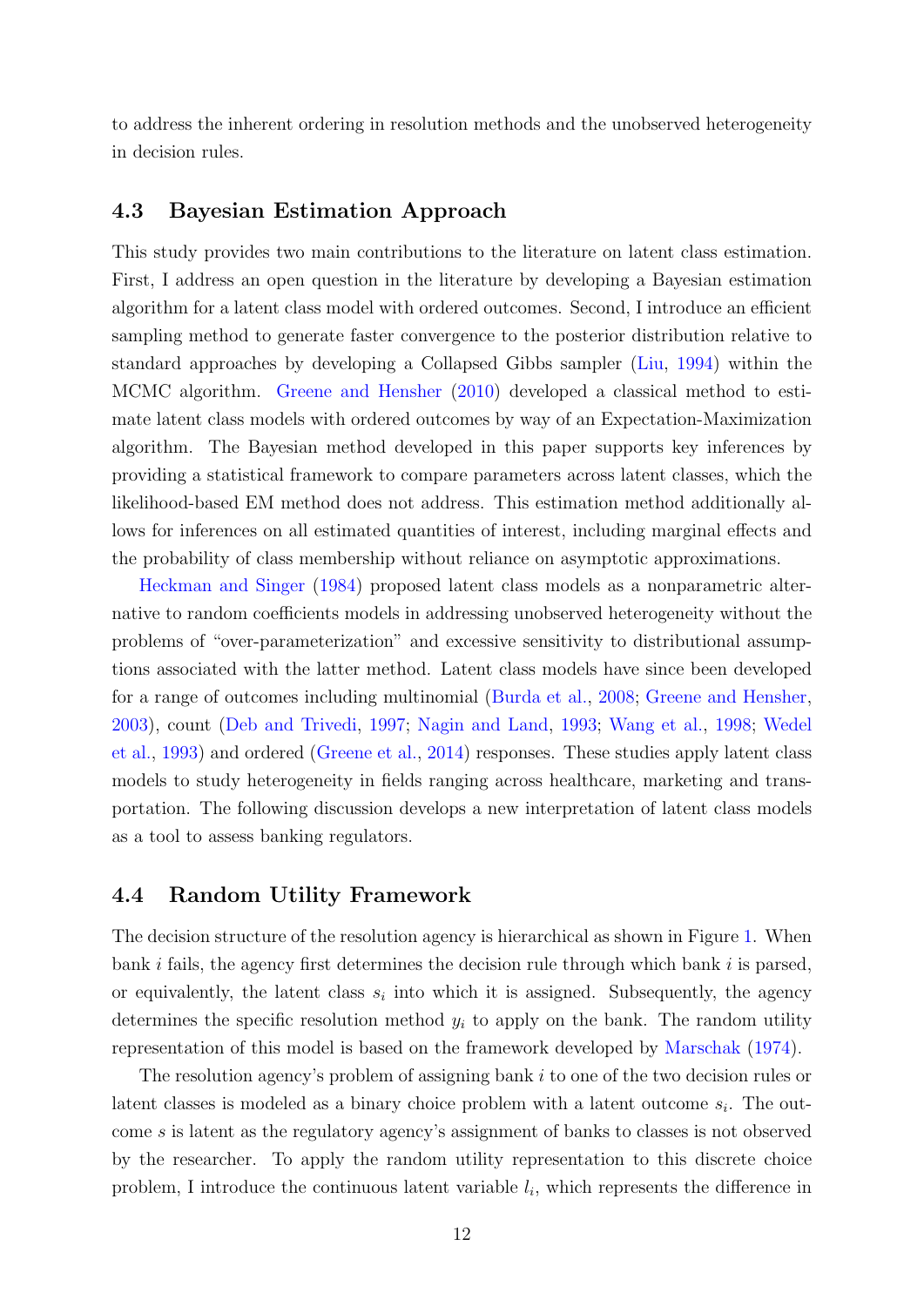to address the inherent ordering in resolution methods and the unobserved heterogeneity in decision rules.

### 4.3 Bayesian Estimation Approach

This study provides two main contributions to the literature on latent class estimation. First, I address an open question in the literature by developing a Bayesian estimation algorithm for a latent class model with ordered outcomes. Second, I introduce an efficient sampling method to generate faster convergence to the posterior distribution relative to standard approaches by developing a Collapsed Gibbs sampler (Liu, 1994) within the MCMC algorithm. Greene and Hensher (2010) developed a classical method to estimate latent class models with ordered outcomes by way of an Expectation-Maximization algorithm. The Bayesian method developed in this paper supports key inferences by providing a statistical framework to compare parameters across latent classes, which the likelihood-based EM method does not address. This estimation method additionally allows for inferences on all estimated quantities of interest, including marginal effects and the probability of class membership without reliance on asymptotic approximations.

Heckman and Singer (1984) proposed latent class models as a nonparametric alternative to random coefficients models in addressing unobserved heterogeneity without the problems of "over-parameterization" and excessive sensitivity to distributional assumptions associated with the latter method. Latent class models have since been developed for a range of outcomes including multinomial (Burda et al., 2008; Greene and Hensher, 2003), count (Deb and Trivedi, 1997; Nagin and Land, 1993; Wang et al., 1998; Wedel et al., 1993) and ordered (Greene et al., 2014) responses. These studies apply latent class models to study heterogeneity in fields ranging across healthcare, marketing and transportation. The following discussion develops a new interpretation of latent class models as a tool to assess banking regulators.

### 4.4 Random Utility Framework

The decision structure of the resolution agency is hierarchical as shown in Figure 1. When bank $i$ fails, the agency first determines the decision rule through which bank $i$ is parsed, or equivalently, the latent class $s_i$ into which it is assigned. Subsequently, the agency determines the specific resolution method $y_i$ to apply on the bank. The random utility representation of this model is based on the framework developed by Marschak (1974).

The resolution agency's problem of assigning bank $i$ to one of the two decision rules or latent classes is modeled as a binary choice problem with a latent outcome $s_i$. The outcome $s$ is latent as the regulatory agency's assignment of banks to classes is not observed by the researcher. To apply the random utility representation to this discrete choice problem, I introduce the continuous latent variable $l_i$, which represents the difference in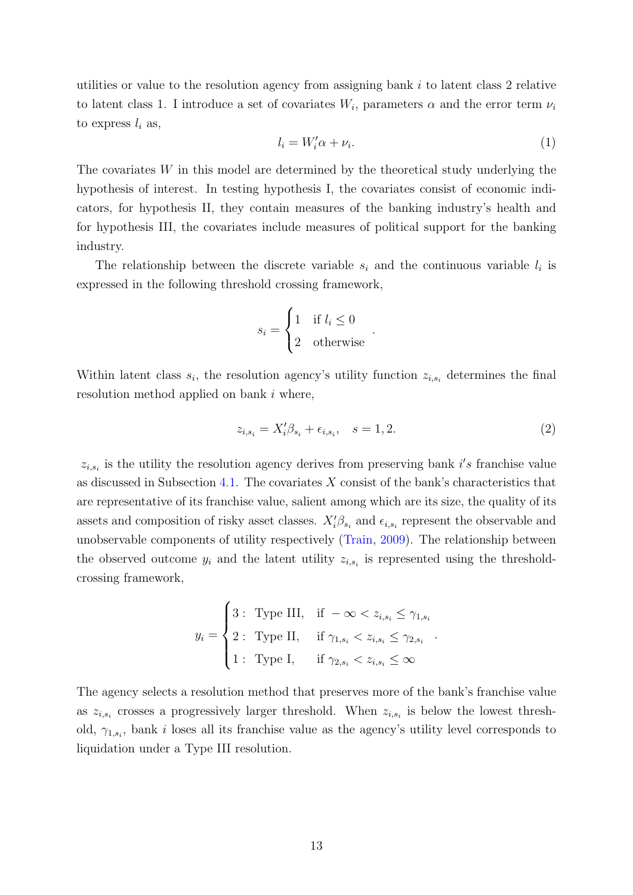utilities or value to the resolution agency from assigning bank $i$ to latent class 2 relative to latent class 1. I introduce a set of covariates $W_i$, parameters $\alpha$ and the error term $\nu_i$ to express $l_i$ as,

$$l_i = W_i'\alpha + \nu_i. \tag{1}$$

The covariates $W$ in this model are determined by the theoretical study underlying the hypothesis of interest. In testing hypothesis I, the covariates consist of economic indicators, for hypothesis II, they contain measures of the banking industry's health and for hypothesis III, the covariates include measures of political support for the banking industry.

The relationship between the discrete variable $s_i$ and the continuous variable $l_i$ is expressed in the following threshold crossing framework,

$$s_i = \begin{cases} 1 & \text{if } l_i \leq 0 \\ 2 & \text{otherwise} \end{cases}.$$

Within latent class $s_i$, the resolution agency's utility function $z_{i,s_i}$ determines the final resolution method applied on bank $i$ where,

$$z_{i,s_i} = X_i'\beta_{s_i} + \epsilon_{i,s_i}, \quad s = 1, 2. \tag{2}$$

$z_{i,s_i}$ is the utility the resolution agency derives from preserving bank $i's$ franchise value as discussed in Subsection 4.1. The covariates $X$ consist of the bank's characteristics that are representative of its franchise value, salient among which are its size, the quality of its assets and composition of risky asset classes. $X_i'\beta_{s_i}$ and $\epsilon_{i,s_i}$ represent the observable and unobservable components of utility respectively (Train, 2009). The relationship between the observed outcome $y_i$ and the latent utility $z_{i,s_i}$ is represented using the threshold-crossing framework,

$$y_i = \begin{cases} 3: \text{ Type III,} & \text{if } -\infty < z_{i,s_i} \leq \gamma_{1,s_i} \\ 2: \text{ Type II,} & \text{if } \gamma_{1,s_i} < z_{i,s_i} \leq \gamma_{2,s_i} \\ 1: \text{ Type I,} & \text{if } \gamma_{2,s_i} < z_{i,s_i} \leq \infty \end{cases}.$$

The agency selects a resolution method that preserves more of the bank's franchise value as $z_{i,s_i}$ crosses a progressively larger threshold. When $z_{i,s_i}$ is below the lowest threshold, $\gamma_{1,s_i}$, bank $i$ loses all its franchise value as the agency's utility level corresponds to liquidation under a Type III resolution.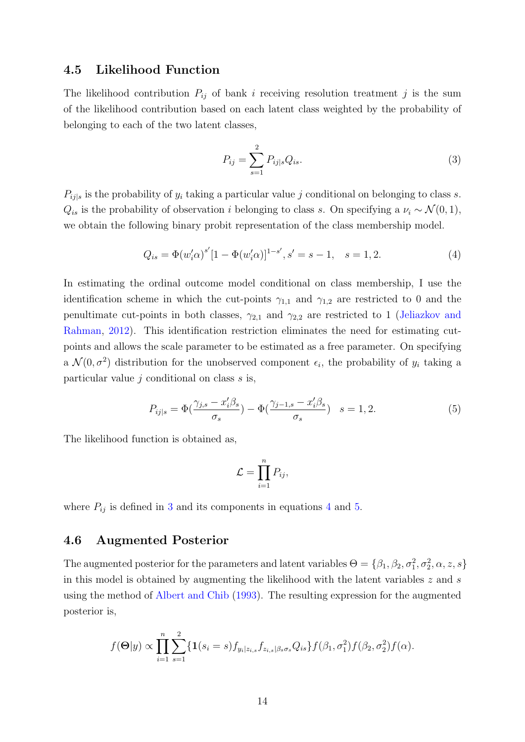### 4.5 Likelihood Function

The likelihood contribution $P_{ij}$ of bank $i$ receiving resolution treatment $j$ is the sum of the likelihood contribution based on each latent class weighted by the probability of belonging to each of the two latent classes,

$$P_{ij} = \sum_{s=1}^{2} P_{ij|s} Q_{is}. \tag{3}$$

$P_{ij|s}$ is the probability of $y_i$ taking a particular value $j$ conditional on belonging to class $s$. $Q_{is}$ is the probability of observation $i$ belonging to class $s$. On specifying a $\nu_i \sim \mathcal{N}(0, 1)$, we obtain the following binary probit representation of the class membership model.

$$Q_{is} = \Phi(w_i'\alpha)^{s'}[1 - \Phi(w_i'\alpha)]^{1-s'}, s' = s - 1, \quad s = 1, 2. \tag{4}$$

In estimating the ordinal outcome model conditional on class membership, I use the identification scheme in which the cut-points $\gamma_{1,1}$ and $\gamma_{1,2}$ are restricted to 0 and the penultimate cut-points in both classes, $\gamma_{2,1}$ and $\gamma_{2,2}$ are restricted to 1 (Jeliazkov and Rahman, 2012). This identification restriction eliminates the need for estimating cut-points and allows the scale parameter to be estimated as a free parameter. On specifying a $\mathcal{N}(0, \sigma^2)$ distribution for the unobserved component $\epsilon_i$, the probability of $y_i$ taking a particular value $j$ conditional on class $s$ is,

$$P_{ij|s} = \Phi\left(\frac{\gamma_{j,s} - x_i'\beta_s}{\sigma_s}\right) - \Phi\left(\frac{\gamma_{j-1,s} - x_i'\beta_s}{\sigma_s}\right) \quad s = 1, 2. \tag{5}$$

The likelihood function is obtained as,

$$\mathcal{L} = \prod_{i=1}^{n} P_{ij},$$

where $P_{ij}$ is defined in 3 and its components in equations 4 and 5.

### 4.6 Augmented Posterior

The augmented posterior for the parameters and latent variables $\Theta = \{\beta_1, \beta_2, \sigma_1^2, \sigma_2^2, \alpha, z, s\}$ in this model is obtained by augmenting the likelihood with the latent variables $z$ and $s$ using the method of Albert and Chib (1993). The resulting expression for the augmented posterior is,

$$f(\boldsymbol{\Theta}|y) \propto \prod_{i=1}^{n} \sum_{s=1}^{2} \{\mathbf{1}(s_i = s) f_{y_i|z_{i,s}} f_{z_{i,s}|\beta_s \sigma_s} Q_{is}\} f(\beta_1, \sigma_1^2) f(\beta_2, \sigma_2^2) f(\alpha).$$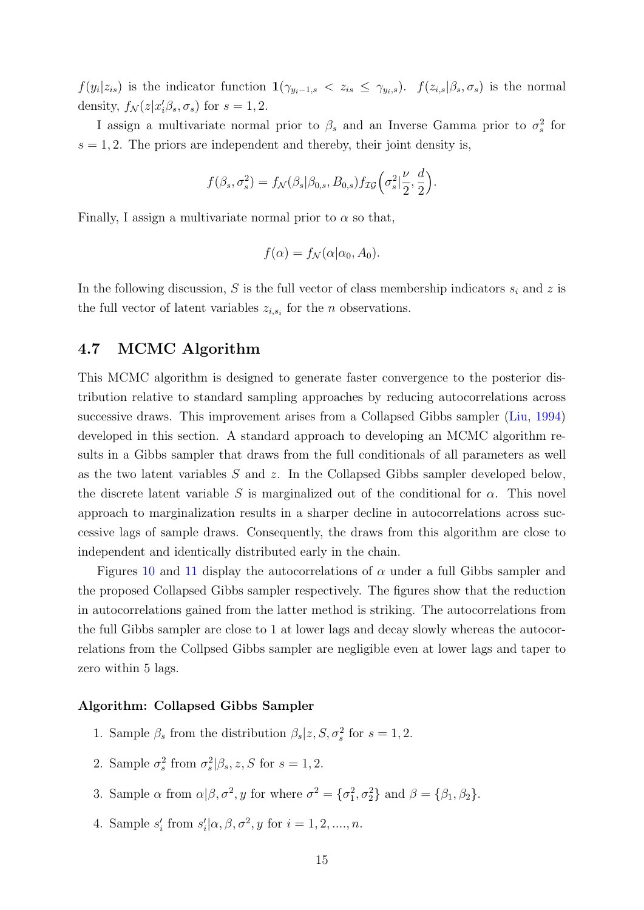$f(y_i|z_{is})$ is the indicator function $\mathbf{1}(\gamma_{y_i-1,s} < z_{is} \leq \gamma_{y_i,s})$. $f(z_{i,s}|\beta_s, \sigma_s)$ is the normal density, $f_{\mathcal{N}}(z|x_i'\beta_s, \sigma_s)$ for $s = 1, 2$.

I assign a multivariate normal prior to $\beta_s$ and an Inverse Gamma prior to $\sigma_s^2$ for $s = 1, 2$. The priors are independent and thereby, their joint density is,

$$f(\beta_s, \sigma_s^2) = f_{\mathcal{N}}(\beta_s|\beta_{0,s}, B_{0,s}) f_{\mathcal{IG}}\Big(\sigma_s^2|\frac{\nu}{2}, \frac{d}{2}\Big).$$

Finally, I assign a multivariate normal prior to $\alpha$ so that,

$$f(\alpha) = f_{\mathcal{N}}(\alpha|\alpha_0, A_0).$$

In the following discussion, $S$ is the full vector of class membership indicators $s_i$ and $z$ is the full vector of latent variables $z_{i,s_i}$ for the $n$ observations.

## 4.7 MCMC Algorithm

This MCMC algorithm is designed to generate faster convergence to the posterior distribution relative to standard sampling approaches by reducing autocorrelations across successive draws. This improvement arises from a Collapsed Gibbs sampler (Liu, 1994) developed in this section. A standard approach to developing an MCMC algorithm results in a Gibbs sampler that draws from the full conditionals of all parameters as well as the two latent variables $S$ and $z$. In the Collapsed Gibbs sampler developed below, the discrete latent variable $S$ is marginalized out of the conditional for $\alpha$. This novel approach to marginalization results in a sharper decline in autocorrelations across successive lags of sample draws. Consequently, the draws from this algorithm are close to independent and identically distributed early in the chain.

Figures 10 and 11 display the autocorrelations of $\alpha$ under a full Gibbs sampler and the proposed Collapsed Gibbs sampler respectively. The figures show that the reduction in autocorrelations gained from the latter method is striking. The autocorrelations from the full Gibbs sampler are close to 1 at lower lags and decay slowly whereas the autocorrelations from the Collpsed Gibbs sampler are negligible even at lower lags and taper to zero within 5 lags.

**Algorithm: Collapsed Gibbs Sampler**

1. Sample $\beta_s$ from the distribution $\beta_s|z, S, \sigma_s^2$ for $s = 1, 2$.
2. Sample $\sigma_s^2$ from $\sigma_s^2|\beta_s, z, S$ for $s = 1, 2$.
3. Sample $\alpha$ from $\alpha|\beta, \sigma^2, y$ for where $\sigma^2 = \{\sigma_1^2, \sigma_2^2\}$ and $\beta = \{\beta_1, \beta_2\}$.
4. Sample $s_i'$ from $s_i'|\alpha, \beta, \sigma^2, y$ for $i = 1, 2, ...., n$.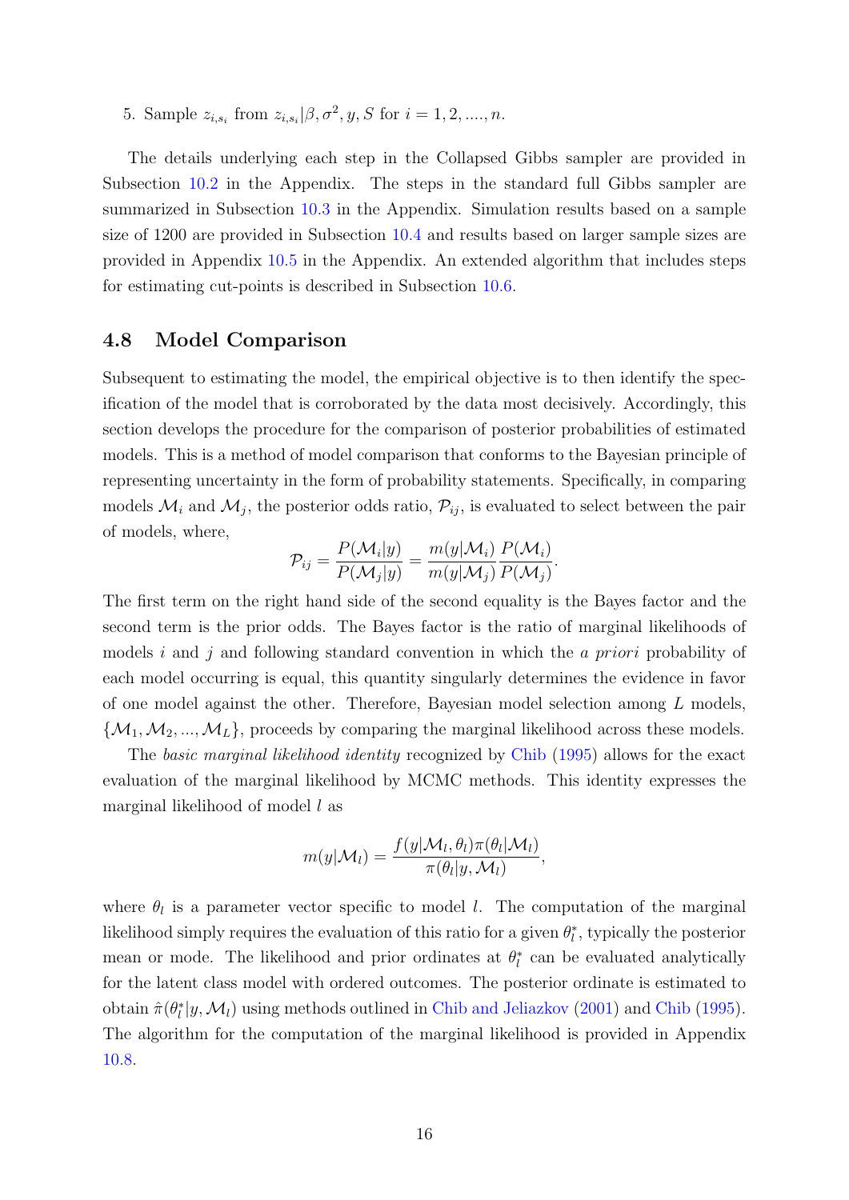5. Sample $z_{i,s_i}$ from $z_{i,s_i}|\beta, \sigma^2, y, S$ for $i = 1, 2, ...., n$.

The details underlying each step in the Collapsed Gibbs sampler are provided in Subsection 10.2 in the Appendix. The steps in the standard full Gibbs sampler are summarized in Subsection 10.3 in the Appendix. Simulation results based on a sample size of 1200 are provided in Subsection 10.4 and results based on larger sample sizes are provided in Appendix 10.5 in the Appendix. An extended algorithm that includes steps for estimating cut-points is described in Subsection 10.6.

### 4.8 Model Comparison

Subsequent to estimating the model, the empirical objective is to then identify the specification of the model that is corroborated by the data most decisively. Accordingly, this section develops the procedure for the comparison of posterior probabilities of estimated models. This is a method of model comparison that conforms to the Bayesian principle of representing uncertainty in the form of probability statements. Specifically, in comparing models $\mathcal{M}_i$ and $\mathcal{M}_j$, the posterior odds ratio, $\mathcal{P}_{ij}$, is evaluated to select between the pair of models, where,

$$\mathcal{P}_{ij} = \frac{P(\mathcal{M}_i|y)}{P(\mathcal{M}_j|y)} = \frac{m(y|\mathcal{M}_i)}{m(y|\mathcal{M}_j)} \frac{P(\mathcal{M}_i)}{P(\mathcal{M}_j)}.$$

The first term on the right hand side of the second equality is the Bayes factor and the second term is the prior odds. The Bayes factor is the ratio of marginal likelihoods of models $i$ and $j$ and following standard convention in which the *a priori* probability of each model occurring is equal, this quantity singularly determines the evidence in favor of one model against the other. Therefore, Bayesian model selection among $L$ models, $\{\mathcal{M}_1, \mathcal{M}_2, ..., \mathcal{M}_L\}$, proceeds by comparing the marginal likelihood across these models.

The *basic marginal likelihood identity* recognized by Chib (1995) allows for the exact evaluation of the marginal likelihood by MCMC methods. This identity expresses the marginal likelihood of model $l$ as

$$m(y|\mathcal{M}_l) = \frac{f(y|\mathcal{M}_l, \theta_l)\pi(\theta_l|\mathcal{M}_l)}{\pi(\theta_l|y, \mathcal{M}_l)},$$

where $\theta_l$ is a parameter vector specific to model $l$. The computation of the marginal likelihood simply requires the evaluation of this ratio for a given $\theta_l^*$, typically the posterior mean or mode. The likelihood and prior ordinates at $\theta_l^*$ can be evaluated analytically for the latent class model with ordered outcomes. The posterior ordinate is estimated to obtain $\hat{\pi}(\theta_l^*|y, \mathcal{M}_l)$ using methods outlined in Chib and Jeliazkov (2001) and Chib (1995). The algorithm for the computation of the marginal likelihood is provided in Appendix 10.8.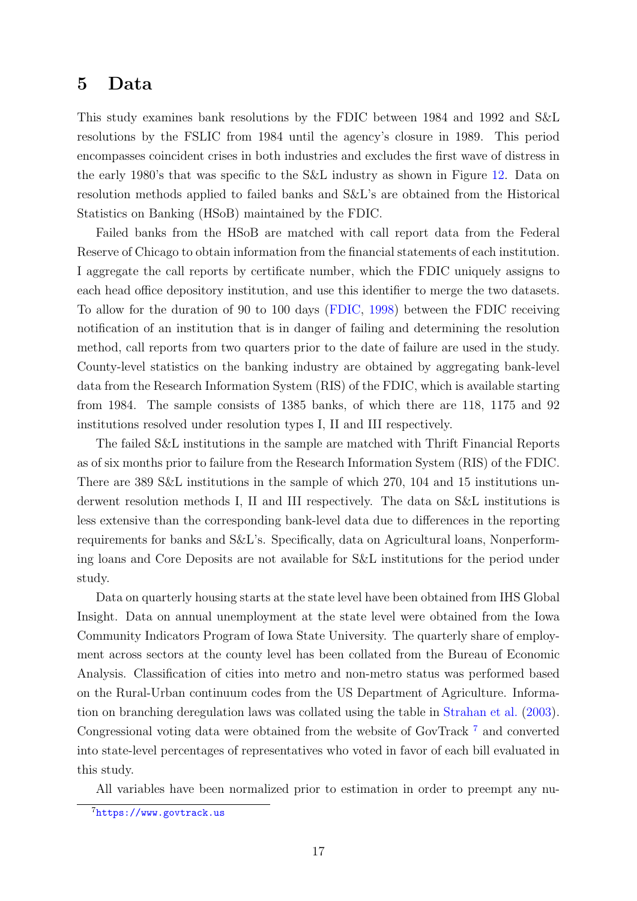## 5 Data

This study examines bank resolutions by the FDIC between 1984 and 1992 and S&L resolutions by the FSLIC from 1984 until the agency's closure in 1989. This period encompasses coincident crises in both industries and excludes the first wave of distress in the early 1980's that was specific to the S&L industry as shown in Figure 12. Data on resolution methods applied to failed banks and S&L's are obtained from the Historical Statistics on Banking (HSoB) maintained by the FDIC.

Failed banks from the HSoB are matched with call report data from the Federal Reserve of Chicago to obtain information from the financial statements of each institution. I aggregate the call reports by certificate number, which the FDIC uniquely assigns to each head office depository institution, and use this identifier to merge the two datasets. To allow for the duration of 90 to 100 days (FDIC, 1998) between the FDIC receiving notification of an institution that is in danger of failing and determining the resolution method, call reports from two quarters prior to the date of failure are used in the study. County-level statistics on the banking industry are obtained by aggregating bank-level data from the Research Information System (RIS) of the FDIC, which is available starting from 1984. The sample consists of 1385 banks, of which there are 118, 1175 and 92 institutions resolved under resolution types I, II and III respectively.

The failed S&L institutions in the sample are matched with Thrift Financial Reports as of six months prior to failure from the Research Information System (RIS) of the FDIC. There are 389 S&L institutions in the sample of which 270, 104 and 15 institutions underwent resolution methods I, II and III respectively. The data on S&L institutions is less extensive than the corresponding bank-level data due to differences in the reporting requirements for banks and S&L's. Specifically, data on Agricultural loans, Nonperforming loans and Core Deposits are not available for S&L institutions for the period under study.

Data on quarterly housing starts at the state level have been obtained from IHS Global Insight. Data on annual unemployment at the state level were obtained from the Iowa Community Indicators Program of Iowa State University. The quarterly share of employment across sectors at the county level has been collated from the Bureau of Economic Analysis. Classification of cities into metro and non-metro status was performed based on the Rural-Urban continuum codes from the US Department of Agriculture. Information on branching deregulation laws was collated using the table in Strahan et al. (2003). Congressional voting data were obtained from the website of GovTrack [7] and converted into state-level percentages of representatives who voted in favor of each bill evaluated in this study.

All variables have been normalized prior to estimation in order to preempt any nu-

[7] https://www.govtrack.us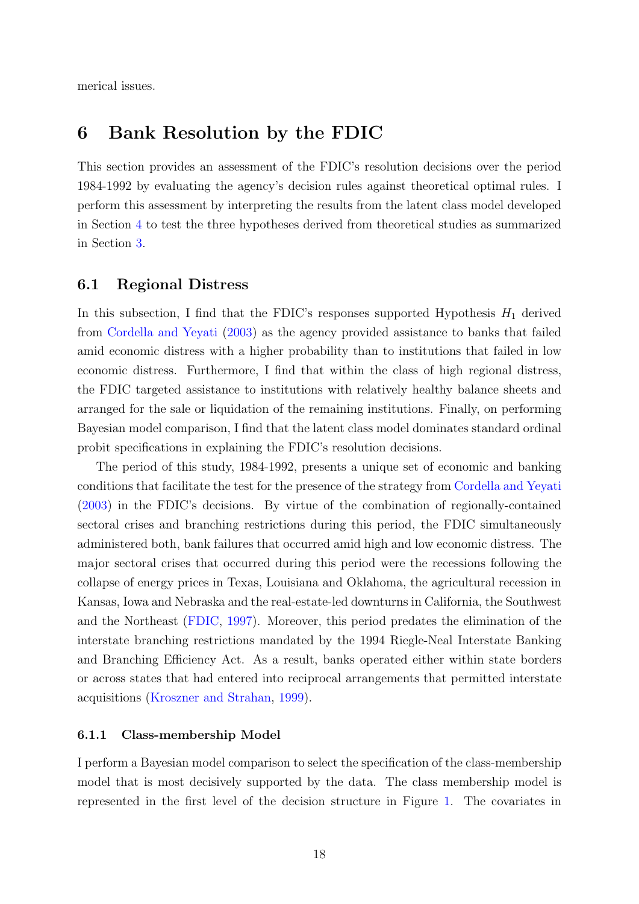merical issues.

# 6 Bank Resolution by the FDIC

This section provides an assessment of the FDIC's resolution decisions over the period 1984-1992 by evaluating the agency's decision rules against theoretical optimal rules. I perform this assessment by interpreting the results from the latent class model developed in Section 4 to test the three hypotheses derived from theoretical studies as summarized in Section 3.

## 6.1 Regional Distress

In this subsection, I find that the FDIC's responses supported Hypothesis $H_1$ derived from Cordella and Yeyati (2003) as the agency provided assistance to banks that failed amid economic distress with a higher probability than to institutions that failed in low economic distress. Furthermore, I find that within the class of high regional distress, the FDIC targeted assistance to institutions with relatively healthy balance sheets and arranged for the sale or liquidation of the remaining institutions. Finally, on performing Bayesian model comparison, I find that the latent class model dominates standard ordinal probit specifications in explaining the FDIC's resolution decisions.

The period of this study, 1984-1992, presents a unique set of economic and banking conditions that facilitate the test for the presence of the strategy from Cordella and Yeyati (2003) in the FDIC's decisions. By virtue of the combination of regionally-contained sectoral crises and branching restrictions during this period, the FDIC simultaneously administered both, bank failures that occurred amid high and low economic distress. The major sectoral crises that occurred during this period were the recessions following the collapse of energy prices in Texas, Louisiana and Oklahoma, the agricultural recession in Kansas, Iowa and Nebraska and the real-estate-led downturns in California, the Southwest and the Northeast (FDIC, 1997). Moreover, this period predates the elimination of the interstate branching restrictions mandated by the 1994 Riegle-Neal Interstate Banking and Branching Efficiency Act. As a result, banks operated either within state borders or across states that had entered into reciprocal arrangements that permitted interstate acquisitions (Kroszner and Strahan, 1999).

### 6.1.1 Class-membership Model

I perform a Bayesian model comparison to select the specification of the class-membership model that is most decisively supported by the data. The class membership model is represented in the first level of the decision structure in Figure 1. The covariates in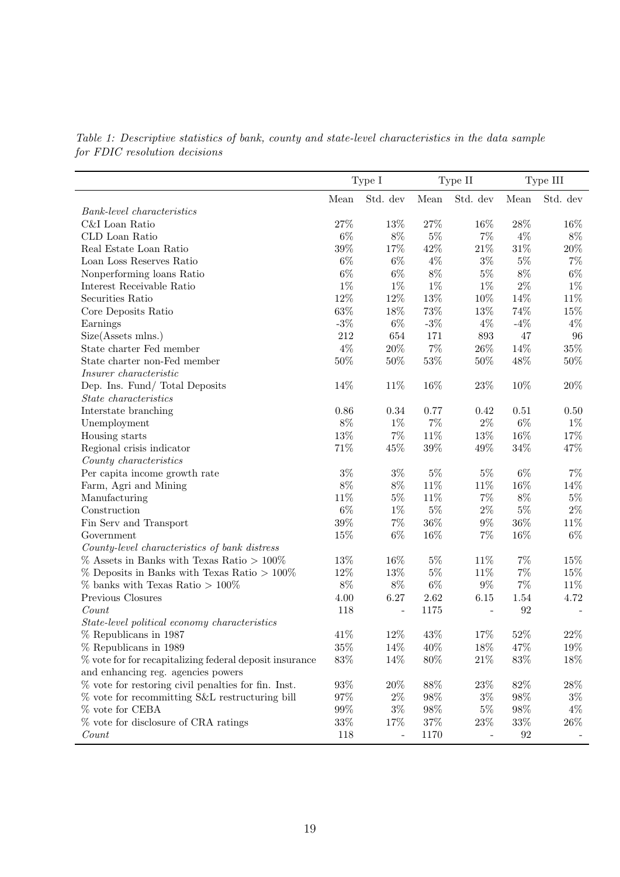*Table 1: Descriptive statistics of bank, county and state-level characteristics in the data sample for FDIC resolution decisions*

| | Type I | | Type II | | Type III | |
|---|---|---|---|---|---|---|
| | Mean | Std. dev | Mean | Std. dev | Mean | Std. dev |
| *Bank-level characteristics* | | | | | | |
| C&I Loan Ratio | 27% | 13% | 27% | 16% | 28% | 16% |
| CLD Loan Ratio | 6% | 8% | 5% | 7% | 4% | 8% |
| Real Estate Loan Ratio | 39% | 17% | 42% | 21% | 31% | 20% |
| Loan Loss Reserves Ratio | 6% | 6% | 4% | 3% | 5% | 7% |
| Nonperforming loans Ratio | 6% | 6% | 8% | 5% | 8% | 6% |
| Interest Receivable Ratio | 1% | 1% | 1% | 1% | 2% | 1% |
| Securities Ratio | 12% | 12% | 13% | 10% | 14% | 11% |
| Core Deposits Ratio | 63% | 18% | 73% | 13% | 74% | 15% |
| Earnings | -3% | 6% | -3% | 4% | -4% | 4% |
| Size(Assets mlns.) | 212 | 654 | 171 | 893 | 47 | 96 |
| State charter Fed member | 4% | 20% | 7% | 26% | 14% | 35% |
| State charter non-Fed member | 50% | 50% | 53% | 50% | 48% | 50% |
| *Insurer characteristic* | | | | | | |
| Dep. Ins. Fund/ Total Deposits | 14% | 11% | 16% | 23% | 10% | 20% |
| *State characteristics* | | | | | | |
| Interstate branching | 0.86 | 0.34 | 0.77 | 0.42 | 0.51 | 0.50 |
| Unemployment | 8% | 1% | 7% | 2% | 6% | 1% |
| Housing starts | 13% | 7% | 11% | 13% | 16% | 17% |
| Regional crisis indicator | 71% | 45% | 39% | 49% | 34% | 47% |
| *County characteristics* | | | | | | |
| Per capita income growth rate | 3% | 3% | 5% | 5% | 6% | 7% |
| Farm, Agri and Mining | 8% | 8% | 11% | 11% | 16% | 14% |
| Manufacturing | 11% | 5% | 11% | 7% | 8% | 5% |
| Construction | 6% | 1% | 5% | 2% | 5% | 2% |
| Fin Serv and Transport | 39% | 7% | 36% | 9% | 36% | 11% |
| Government | 15% | 6% | 16% | 7% | 16% | 6% |
| *County-level characteristics of bank distress* | | | | | | |
| % Assets in Banks with Texas Ratio > 100% | 13% | 16% | 5% | 11% | 7% | 15% |
| % Deposits in Banks with Texas Ratio > 100% | 12% | 13% | 5% | 11% | 7% | 15% |
| % banks with Texas Ratio > 100% | 8% | 8% | 6% | 9% | 7% | 11% |
| Previous Closures | 4.00 | 6.27 | 2.62 | 6.15 | 1.54 | 4.72 |
| *Count* | 118 | - | 1175 | - | 92 | - |
| *State-level political economy characteristics* | | | | | | |
| % Republicans in 1987 | 41% | 12% | 43% | 17% | 52% | 22% |
| % Republicans in 1989 | 35% | 14% | 40% | 18% | 47% | 19% |
| % vote for for recapitalizing federal deposit insurance and enhancing reg. agencies powers | 83% | 14% | 80% | 21% | 83% | 18% |
| % vote for restoring civil penalties for fin. Inst. | 93% | 20% | 88% | 23% | 82% | 28% |
| % vote for recommitting S&L restructuring bill | 97% | 2% | 98% | 3% | 98% | 3% |
| % vote for CEBA | 99% | 3% | 98% | 5% | 98% | 4% |
| % vote for disclosure of CRA ratings | 33% | 17% | 37% | 23% | 33% | 26% |
| *Count* | 118 | - | 1170 | - | 92 | - |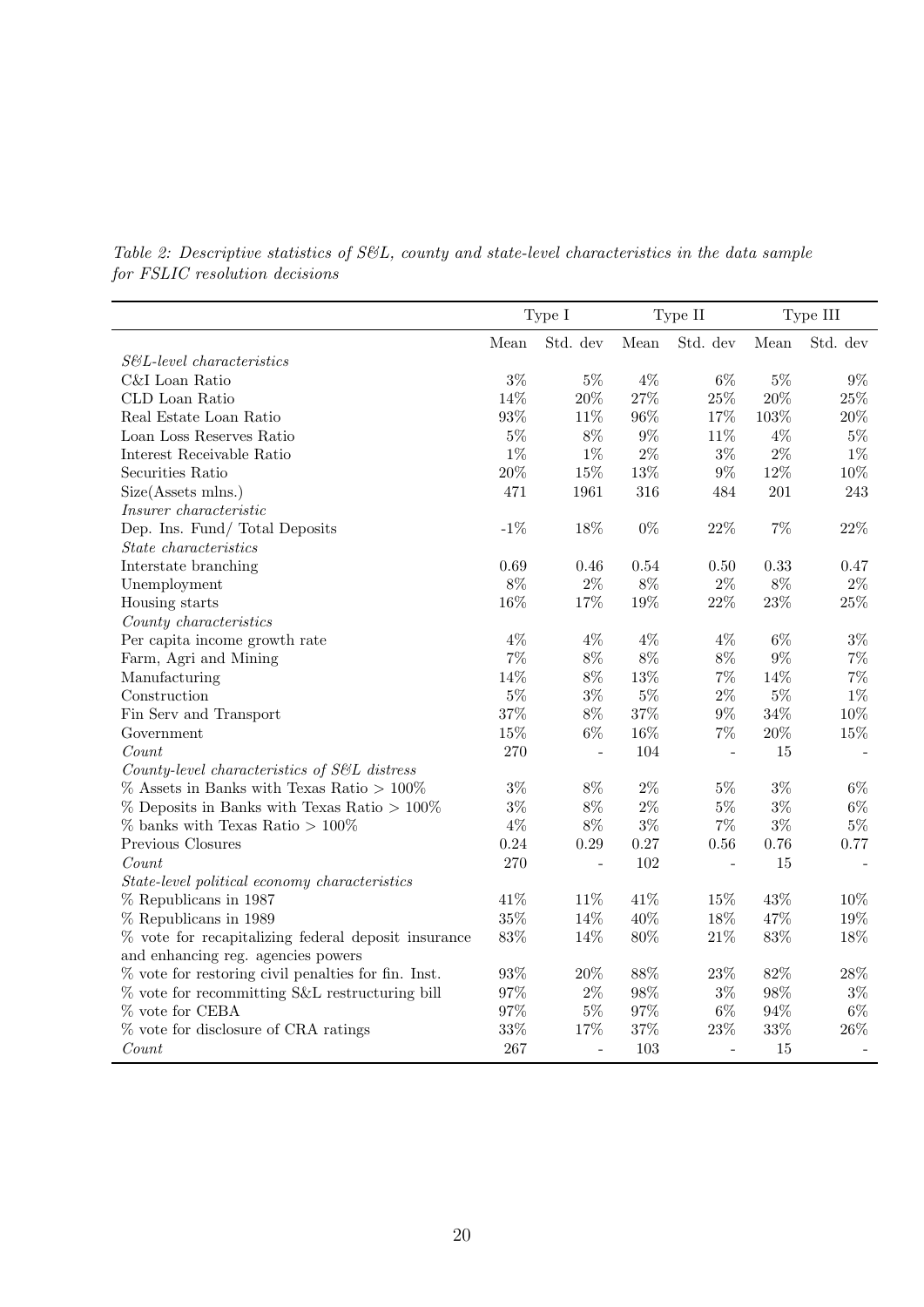*Table 2: Descriptive statistics of S&L, county and state-level characteristics in the data sample for FSLIC resolution decisions*

| | Type I | | Type II | | Type III | |
|---|---|---|---|---|---|---|
| | Mean | Std. dev | Mean | Std. dev | Mean | Std. dev |
| *S&L-level characteristics* | | | | | | |
| C&I Loan Ratio | 3% | 5% | 4% | 6% | 5% | 9% |
| CLD Loan Ratio | 14% | 20% | 27% | 25% | 20% | 25% |
| Real Estate Loan Ratio | 93% | 11% | 96% | 17% | 103% | 20% |
| Loan Loss Reserves Ratio | 5% | 8% | 9% | 11% | 4% | 5% |
| Interest Receivable Ratio | 1% | 1% | 2% | 3% | 2% | 1% |
| Securities Ratio | 20% | 15% | 13% | 9% | 12% | 10% |
| Size(Assets mlns.) | 471 | 1961 | 316 | 484 | 201 | 243 |
| *Insurer characteristic* | | | | | | |
| Dep. Ins. Fund/ Total Deposits | -1% | 18% | 0% | 22% | 7% | 22% |
| *State characteristics* | | | | | | |
| Interstate branching | 0.69 | 0.46 | 0.54 | 0.50 | 0.33 | 0.47 |
| Unemployment | 8% | 2% | 8% | 2% | 8% | 2% |
| Housing starts | 16% | 17% | 19% | 22% | 23% | 25% |
| *County characteristics* | | | | | | |
| Per capita income growth rate | 4% | 4% | 4% | 4% | 6% | 3% |
| Farm, Agri and Mining | 7% | 8% | 8% | 8% | 9% | 7% |
| Manufacturing | 14% | 8% | 13% | 7% | 14% | 7% |
| Construction | 5% | 3% | 5% | 2% | 5% | 1% |
| Fin Serv and Transport | 37% | 8% | 37% | 9% | 34% | 10% |
| Government | 15% | 6% | 16% | 7% | 20% | 15% |
| *Count* | 270 | - | 104 | - | 15 | - |
| *County-level characteristics of S&L distress* | | | | | | |
| % Assets in Banks with Texas Ratio > 100% | 3% | 8% | 2% | 5% | 3% | 6% |
| % Deposits in Banks with Texas Ratio > 100% | 3% | 8% | 2% | 5% | 3% | 6% |
| % banks with Texas Ratio > 100% | 4% | 8% | 3% | 7% | 3% | 5% |
| Previous Closures | 0.24 | 0.29 | 0.27 | 0.56 | 0.76 | 0.77 |
| *Count* | 270 | - | 102 | - | 15 | - |
| *State-level political economy characteristics* | | | | | | |
| % Republicans in 1987 | 41% | 11% | 41% | 15% | 43% | 10% |
| % Republicans in 1989 | 35% | 14% | 40% | 18% | 47% | 19% |
| % vote for recapitalizing federal deposit insurance and enhancing reg. agencies powers | 83% | 14% | 80% | 21% | 83% | 18% |
| % vote for restoring civil penalties for fin. Inst. | 93% | 20% | 88% | 23% | 82% | 28% |
| % vote for recommitting S&L restructuring bill | 97% | 2% | 98% | 3% | 98% | 3% |
| % vote for CEBA | 97% | 5% | 97% | 6% | 94% | 6% |
| % vote for disclosure of CRA ratings | 33% | 17% | 37% | 23% | 33% | 26% |
| *Count* | 267 | - | 103 | - | 15 | - |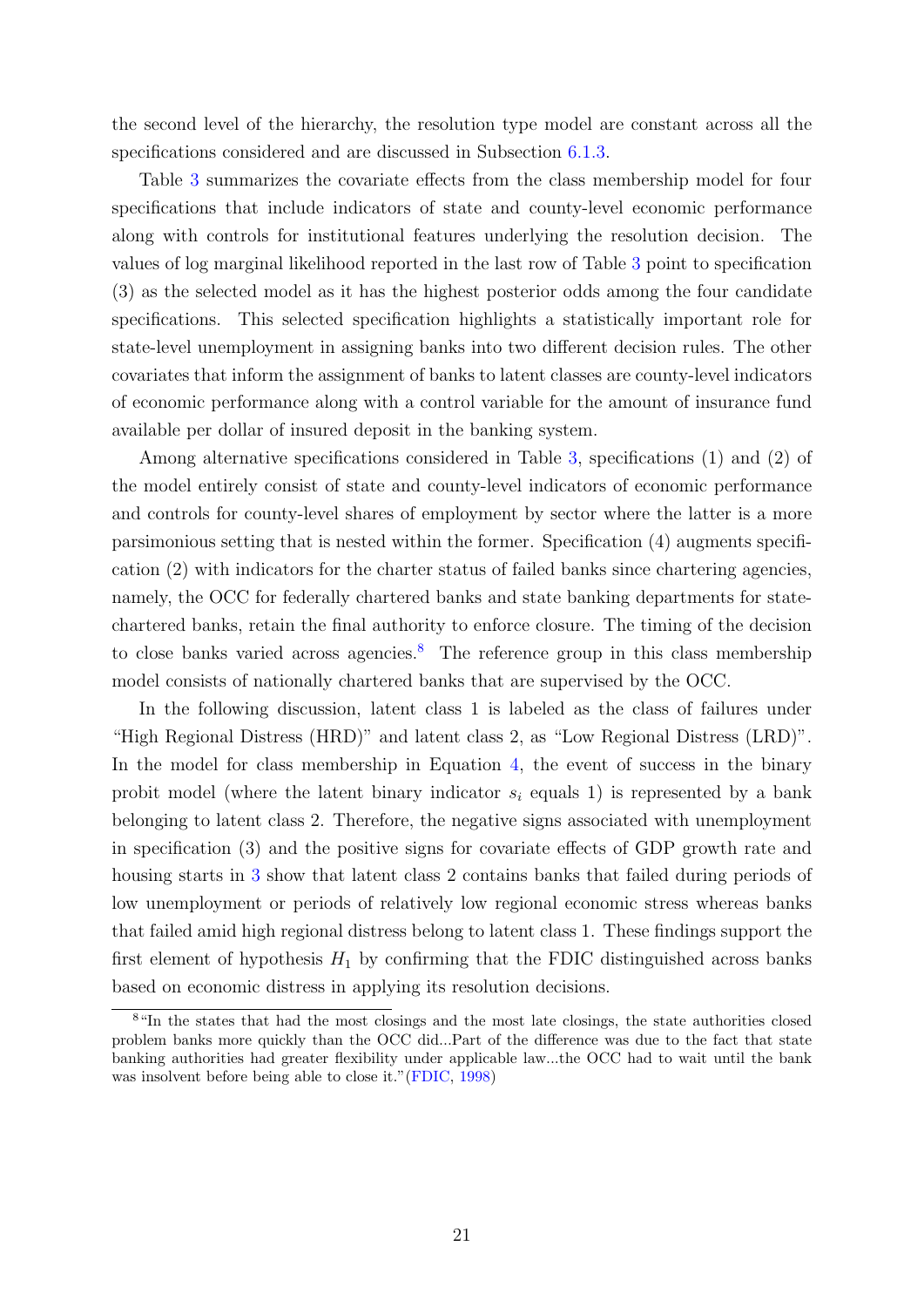the second level of the hierarchy, the resolution type model are constant across all the specifications considered and are discussed in Subsection 6.1.3.

Table 3 summarizes the covariate effects from the class membership model for four specifications that include indicators of state and county-level economic performance along with controls for institutional features underlying the resolution decision. The values of log marginal likelihood reported in the last row of Table 3 point to specification (3) as the selected model as it has the highest posterior odds among the four candidate specifications. This selected specification highlights a statistically important role for state-level unemployment in assigning banks into two different decision rules. The other covariates that inform the assignment of banks to latent classes are county-level indicators of economic performance along with a control variable for the amount of insurance fund available per dollar of insured deposit in the banking system.

Among alternative specifications considered in Table 3, specifications (1) and (2) of the model entirely consist of state and county-level indicators of economic performance and controls for county-level shares of employment by sector where the latter is a more parsimonious setting that is nested within the former. Specification (4) augments specification (2) with indicators for the charter status of failed banks since chartering agencies, namely, the OCC for federally chartered banks and state banking departments for state-chartered banks, retain the final authority to enforce closure. The timing of the decision to close banks varied across agencies.[8] The reference group in this class membership model consists of nationally chartered banks that are supervised by the OCC.

In the following discussion, latent class 1 is labeled as the class of failures under "High Regional Distress (HRD)" and latent class 2, as "Low Regional Distress (LRD)". In the model for class membership in Equation 4, the event of success in the binary probit model (where the latent binary indicator $s_i$ equals 1) is represented by a bank belonging to latent class 2. Therefore, the negative signs associated with unemployment in specification (3) and the positive signs for covariate effects of GDP growth rate and housing starts in 3 show that latent class 2 contains banks that failed during periods of low unemployment or periods of relatively low regional economic stress whereas banks that failed amid high regional distress belong to latent class 1. These findings support the first element of hypothesis $H_1$ by confirming that the FDIC distinguished across banks based on economic distress in applying its resolution decisions.

[8] "In the states that had the most closings and the most late closings, the state authorities closed problem banks more quickly than the OCC did...Part of the difference was due to the fact that state banking authorities had greater flexibility under applicable law...the OCC had to wait until the bank was insolvent before being able to close it."(FDIC, 1998)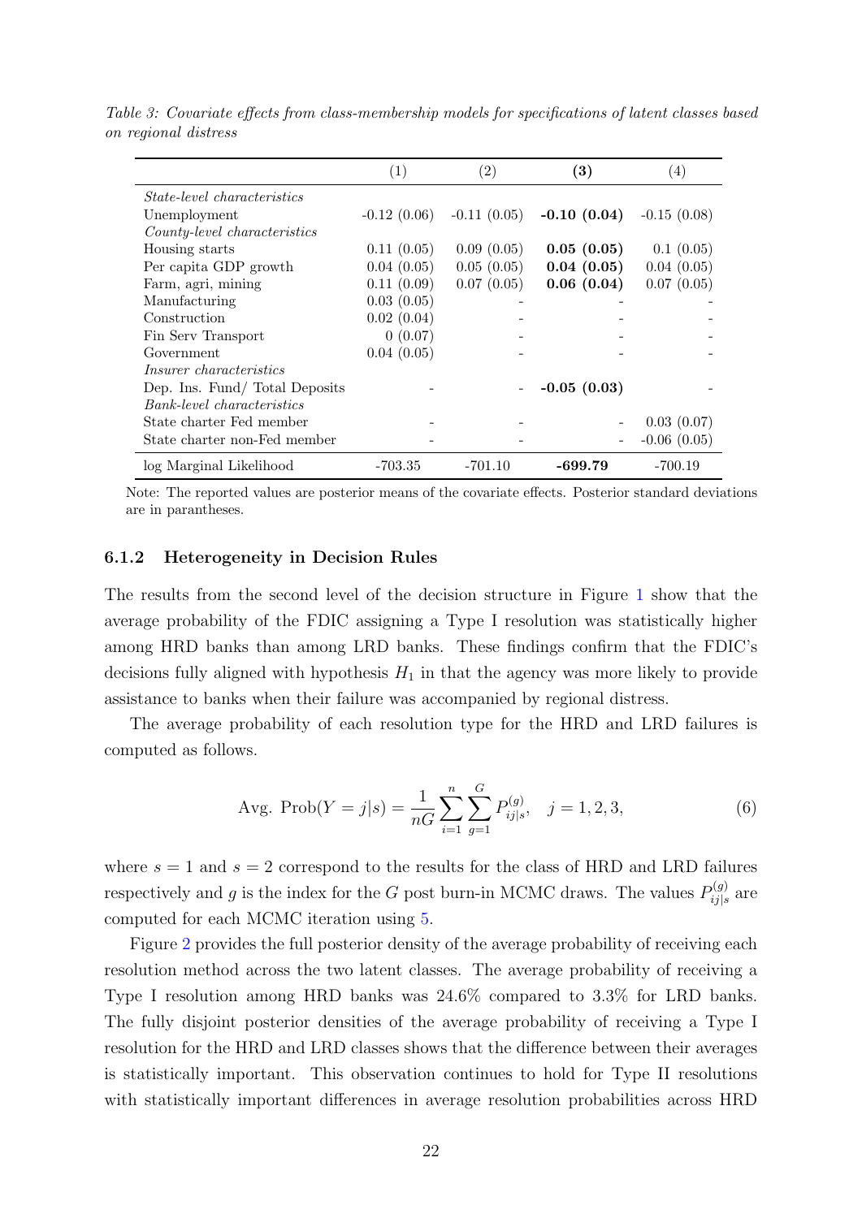*Table 3: Covariate effects from class-membership models for specifications of latent classes based on regional distress*

| | (1) | (2) | **(3)** | (4) |
|---|---|---|---|---|
| *State-level characteristics* | | | | |
| Unemployment | -0.12 (0.06) | -0.11 (0.05) | **-0.10 (0.04)** | -0.15 (0.08) |
| *County-level characteristics* | | | | |
| Housing starts | 0.11 (0.05) | 0.09 (0.05) | **0.05 (0.05)** | 0.1 (0.05) |
| Per capita GDP growth | 0.04 (0.05) | 0.05 (0.05) | **0.04 (0.05)** | 0.04 (0.05) |
| Farm, agri, mining | 0.11 (0.09) | 0.07 (0.05) | **0.06 (0.04)** | 0.07 (0.05) |
| Manufacturing | 0.03 (0.05) | - | - | - |
| Construction | 0.02 (0.04) | - | - | - |
| Fin Serv Transport | 0 (0.07) | - | - | - |
| Government | 0.04 (0.05) | - | - | - |
| *Insurer characteristics* | | | | |
| Dep. Ins. Fund/ Total Deposits | - | - | **-0.05 (0.03)** | - |
| *Bank-level characteristics* | | | | |
| State charter Fed member | - | - | - | 0.03 (0.07) |
| State charter non-Fed member | - | - | - | -0.06 (0.05) |
| log Marginal Likelihood | -703.35 | -701.10 | **-699.79** | -700.19 |

Note: The reported values are posterior means of the covariate effects. Posterior standard deviations are in parantheses.

#### 6.1.2 Heterogeneity in Decision Rules

The results from the second level of the decision structure in Figure 1 show that the average probability of the FDIC assigning a Type I resolution was statistically higher among HRD banks than among LRD banks. These findings confirm that the FDIC's decisions fully aligned with hypothesis $H_1$ in that the agency was more likely to provide assistance to banks when their failure was accompanied by regional distress.

The average probability of each resolution type for the HRD and LRD failures is computed as follows.

$$\text{Avg. Prob}(Y = j|s) = \frac{1}{nG} \sum_{i=1}^{n} \sum_{g=1}^{G} P_{ij|s}^{(g)}, \quad j = 1, 2, 3, \tag{6}$$

where $s = 1$ and $s = 2$ correspond to the results for the class of HRD and LRD failures respectively and $g$ is the index for the $G$ post burn-in MCMC draws. The values $P_{ij|s}^{(g)}$ are computed for each MCMC iteration using 5.

Figure 2 provides the full posterior density of the average probability of receiving each resolution method across the two latent classes. The average probability of receiving a Type I resolution among HRD banks was 24.6% compared to 3.3% for LRD banks. The fully disjoint posterior densities of the average probability of receiving a Type I resolution for the HRD and LRD classes shows that the difference between their averages is statistically important. This observation continues to hold for Type II resolutions with statistically important differences in average resolution probabilities across HRD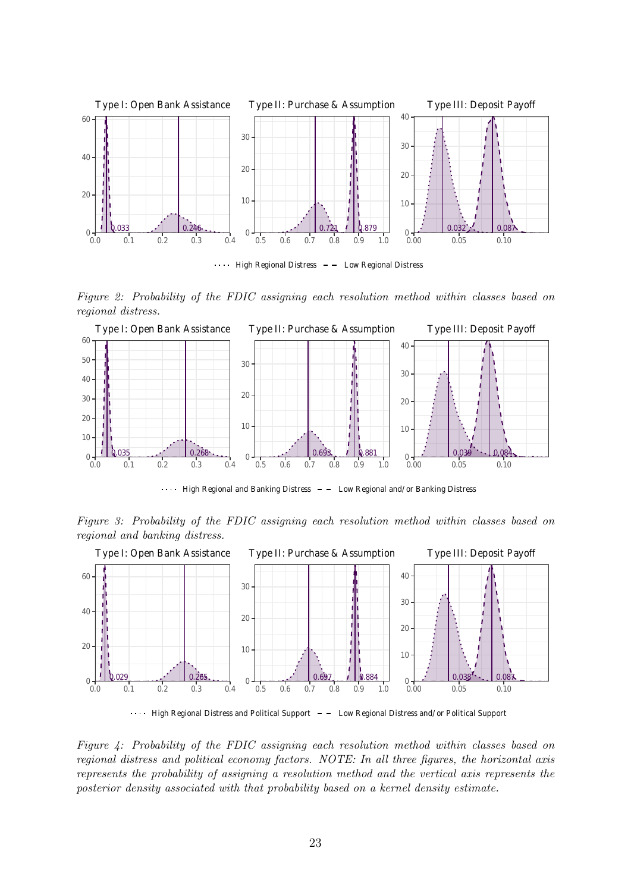*Figure 2: Probability of the FDIC assigning each resolution method within classes based on regional distress.*

*Figure 3: Probability of the FDIC assigning each resolution method within classes based on regional and banking distress.*

*Figure 4: Probability of the FDIC assigning each resolution method within classes based on regional distress and political economy factors. NOTE: In all three figures, the horizontal axis represents the probability of assigning a resolution method and the vertical axis represents the posterior density associated with that probability based on a kernel density estimate.*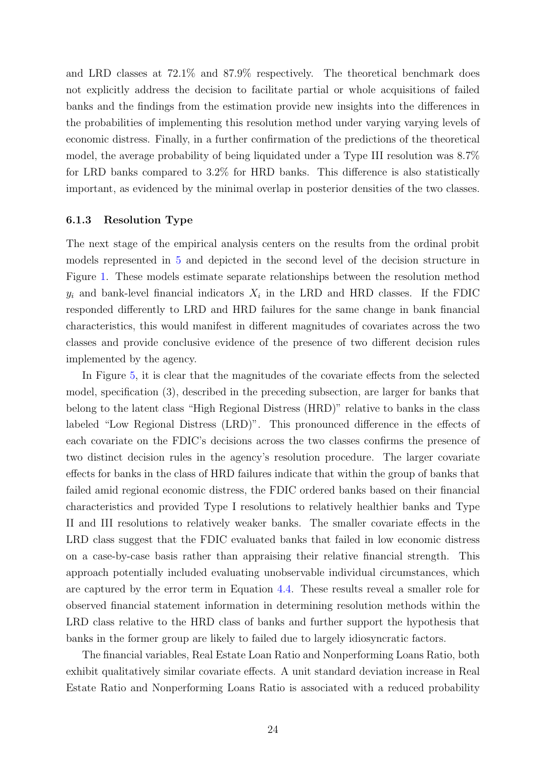and LRD classes at 72.1% and 87.9% respectively. The theoretical benchmark does not explicitly address the decision to facilitate partial or whole acquisitions of failed banks and the findings from the estimation provide new insights into the differences in the probabilities of implementing this resolution method under varying varying levels of economic distress. Finally, in a further confirmation of the predictions of the theoretical model, the average probability of being liquidated under a Type III resolution was 8.7% for LRD banks compared to 3.2% for HRD banks. This difference is also statistically important, as evidenced by the minimal overlap in posterior densities of the two classes.

### 6.1.3 Resolution Type

The next stage of the empirical analysis centers on the results from the ordinal probit models represented in 5 and depicted in the second level of the decision structure in Figure 1. These models estimate separate relationships between the resolution method $y_i$ and bank-level financial indicators $X_i$ in the LRD and HRD classes. If the FDIC responded differently to LRD and HRD failures for the same change in bank financial characteristics, this would manifest in different magnitudes of covariates across the two classes and provide conclusive evidence of the presence of two different decision rules implemented by the agency.

In Figure 5, it is clear that the magnitudes of the covariate effects from the selected model, specification (3), described in the preceding subsection, are larger for banks that belong to the latent class "High Regional Distress (HRD)" relative to banks in the class labeled "Low Regional Distress (LRD)". This pronounced difference in the effects of each covariate on the FDIC's decisions across the two classes confirms the presence of two distinct decision rules in the agency's resolution procedure. The larger covariate effects for banks in the class of HRD failures indicate that within the group of banks that failed amid regional economic distress, the FDIC ordered banks based on their financial characteristics and provided Type I resolutions to relatively healthier banks and Type II and III resolutions to relatively weaker banks. The smaller covariate effects in the LRD class suggest that the FDIC evaluated banks that failed in low economic distress on a case-by-case basis rather than appraising their relative financial strength. This approach potentially included evaluating unobservable individual circumstances, which are captured by the error term in Equation 4.4. These results reveal a smaller role for observed financial statement information in determining resolution methods within the LRD class relative to the HRD class of banks and further support the hypothesis that banks in the former group are likely to failed due to largely idiosyncratic factors.

The financial variables, Real Estate Loan Ratio and Nonperforming Loans Ratio, both exhibit qualitatively similar covariate effects. A unit standard deviation increase in Real Estate Ratio and Nonperforming Loans Ratio is associated with a reduced probability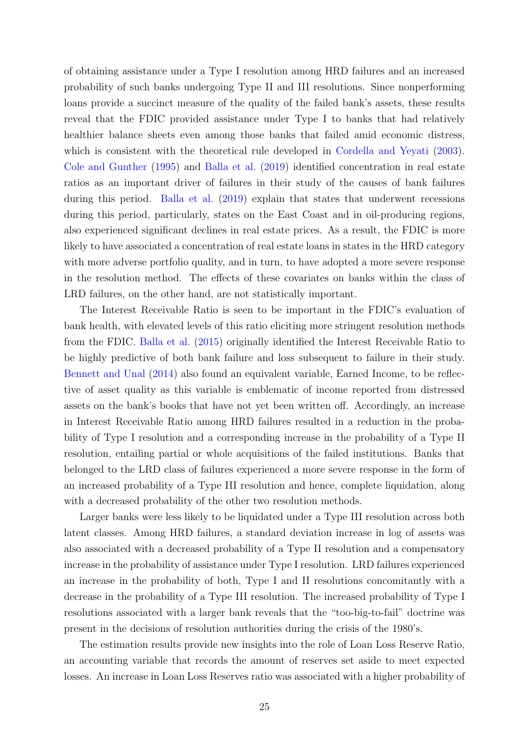of obtaining assistance under a Type I resolution among HRD failures and an increased probability of such banks undergoing Type II and III resolutions. Since nonperforming loans provide a succinct measure of the quality of the failed bank's assets, these results reveal that the FDIC provided assistance under Type I to banks that had relatively healthier balance sheets even among those banks that failed amid economic distress, which is consistent with the theoretical rule developed in Cordella and Yeyati (2003). Cole and Gunther (1995) and Balla et al. (2019) identified concentration in real estate ratios as an important driver of failures in their study of the causes of bank failures during this period. Balla et al. (2019) explain that states that underwent recessions during this period, particularly, states on the East Coast and in oil-producing regions, also experienced significant declines in real estate prices. As a result, the FDIC is more likely to have associated a concentration of real estate loans in states in the HRD category with more adverse portfolio quality, and in turn, to have adopted a more severe response in the resolution method. The effects of these covariates on banks within the class of LRD failures, on the other hand, are not statistically important.

The Interest Receivable Ratio is seen to be important in the FDIC's evaluation of bank health, with elevated levels of this ratio eliciting more stringent resolution methods from the FDIC. Balla et al. (2015) originally identified the Interest Receivable Ratio to be highly predictive of both bank failure and loss subsequent to failure in their study. Bennett and Unal (2014) also found an equivalent variable, Earned Income, to be reflective of asset quality as this variable is emblematic of income reported from distressed assets on the bank's books that have not yet been written off. Accordingly, an increase in Interest Receivable Ratio among HRD failures resulted in a reduction in the probability of Type I resolution and a corresponding increase in the probability of a Type II resolution, entailing partial or whole acquisitions of the failed institutions. Banks that belonged to the LRD class of failures experienced a more severe response in the form of an increased probability of a Type III resolution and hence, complete liquidation, along with a decreased probability of the other two resolution methods.

Larger banks were less likely to be liquidated under a Type III resolution across both latent classes. Among HRD failures, a standard deviation increase in log of assets was also associated with a decreased probability of a Type II resolution and a compensatory increase in the probability of assistance under Type I resolution. LRD failures experienced an increase in the probability of both, Type I and II resolutions concomitantly with a decrease in the probability of a Type III resolution. The increased probability of Type I resolutions associated with a larger bank reveals that the "too-big-to-fail" doctrine was present in the decisions of resolution authorities during the crisis of the 1980's.

The estimation results provide new insights into the role of Loan Loss Reserve Ratio, an accounting variable that records the amount of reserves set aside to meet expected losses. An increase in Loan Loss Reserves ratio was associated with a higher probability of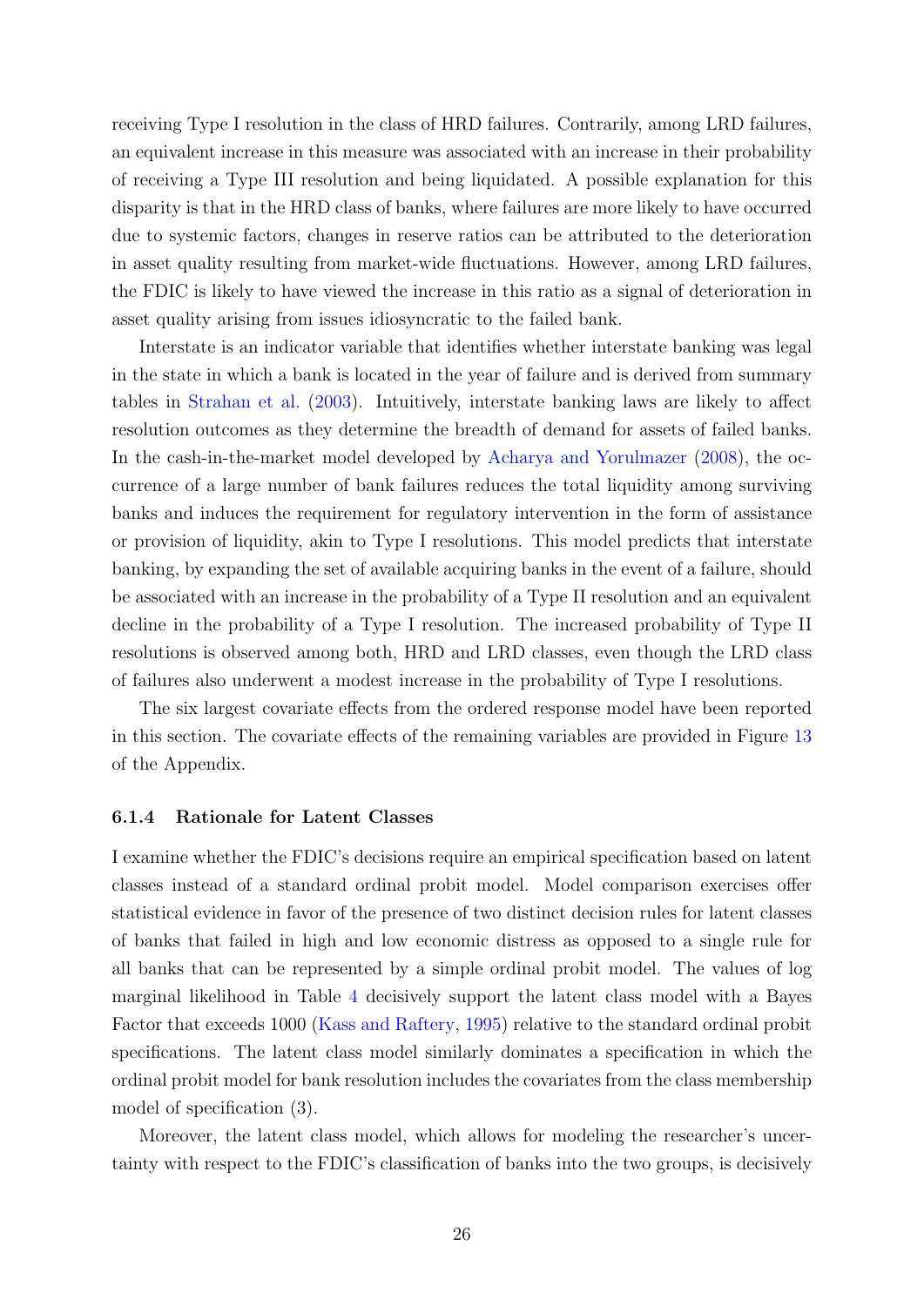receiving Type I resolution in the class of HRD failures. Contrarily, among LRD failures, an equivalent increase in this measure was associated with an increase in their probability of receiving a Type III resolution and being liquidated. A possible explanation for this disparity is that in the HRD class of banks, where failures are more likely to have occurred due to systemic factors, changes in reserve ratios can be attributed to the deterioration in asset quality resulting from market-wide fluctuations. However, among LRD failures, the FDIC is likely to have viewed the increase in this ratio as a signal of deterioration in asset quality arising from issues idiosyncratic to the failed bank.

Interstate is an indicator variable that identifies whether interstate banking was legal in the state in which a bank is located in the year of failure and is derived from summary tables in Strahan et al. (2003). Intuitively, interstate banking laws are likely to affect resolution outcomes as they determine the breadth of demand for assets of failed banks. In the cash-in-the-market model developed by Acharya and Yorulmazer (2008), the occurrence of a large number of bank failures reduces the total liquidity among surviving banks and induces the requirement for regulatory intervention in the form of assistance or provision of liquidity, akin to Type I resolutions. This model predicts that interstate banking, by expanding the set of available acquiring banks in the event of a failure, should be associated with an increase in the probability of a Type II resolution and an equivalent decline in the probability of a Type I resolution. The increased probability of Type II resolutions is observed among both, HRD and LRD classes, even though the LRD class of failures also underwent a modest increase in the probability of Type I resolutions.

The six largest covariate effects from the ordered response model have been reported in this section. The covariate effects of the remaining variables are provided in Figure 13 of the Appendix.

#### 6.1.4 Rationale for Latent Classes

I examine whether the FDIC's decisions require an empirical specification based on latent classes instead of a standard ordinal probit model. Model comparison exercises offer statistical evidence in favor of the presence of two distinct decision rules for latent classes of banks that failed in high and low economic distress as opposed to a single rule for all banks that can be represented by a simple ordinal probit model. The values of log marginal likelihood in Table 4 decisively support the latent class model with a Bayes Factor that exceeds 1000 (Kass and Raftery, 1995) relative to the standard ordinal probit specifications. The latent class model similarly dominates a specification in which the ordinal probit model for bank resolution includes the covariates from the class membership model of specification (3).

Moreover, the latent class model, which allows for modeling the researcher's uncertainty with respect to the FDIC's classification of banks into the two groups, is decisively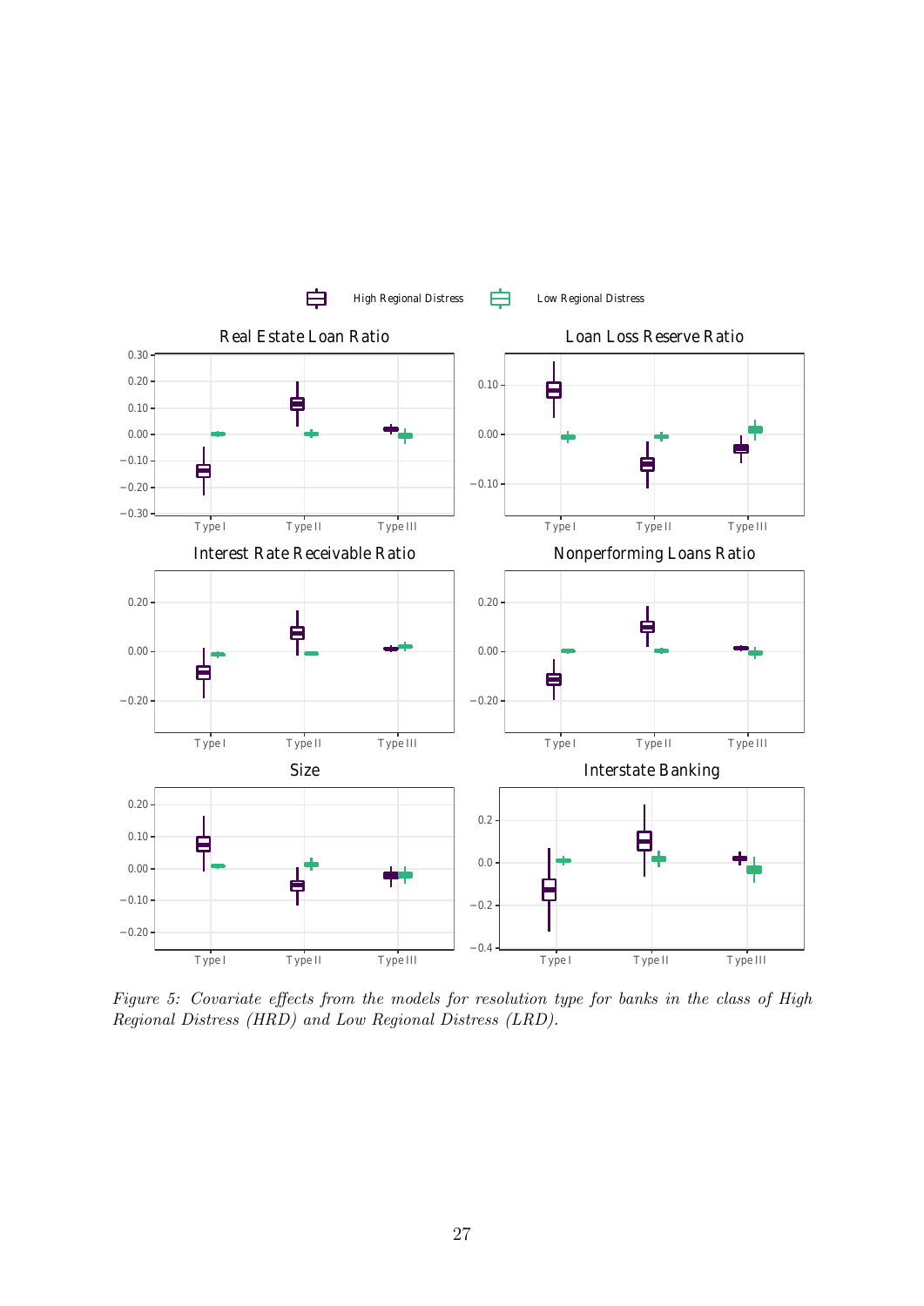*Figure 5: Covariate effects from the models for resolution type for banks in the class of High Regional Distress (HRD) and Low Regional Distress (LRD).*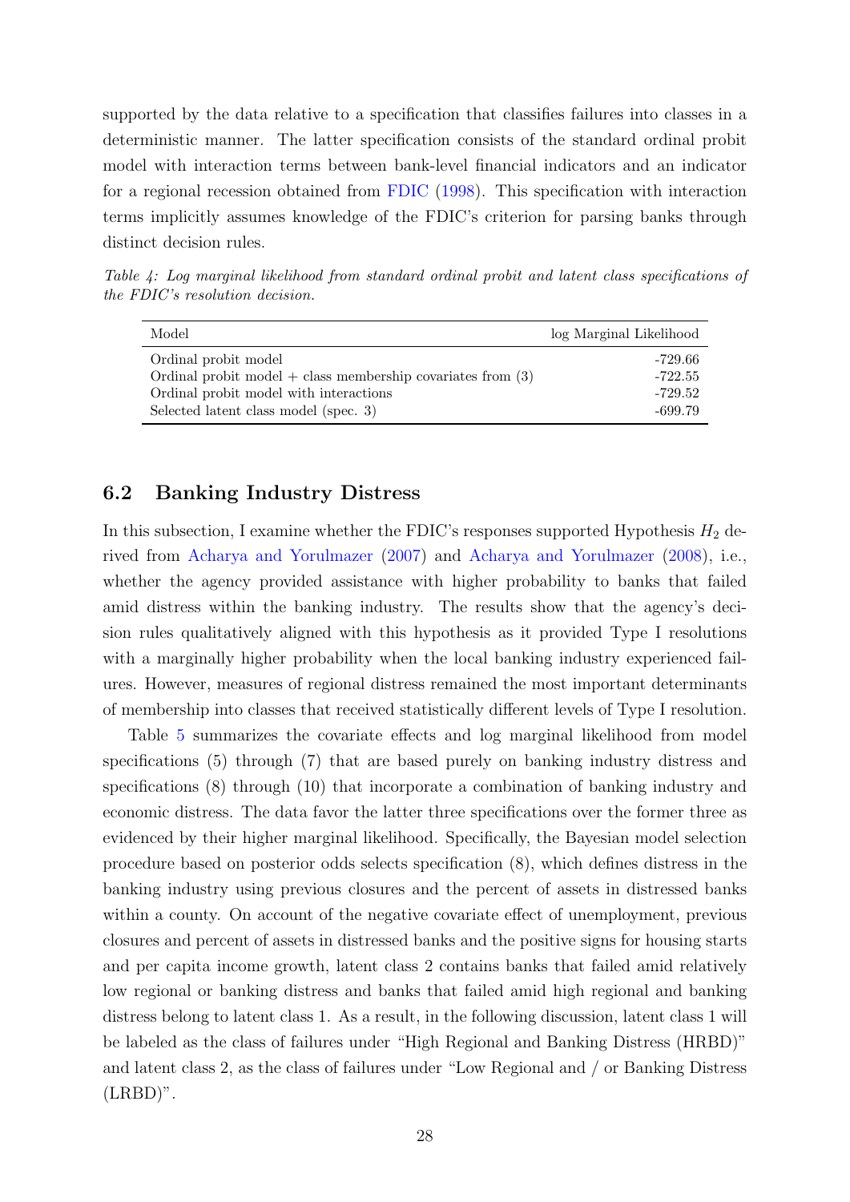supported by the data relative to a specification that classifies failures into classes in a deterministic manner. The latter specification consists of the standard ordinal probit model with interaction terms between bank-level financial indicators and an indicator for a regional recession obtained from FDIC (1998). This specification with interaction terms implicitly assumes knowledge of the FDIC's criterion for parsing banks through distinct decision rules.

*Table 4: Log marginal likelihood from standard ordinal probit and latent class specifications of the FDIC's resolution decision.*

| Model | log Marginal Likelihood |
|---|---|
| Ordinal probit model | -729.66 |
| Ordinal probit model + class membership covariates from (3) | -722.55 |
| Ordinal probit model with interactions | -729.52 |
| Selected latent class model (spec. 3) | -699.79 |

## 6.2 Banking Industry Distress

In this subsection, I examine whether the FDIC's responses supported Hypothesis $H_2$ derived from Acharya and Yorulmazer (2007) and Acharya and Yorulmazer (2008), i.e., whether the agency provided assistance with higher probability to banks that failed amid distress within the banking industry. The results show that the agency's decision rules qualitatively aligned with this hypothesis as it provided Type I resolutions with a marginally higher probability when the local banking industry experienced failures. However, measures of regional distress remained the most important determinants of membership into classes that received statistically different levels of Type I resolution.

Table 5 summarizes the covariate effects and log marginal likelihood from model specifications (5) through (7) that are based purely on banking industry distress and specifications (8) through (10) that incorporate a combination of banking industry and economic distress. The data favor the latter three specifications over the former three as evidenced by their higher marginal likelihood. Specifically, the Bayesian model selection procedure based on posterior odds selects specification (8), which defines distress in the banking industry using previous closures and the percent of assets in distressed banks within a county. On account of the negative covariate effect of unemployment, previous closures and percent of assets in distressed banks and the positive signs for housing starts and per capita income growth, latent class 2 contains banks that failed amid relatively low regional or banking distress and banks that failed amid high regional and banking distress belong to latent class 1. As a result, in the following discussion, latent class 1 will be labeled as the class of failures under "High Regional and Banking Distress (HRBD)" and latent class 2, as the class of failures under "Low Regional and / or Banking Distress (LRBD)".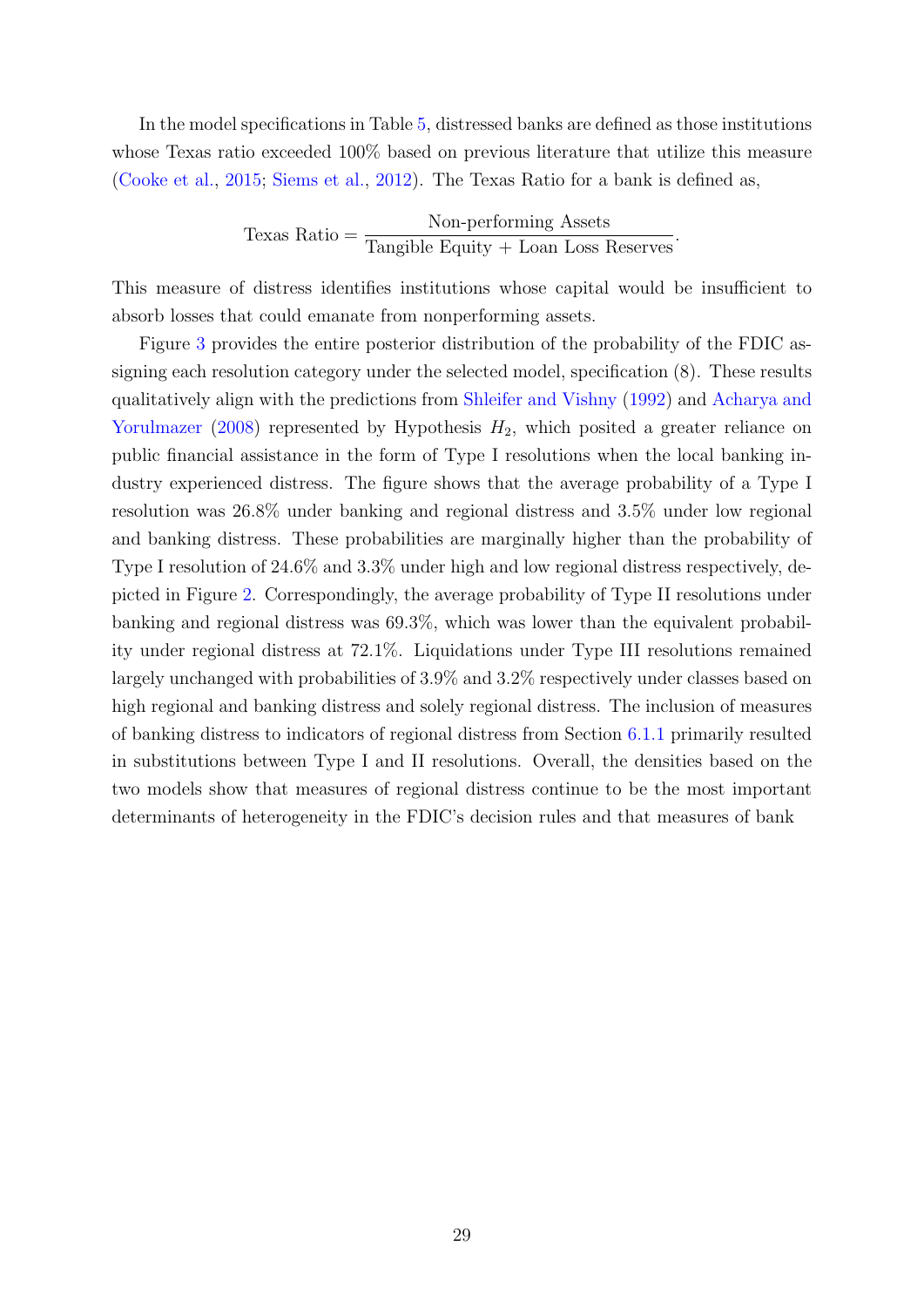In the model specifications in Table 5, distressed banks are defined as those institutions whose Texas ratio exceeded 100% based on previous literature that utilize this measure (Cooke et al., 2015; Siems et al., 2012). The Texas Ratio for a bank is defined as,

$$\text{Texas Ratio} = \frac{\text{Non-performing Assets}}{\text{Tangible Equity} + \text{Loan Loss Reserves}}.$$

This measure of distress identifies institutions whose capital would be insufficient to absorb losses that could emanate from nonperforming assets.

Figure 3 provides the entire posterior distribution of the probability of the FDIC assigning each resolution category under the selected model, specification (8). These results qualitatively align with the predictions from Shleifer and Vishny (1992) and Acharya and Yorulmazer (2008) represented by Hypothesis $H_2$, which posited a greater reliance on public financial assistance in the form of Type I resolutions when the local banking industry experienced distress. The figure shows that the average probability of a Type I resolution was 26.8% under banking and regional distress and 3.5% under low regional and banking distress. These probabilities are marginally higher than the probability of Type I resolution of 24.6% and 3.3% under high and low regional distress respectively, depicted in Figure 2. Correspondingly, the average probability of Type II resolutions under banking and regional distress was 69.3%, which was lower than the equivalent probability under regional distress at 72.1%. Liquidations under Type III resolutions remained largely unchanged with probabilities of 3.9% and 3.2% respectively under classes based on high regional and banking distress and solely regional distress. The inclusion of measures of banking distress to indicators of regional distress from Section 6.1.1 primarily resulted in substitutions between Type I and II resolutions. Overall, the densities based on the two models show that measures of regional distress continue to be the most important determinants of heterogeneity in the FDIC's decision rules and that measures of bank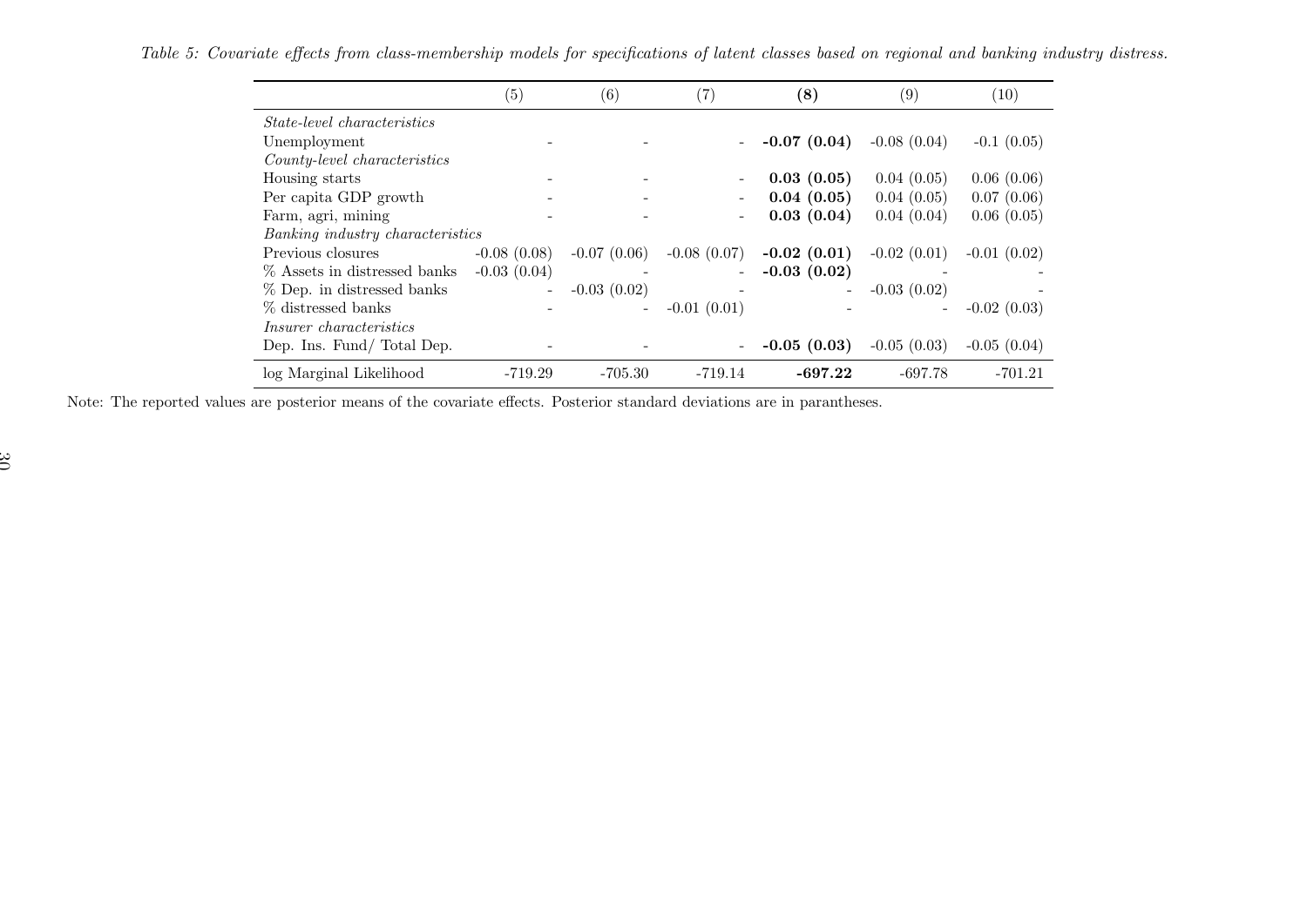*Table 5: Covariate effects from class-membership models for specifications of latent classes based on regional and banking industry distress.*

| | (5) | (6) | (7) | **(8)** | (9) | (10) |
|---|---|---|---|---|---|---|
| *State-level characteristics* | | | | | | |
| Unemployment | - | - | - | **-0.07 (0.04)** | -0.08 (0.04) | -0.1 (0.05) |
| *County-level characteristics* | | | | | | |
| Housing starts | - | - | - | **0.03 (0.05)** | 0.04 (0.05) | 0.06 (0.06) |
| Per capita GDP growth | - | - | - | **0.04 (0.05)** | 0.04 (0.05) | 0.07 (0.06) |
| Farm, agri, mining | - | - | - | **0.03 (0.04)** | 0.04 (0.04) | 0.06 (0.05) |
| *Banking industry characteristics* | | | | | | |
| Previous closures | -0.08 (0.08) | -0.07 (0.06) | -0.08 (0.07) | **-0.02 (0.01)** | -0.02 (0.01) | -0.01 (0.02) |
| % Assets in distressed banks | -0.03 (0.04) | - | - | **-0.03 (0.02)** | - | - |
| % Dep. in distressed banks | - | -0.03 (0.02) | - | - | -0.03 (0.02) | - |
| % distressed banks | - | - | -0.01 (0.01) | - | - | -0.02 (0.03) |
| *Insurer characteristics* | | | | | | |
| Dep. Ins. Fund/ Total Dep. | - | - | - | **-0.05 (0.03)** | -0.05 (0.03) | -0.05 (0.04) |
| log Marginal Likelihood | -719.29 | -705.30 | -719.14 | **-697.22** | -697.78 | -701.21 |

Note: The reported values are posterior means of the covariate effects. Posterior standard deviations are in parantheses.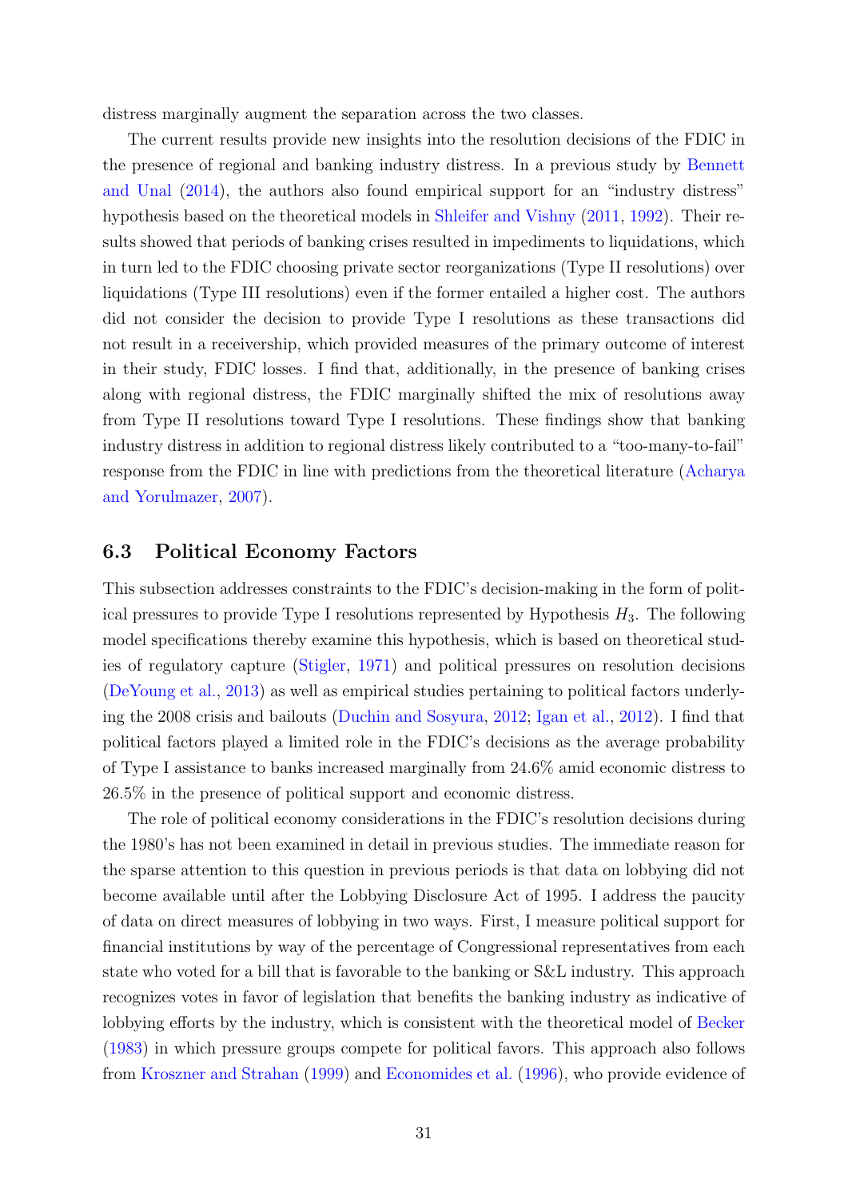distress marginally augment the separation across the two classes.

The current results provide new insights into the resolution decisions of the FDIC in the presence of regional and banking industry distress. In a previous study by Bennett and Unal (2014), the authors also found empirical support for an "industry distress" hypothesis based on the theoretical models in Shleifer and Vishny (2011, 1992). Their results showed that periods of banking crises resulted in impediments to liquidations, which in turn led to the FDIC choosing private sector reorganizations (Type II resolutions) over liquidations (Type III resolutions) even if the former entailed a higher cost. The authors did not consider the decision to provide Type I resolutions as these transactions did not result in a receivership, which provided measures of the primary outcome of interest in their study, FDIC losses. I find that, additionally, in the presence of banking crises along with regional distress, the FDIC marginally shifted the mix of resolutions away from Type II resolutions toward Type I resolutions. These findings show that banking industry distress in addition to regional distress likely contributed to a "too-many-to-fail" response from the FDIC in line with predictions from the theoretical literature (Acharya and Yorulmazer, 2007).

## 6.3 Political Economy Factors

This subsection addresses constraints to the FDIC's decision-making in the form of political pressures to provide Type I resolutions represented by Hypothesis $H_3$. The following model specifications thereby examine this hypothesis, which is based on theoretical studies of regulatory capture (Stigler, 1971) and political pressures on resolution decisions (DeYoung et al., 2013) as well as empirical studies pertaining to political factors underlying the 2008 crisis and bailouts (Duchin and Sosyura, 2012; Igan et al., 2012). I find that political factors played a limited role in the FDIC's decisions as the average probability of Type I assistance to banks increased marginally from 24.6% amid economic distress to 26.5% in the presence of political support and economic distress.

The role of political economy considerations in the FDIC's resolution decisions during the 1980's has not been examined in detail in previous studies. The immediate reason for the sparse attention to this question in previous periods is that data on lobbying did not become available until after the Lobbying Disclosure Act of 1995. I address the paucity of data on direct measures of lobbying in two ways. First, I measure political support for financial institutions by way of the percentage of Congressional representatives from each state who voted for a bill that is favorable to the banking or S&L industry. This approach recognizes votes in favor of legislation that benefits the banking industry as indicative of lobbying efforts by the industry, which is consistent with the theoretical model of Becker (1983) in which pressure groups compete for political favors. This approach also follows from Kroszner and Strahan (1999) and Economides et al. (1996), who provide evidence of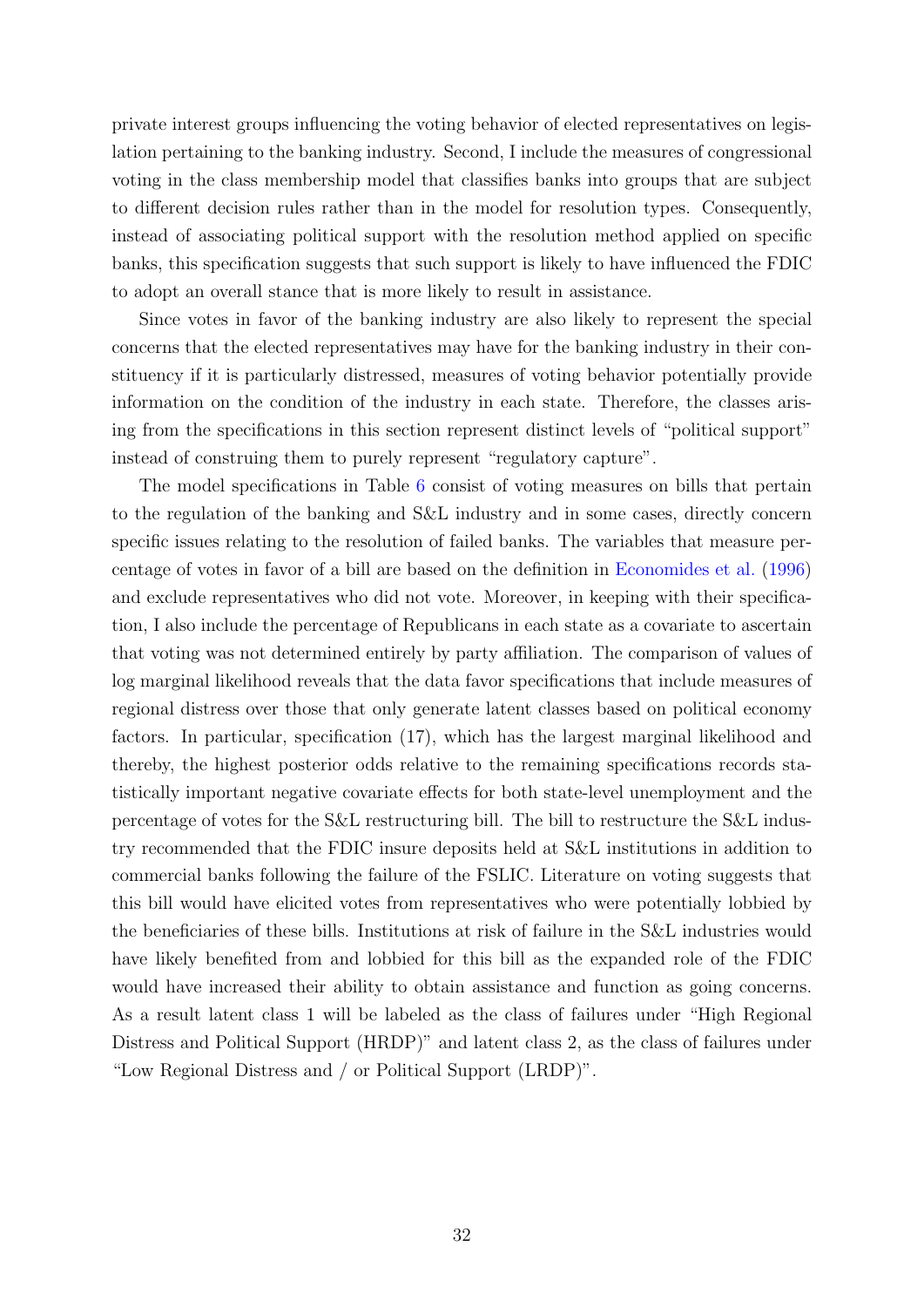private interest groups influencing the voting behavior of elected representatives on legislation pertaining to the banking industry. Second, I include the measures of congressional voting in the class membership model that classifies banks into groups that are subject to different decision rules rather than in the model for resolution types. Consequently, instead of associating political support with the resolution method applied on specific banks, this specification suggests that such support is likely to have influenced the FDIC to adopt an overall stance that is more likely to result in assistance.

Since votes in favor of the banking industry are also likely to represent the special concerns that the elected representatives may have for the banking industry in their constituency if it is particularly distressed, measures of voting behavior potentially provide information on the condition of the industry in each state. Therefore, the classes arising from the specifications in this section represent distinct levels of "political support" instead of construing them to purely represent "regulatory capture".

The model specifications in Table 6 consist of voting measures on bills that pertain to the regulation of the banking and S&L industry and in some cases, directly concern specific issues relating to the resolution of failed banks. The variables that measure percentage of votes in favor of a bill are based on the definition in Economides et al. (1996) and exclude representatives who did not vote. Moreover, in keeping with their specification, I also include the percentage of Republicans in each state as a covariate to ascertain that voting was not determined entirely by party affiliation. The comparison of values of log marginal likelihood reveals that the data favor specifications that include measures of regional distress over those that only generate latent classes based on political economy factors. In particular, specification (17), which has the largest marginal likelihood and thereby, the highest posterior odds relative to the remaining specifications records statistically important negative covariate effects for both state-level unemployment and the percentage of votes for the S&L restructuring bill. The bill to restructure the S&L industry recommended that the FDIC insure deposits held at S&L institutions in addition to commercial banks following the failure of the FSLIC. Literature on voting suggests that this bill would have elicited votes from representatives who were potentially lobbied by the beneficiaries of these bills. Institutions at risk of failure in the S&L industries would have likely benefited from and lobbied for this bill as the expanded role of the FDIC would have increased their ability to obtain assistance and function as going concerns. As a result latent class 1 will be labeled as the class of failures under "High Regional Distress and Political Support (HRDP)" and latent class 2, as the class of failures under "Low Regional Distress and / or Political Support (LRDP)".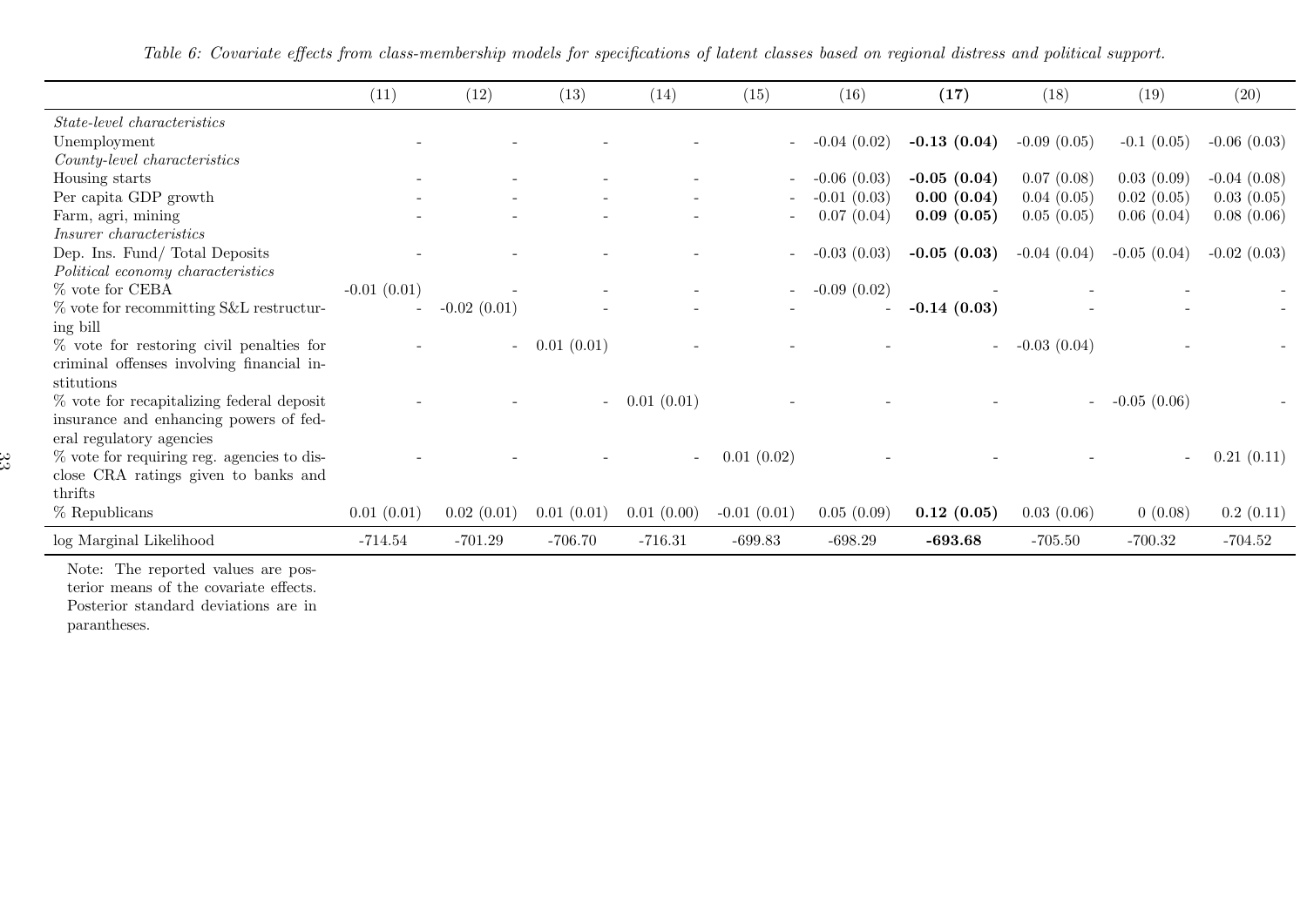*Table 6: Covariate effects from class-membership models for specifications of latent classes based on regional distress and political support.*

| | (11) | (12) | (13) | (14) | (15) | (16) | **(17)** | (18) | (19) | (20) |
|---|---|---|---|---|---|---|---|---|---|---|
| *State-level characteristics* | | | | | | | | | | |
| Unemployment | - | - | - | - | - | -0.04 (0.02) | **-0.13 (0.04)** | -0.09 (0.05) | -0.1 (0.05) | -0.06 (0.03) |
| *County-level characteristics* | | | | | | | | | | |
| Housing starts | - | - | - | - | - | -0.06 (0.03) | **-0.05 (0.04)** | 0.07 (0.08) | 0.03 (0.09) | -0.04 (0.08) |
| Per capita GDP growth | - | - | - | - | - | -0.01 (0.03) | **0.00 (0.04)** | 0.04 (0.05) | 0.02 (0.05) | 0.03 (0.05) |
| Farm, agri, mining | - | - | - | - | - | 0.07 (0.04) | **0.09 (0.05)** | 0.05 (0.05) | 0.06 (0.04) | 0.08 (0.06) |
| *Insurer characteristics* | | | | | | | | | | |
| Dep. Ins. Fund/ Total Deposits | - | - | - | - | - | -0.03 (0.03) | **-0.05 (0.03)** | -0.04 (0.04) | -0.05 (0.04) | -0.02 (0.03) |
| *Political economy characteristics* | | | | | | | | | | |
| % vote for CEBA | -0.01 (0.01) | - | - | - | - | -0.09 (0.02) | - | - | - | - |
| % vote for recommitting S&L restructuring bill | - | -0.02 (0.01) | - | - | - | - | **-0.14 (0.03)** | - | - | - |
| % vote for restoring civil penalties for criminal offenses involving financial institutions | - | - | 0.01 (0.01) | - | - | - | - | -0.03 (0.04) | - | - |
| % vote for recapitalizing federal deposit insurance and enhancing powers of federal regulatory agencies | - | - | - | 0.01 (0.01) | - | - | - | - | -0.05 (0.06) | - |
| % vote for requiring reg. agencies to disclose CRA ratings given to banks and thrifts | - | - | - | - | 0.01 (0.02) | - | - | - | - | 0.21 (0.11) |
| % Republicans | 0.01 (0.01) | 0.02 (0.01) | 0.01 (0.01) | 0.01 (0.00) | -0.01 (0.01) | 0.05 (0.09) | **0.12 (0.05)** | 0.03 (0.06) | 0 (0.08) | 0.2 (0.11) |
| log Marginal Likelihood | -714.54 | -701.29 | -706.70 | -716.31 | -699.83 | -698.29 | **-693.68** | -705.50 | -700.32 | -704.52 |

Note: The reported values are posterior means of the covariate effects. Posterior standard deviations are in parantheses.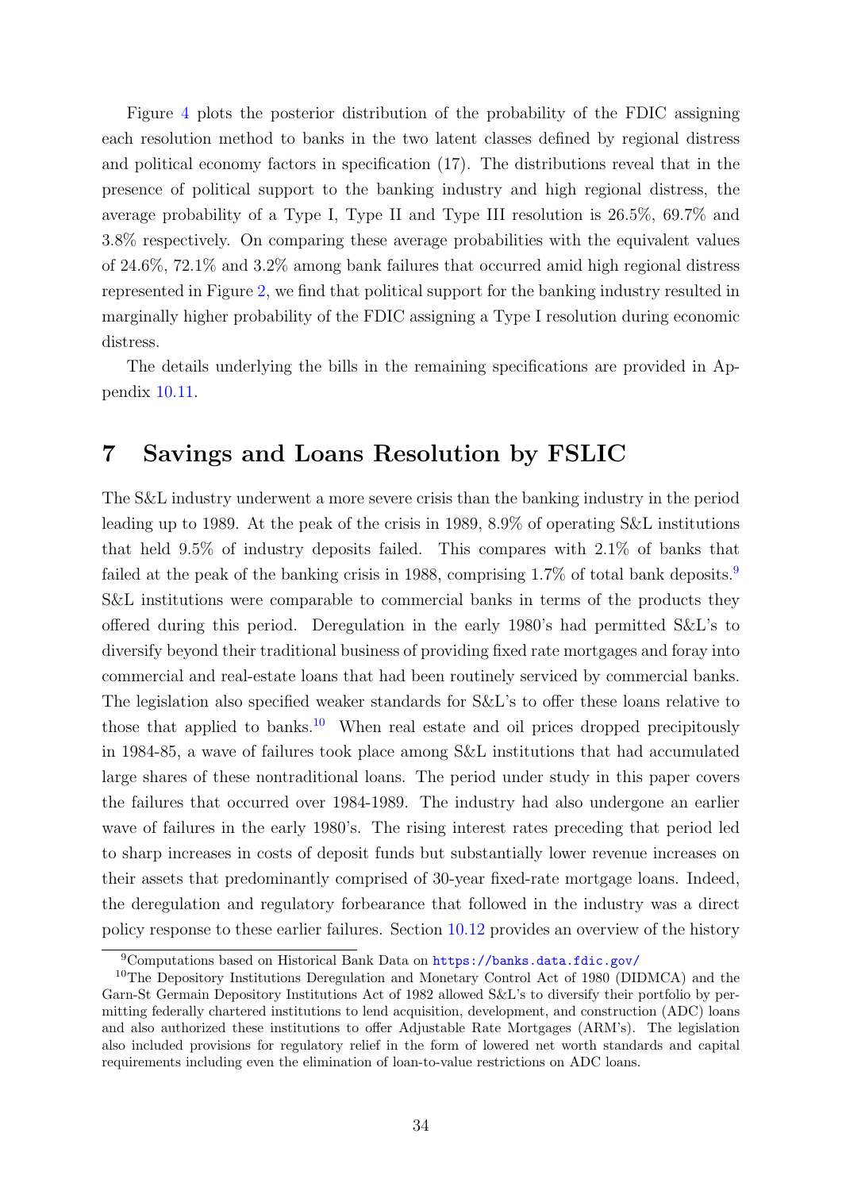Figure 4 plots the posterior distribution of the probability of the FDIC assigning each resolution method to banks in the two latent classes defined by regional distress and political economy factors in specification (17). The distributions reveal that in the presence of political support to the banking industry and high regional distress, the average probability of a Type I, Type II and Type III resolution is 26.5%, 69.7% and 3.8% respectively. On comparing these average probabilities with the equivalent values of 24.6%, 72.1% and 3.2% among bank failures that occurred amid high regional distress represented in Figure 2, we find that political support for the banking industry resulted in marginally higher probability of the FDIC assigning a Type I resolution during economic distress.

The details underlying the bills in the remaining specifications are provided in Appendix 10.11.

# 7 Savings and Loans Resolution by FSLIC

The S&L industry underwent a more severe crisis than the banking industry in the period leading up to 1989. At the peak of the crisis in 1989, 8.9% of operating S&L institutions that held 9.5% of industry deposits failed. This compares with 2.1% of banks that failed at the peak of the banking crisis in 1988, comprising 1.7% of total bank deposits.[9] S&L institutions were comparable to commercial banks in terms of the products they offered during this period. Deregulation in the early 1980's had permitted S&L's to diversify beyond their traditional business of providing fixed rate mortgages and foray into commercial and real-estate loans that had been routinely serviced by commercial banks. The legislation also specified weaker standards for S&L's to offer these loans relative to those that applied to banks.[10] When real estate and oil prices dropped precipitously in 1984-85, a wave of failures took place among S&L institutions that had accumulated large shares of these nontraditional loans. The period under study in this paper covers the failures that occurred over 1984-1989. The industry had also undergone an earlier wave of failures in the early 1980's. The rising interest rates preceding that period led to sharp increases in costs of deposit funds but substantially lower revenue increases on their assets that predominantly comprised of 30-year fixed-rate mortgage loans. Indeed, the deregulation and regulatory forbearance that followed in the industry was a direct policy response to these earlier failures. Section 10.12 provides an overview of the history

[9] Computations based on Historical Bank Data on https://banks.data.fdic.gov/

[10] The Depository Institutions Deregulation and Monetary Control Act of 1980 (DIDMCA) and the Garn-St Germain Depository Institutions Act of 1982 allowed S&L's to diversify their portfolio by permitting federally chartered institutions to lend acquisition, development, and construction (ADC) loans and also authorized these institutions to offer Adjustable Rate Mortgages (ARM's). The legislation also included provisions for regulatory relief in the form of lowered net worth standards and capital requirements including even the elimination of loan-to-value restrictions on ADC loans.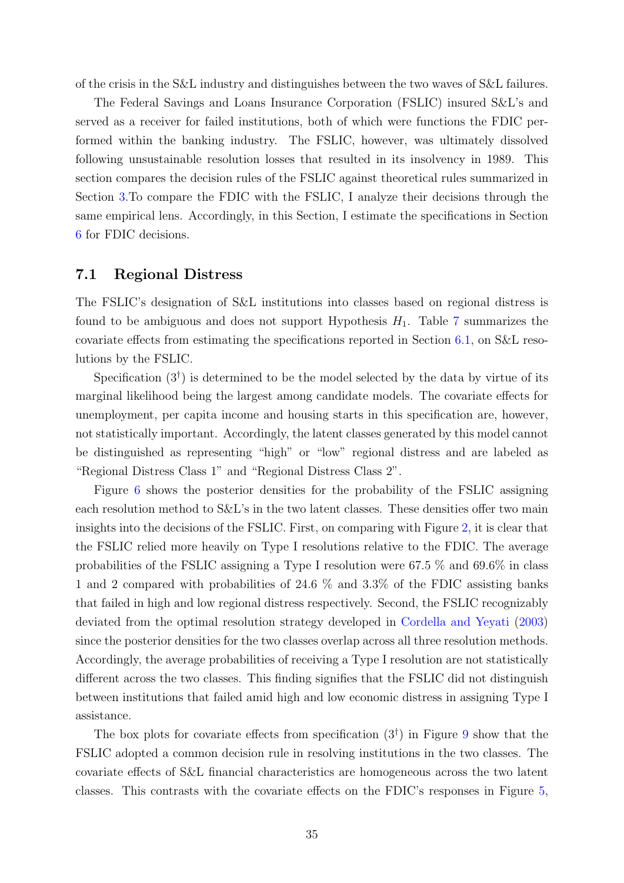of the crisis in the S&L industry and distinguishes between the two waves of S&L failures.

The Federal Savings and Loans Insurance Corporation (FSLIC) insured S&L's and served as a receiver for failed institutions, both of which were functions the FDIC performed within the banking industry. The FSLIC, however, was ultimately dissolved following unsustainable resolution losses that resulted in its insolvency in 1989. This section compares the decision rules of the FSLIC against theoretical rules summarized in Section 3.To compare the FDIC with the FSLIC, I analyze their decisions through the same empirical lens. Accordingly, in this Section, I estimate the specifications in Section 6 for FDIC decisions.

## 7.1 Regional Distress

The FSLIC's designation of S&L institutions into classes based on regional distress is found to be ambiguous and does not support Hypothesis $H_1$. Table 7 summarizes the covariate effects from estimating the specifications reported in Section 6.1, on S&L resolutions by the FSLIC.

Specification ($3^{\dagger}$) is determined to be the model selected by the data by virtue of its marginal likelihood being the largest among candidate models. The covariate effects for unemployment, per capita income and housing starts in this specification are, however, not statistically important. Accordingly, the latent classes generated by this model cannot be distinguished as representing "high" or "low" regional distress and are labeled as "Regional Distress Class 1" and "Regional Distress Class 2".

Figure 6 shows the posterior densities for the probability of the FSLIC assigning each resolution method to S&L's in the two latent classes. These densities offer two main insights into the decisions of the FSLIC. First, on comparing with Figure 2, it is clear that the FSLIC relied more heavily on Type I resolutions relative to the FDIC. The average probabilities of the FSLIC assigning a Type I resolution were 67.5 % and 69.6% in class 1 and 2 compared with probabilities of 24.6 % and 3.3% of the FDIC assisting banks that failed in high and low regional distress respectively. Second, the FSLIC recognizably deviated from the optimal resolution strategy developed in Cordella and Yeyati (2003) since the posterior densities for the two classes overlap across all three resolution methods. Accordingly, the average probabilities of receiving a Type I resolution are not statistically different across the two classes. This finding signifies that the FSLIC did not distinguish between institutions that failed amid high and low economic distress in assigning Type I assistance.

The box plots for covariate effects from specification ($3^{\dagger}$) in Figure 9 show that the FSLIC adopted a common decision rule in resolving institutions in the two classes. The covariate effects of S&L financial characteristics are homogeneous across the two latent classes. This contrasts with the covariate effects on the FDIC's responses in Figure 5,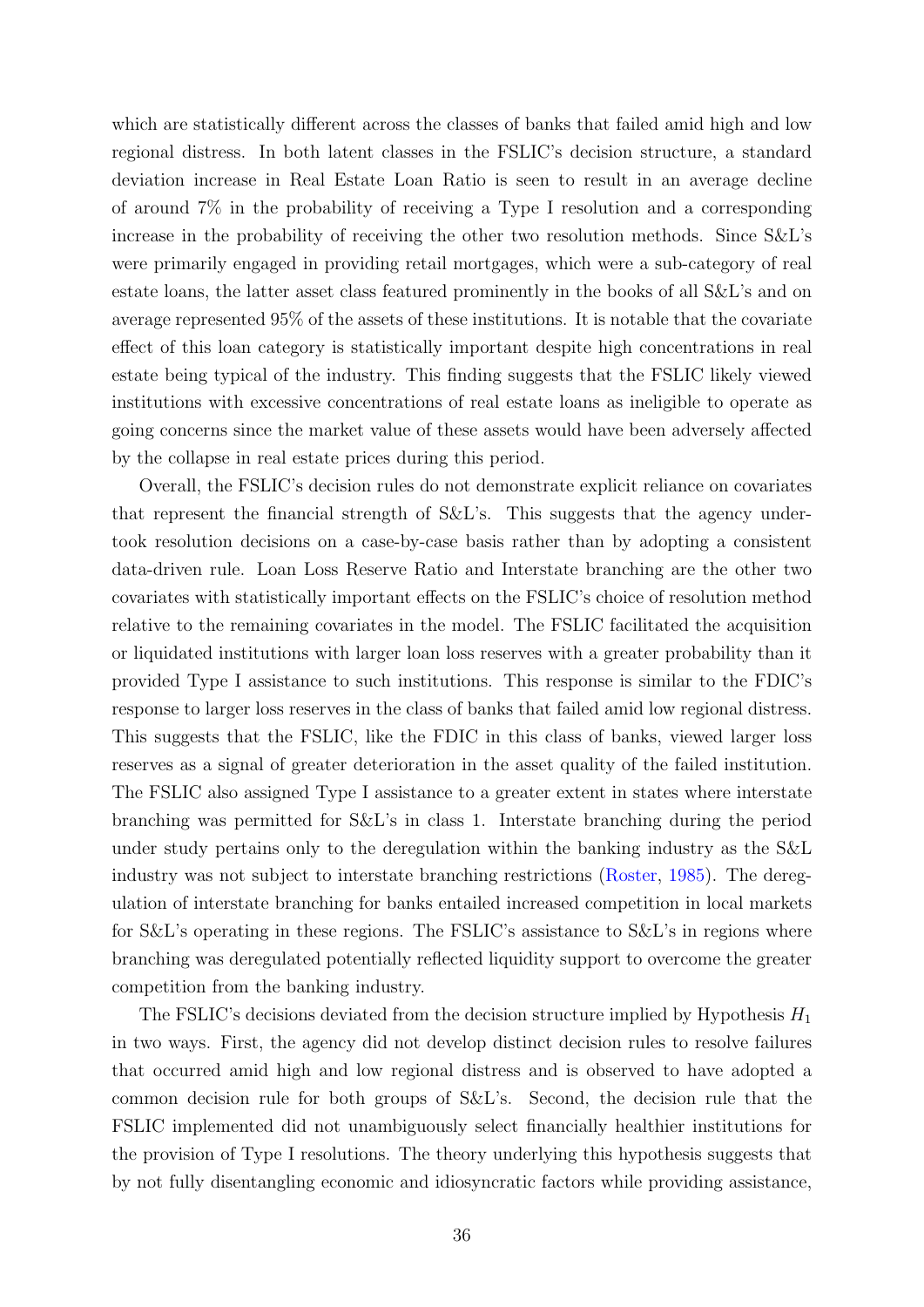which are statistically different across the classes of banks that failed amid high and low regional distress. In both latent classes in the FSLIC's decision structure, a standard deviation increase in Real Estate Loan Ratio is seen to result in an average decline of around 7% in the probability of receiving a Type I resolution and a corresponding increase in the probability of receiving the other two resolution methods. Since S&L's were primarily engaged in providing retail mortgages, which were a sub-category of real estate loans, the latter asset class featured prominently in the books of all S&L's and on average represented 95% of the assets of these institutions. It is notable that the covariate effect of this loan category is statistically important despite high concentrations in real estate being typical of the industry. This finding suggests that the FSLIC likely viewed institutions with excessive concentrations of real estate loans as ineligible to operate as going concerns since the market value of these assets would have been adversely affected by the collapse in real estate prices during this period.

Overall, the FSLIC's decision rules do not demonstrate explicit reliance on covariates that represent the financial strength of S&L's. This suggests that the agency undertook resolution decisions on a case-by-case basis rather than by adopting a consistent data-driven rule. Loan Loss Reserve Ratio and Interstate branching are the other two covariates with statistically important effects on the FSLIC's choice of resolution method relative to the remaining covariates in the model. The FSLIC facilitated the acquisition or liquidated institutions with larger loan loss reserves with a greater probability than it provided Type I assistance to such institutions. This response is similar to the FDIC's response to larger loss reserves in the class of banks that failed amid low regional distress. This suggests that the FSLIC, like the FDIC in this class of banks, viewed larger loss reserves as a signal of greater deterioration in the asset quality of the failed institution. The FSLIC also assigned Type I assistance to a greater extent in states where interstate branching was permitted for S&L's in class 1. Interstate branching during the period under study pertains only to the deregulation within the banking industry as the S&L industry was not subject to interstate branching restrictions (Roster, 1985). The deregulation of interstate branching for banks entailed increased competition in local markets for S&L's operating in these regions. The FSLIC's assistance to S&L's in regions where branching was deregulated potentially reflected liquidity support to overcome the greater competition from the banking industry.

The FSLIC's decisions deviated from the decision structure implied by Hypothesis $H_1$ in two ways. First, the agency did not develop distinct decision rules to resolve failures that occurred amid high and low regional distress and is observed to have adopted a common decision rule for both groups of S&L's. Second, the decision rule that the FSLIC implemented did not unambiguously select financially healthier institutions for the provision of Type I resolutions. The theory underlying this hypothesis suggests that by not fully disentangling economic and idiosyncratic factors while providing assistance,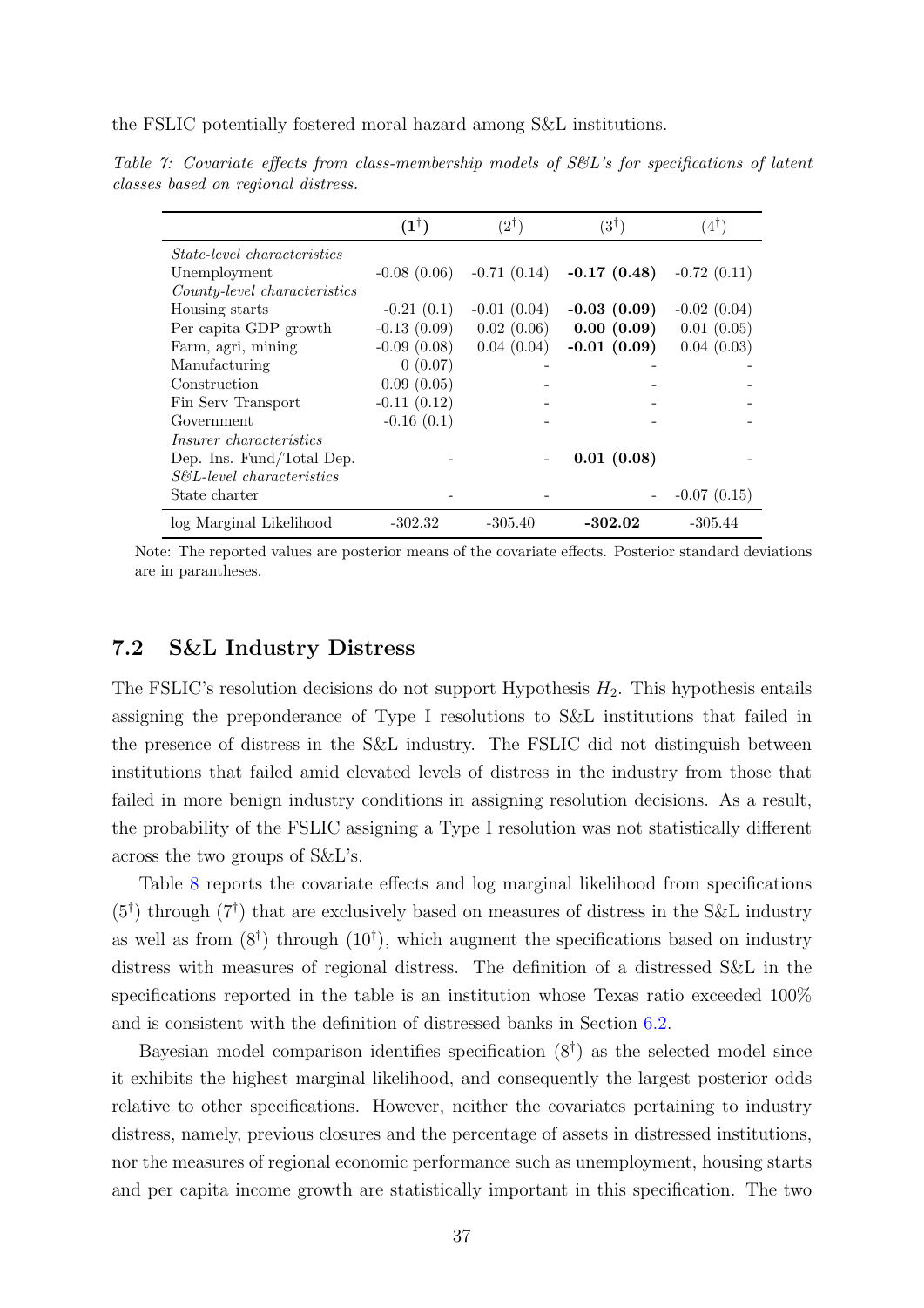the FSLIC potentially fostered moral hazard among S&L institutions.

*Table 7: Covariate effects from class-membership models of S&L's for specifications of latent classes based on regional distress.*

| | $(1^{\dagger})$ | $(2^{\dagger})$ | $(3^{\dagger})$ | $(4^{\dagger})$ |
|---|---|---|---|---|
| *State-level characteristics* | | | | |
| Unemployment | -0.08 (0.06) | -0.71 (0.14) | **-0.17 (0.48)** | -0.72 (0.11) |
| *County-level characteristics* | | | | |
| Housing starts | -0.21 (0.1) | -0.01 (0.04) | **-0.03 (0.09)** | -0.02 (0.04) |
| Per capita GDP growth | -0.13 (0.09) | 0.02 (0.06) | **0.00 (0.09)** | 0.01 (0.05) |
| Farm, agri, mining | -0.09 (0.08) | 0.04 (0.04) | **-0.01 (0.09)** | 0.04 (0.03) |
| Manufacturing | 0 (0.07) | - | - | - |
| Construction | 0.09 (0.05) | - | - | - |
| Fin Serv Transport | -0.11 (0.12) | - | - | - |
| Government | -0.16 (0.1) | - | - | - |
| *Insurer characteristics* | | | | |
| Dep. Ins. Fund/Total Dep. | - | - | **0.01 (0.08)** | - |
| *S&L-level characteristics* | | | | |
| State charter | - | - | - | -0.07 (0.15) |
| log Marginal Likelihood | -302.32 | -305.40 | **-302.02** | -305.44 |

Note: The reported values are posterior means of the covariate effects. Posterior standard deviations are in parantheses.

## 7.2 S&L Industry Distress

The FSLIC's resolution decisions do not support Hypothesis $H_2$. This hypothesis entails assigning the preponderance of Type I resolutions to S&L institutions that failed in the presence of distress in the S&L industry. The FSLIC did not distinguish between institutions that failed amid elevated levels of distress in the industry from those that failed in more benign industry conditions in assigning resolution decisions. As a result, the probability of the FSLIC assigning a Type I resolution was not statistically different across the two groups of S&L's.

Table 8 reports the covariate effects and log marginal likelihood from specifications $(5^{\dagger})$ through $(7^{\dagger})$ that are exclusively based on measures of distress in the S&L industry as well as from $(8^{\dagger})$ through $(10^{\dagger})$, which augment the specifications based on industry distress with measures of regional distress. The definition of a distressed S&L in the specifications reported in the table is an institution whose Texas ratio exceeded 100% and is consistent with the definition of distressed banks in Section 6.2.

Bayesian model comparison identifies specification $(8^{\dagger})$ as the selected model since it exhibits the highest marginal likelihood, and consequently the largest posterior odds relative to other specifications. However, neither the covariates pertaining to industry distress, namely, previous closures and the percentage of assets in distressed institutions, nor the measures of regional economic performance such as unemployment, housing starts and per capita income growth are statistically important in this specification. The two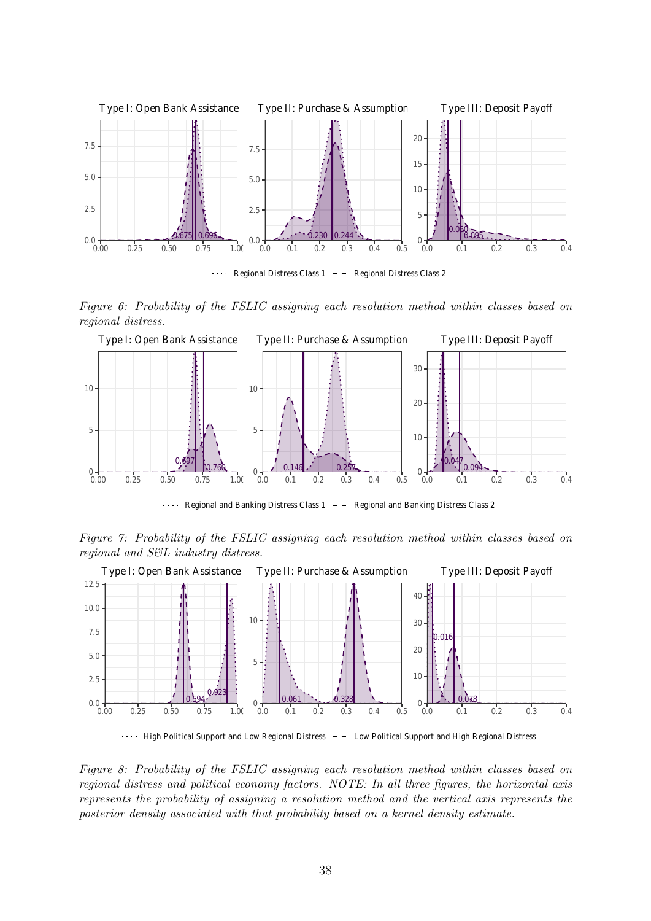*Figure 6: Probability of the FSLIC assigning each resolution method within classes based on regional distress.*

*Figure 7: Probability of the FSLIC assigning each resolution method within classes based on regional and S&L industry distress.*

*Figure 8: Probability of the FSLIC assigning each resolution method within classes based on regional distress and political economy factors. NOTE: In all three figures, the horizontal axis represents the probability of assigning a resolution method and the vertical axis represents the posterior density associated with that probability based on a kernel density estimate.*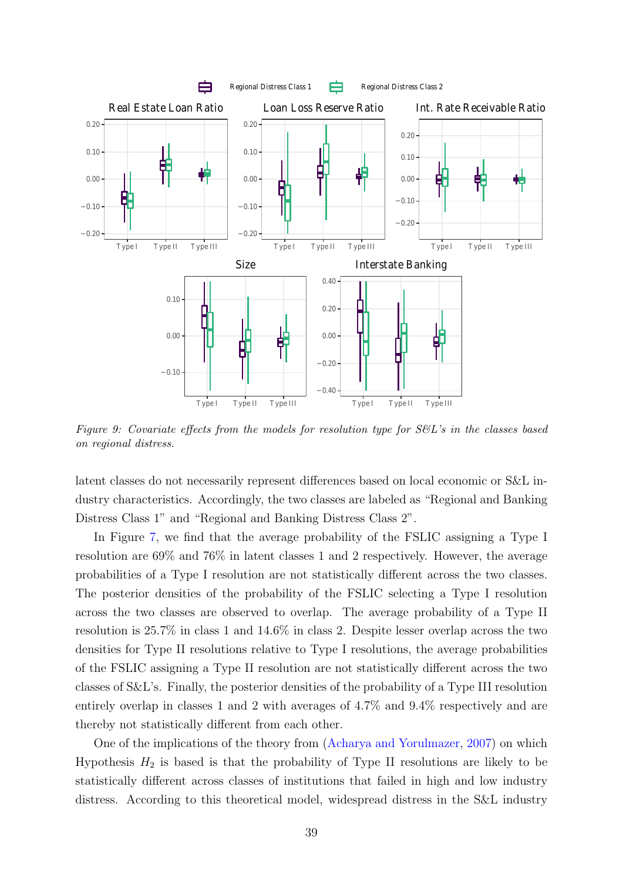*Figure 9: Covariate effects from the models for resolution type for S&L's in the classes based on regional distress.*

latent classes do not necessarily represent differences based on local economic or S&L industry characteristics. Accordingly, the two classes are labeled as "Regional and Banking Distress Class 1" and "Regional and Banking Distress Class 2".

In Figure 7, we find that the average probability of the FSLIC assigning a Type I resolution are 69% and 76% in latent classes 1 and 2 respectively. However, the average probabilities of a Type I resolution are not statistically different across the two classes. The posterior densities of the probability of the FSLIC selecting a Type I resolution across the two classes are observed to overlap. The average probability of a Type II resolution is 25.7% in class 1 and 14.6% in class 2. Despite lesser overlap across the two densities for Type II resolutions relative to Type I resolutions, the average probabilities of the FSLIC assigning a Type II resolution are not statistically different across the two classes of S&L's. Finally, the posterior densities of the probability of a Type III resolution entirely overlap in classes 1 and 2 with averages of 4.7% and 9.4% respectively and are thereby not statistically different from each other.

One of the implications of the theory from (Acharya and Yorulmazer, 2007) on which Hypothesis $H_2$ is based is that the probability of Type II resolutions are likely to be statistically different across classes of institutions that failed in high and low industry distress. According to this theoretical model, widespread distress in the S&L industry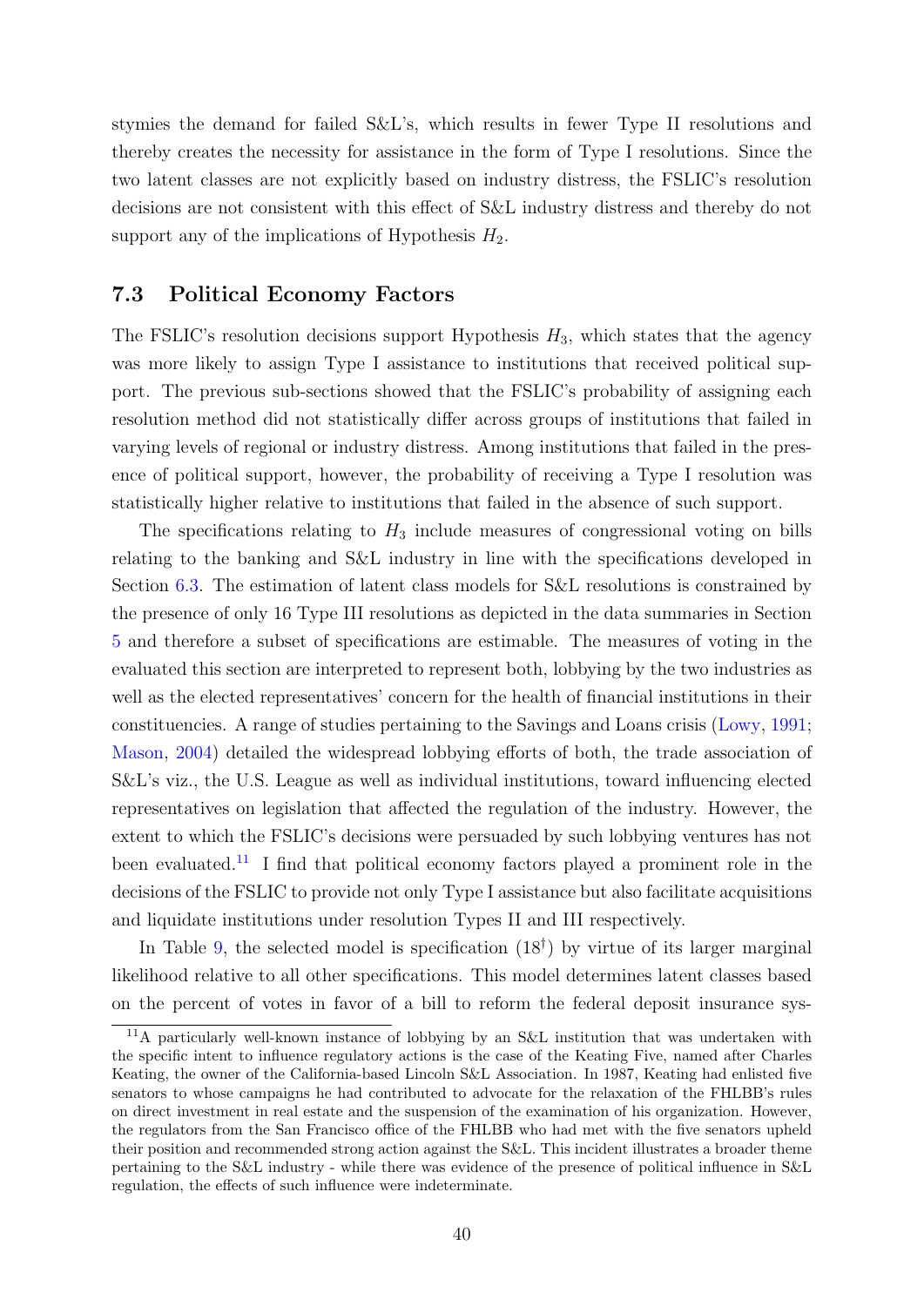stymies the demand for failed S&L's, which results in fewer Type II resolutions and thereby creates the necessity for assistance in the form of Type I resolutions. Since the two latent classes are not explicitly based on industry distress, the FSLIC's resolution decisions are not consistent with this effect of S&L industry distress and thereby do not support any of the implications of Hypothesis $H_2$.

## 7.3 Political Economy Factors

The FSLIC's resolution decisions support Hypothesis $H_3$, which states that the agency was more likely to assign Type I assistance to institutions that received political support. The previous sub-sections showed that the FSLIC's probability of assigning each resolution method did not statistically differ across groups of institutions that failed in varying levels of regional or industry distress. Among institutions that failed in the presence of political support, however, the probability of receiving a Type I resolution was statistically higher relative to institutions that failed in the absence of such support.

The specifications relating to $H_3$ include measures of congressional voting on bills relating to the banking and S&L industry in line with the specifications developed in Section 6.3. The estimation of latent class models for S&L resolutions is constrained by the presence of only 16 Type III resolutions as depicted in the data summaries in Section 5 and therefore a subset of specifications are estimable. The measures of voting in the evaluated this section are interpreted to represent both, lobbying by the two industries as well as the elected representatives' concern for the health of financial institutions in their constituencies. A range of studies pertaining to the Savings and Loans crisis (Lowy, 1991; Mason, 2004) detailed the widespread lobbying efforts of both, the trade association of S&L's viz., the U.S. League as well as individual institutions, toward influencing elected representatives on legislation that affected the regulation of the industry. However, the extent to which the FSLIC's decisions were persuaded by such lobbying ventures has not been evaluated.[11] I find that political economy factors played a prominent role in the decisions of the FSLIC to provide not only Type I assistance but also facilitate acquisitions and liquidate institutions under resolution Types II and III respectively.

In Table 9, the selected model is specification ($18^{\dagger}$) by virtue of its larger marginal likelihood relative to all other specifications. This model determines latent classes based on the percent of votes in favor of a bill to reform the federal deposit insurance sys-

[11] A particularly well-known instance of lobbying by an S&L institution that was undertaken with the specific intent to influence regulatory actions is the case of the Keating Five, named after Charles Keating, the owner of the California-based Lincoln S&L Association. In 1987, Keating had enlisted five senators to whose campaigns he had contributed to advocate for the relaxation of the FHLBB's rules on direct investment in real estate and the suspension of the examination of his organization. However, the regulators from the San Francisco office of the FHLBB who had met with the five senators upheld their position and recommended strong action against the S&L. This incident illustrates a broader theme pertaining to the S&L industry - while there was evidence of the presence of political influence in S&L regulation, the effects of such influence were indeterminate.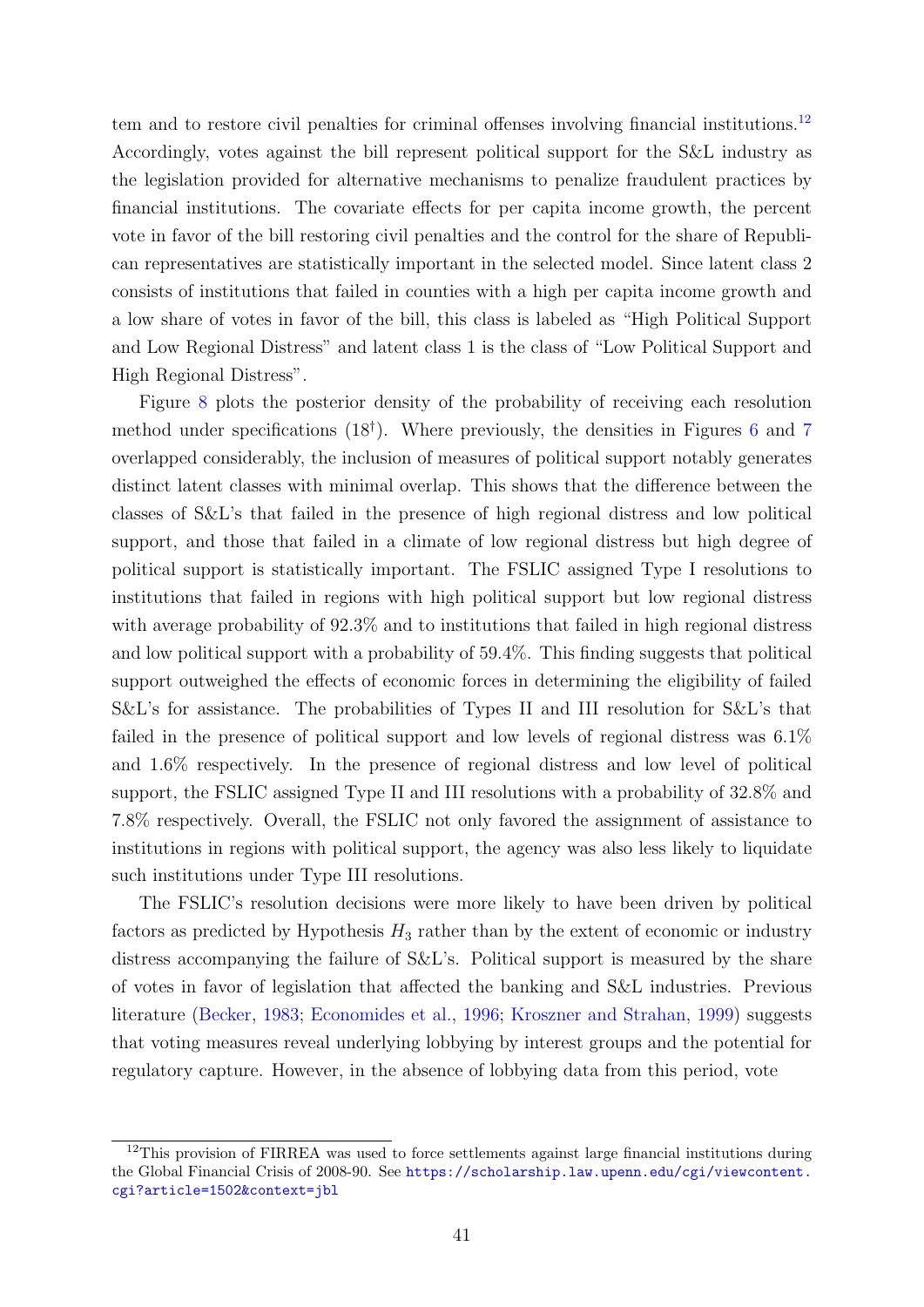tem and to restore civil penalties for criminal offenses involving financial institutions.[12] Accordingly, votes against the bill represent political support for the S&L industry as the legislation provided for alternative mechanisms to penalize fraudulent practices by financial institutions. The covariate effects for per capita income growth, the percent vote in favor of the bill restoring civil penalties and the control for the share of Republican representatives are statistically important in the selected model. Since latent class 2 consists of institutions that failed in counties with a high per capita income growth and a low share of votes in favor of the bill, this class is labeled as "High Political Support and Low Regional Distress" and latent class 1 is the class of "Low Political Support and High Regional Distress".

Figure 8 plots the posterior density of the probability of receiving each resolution method under specifications ($18^{\dagger}$). Where previously, the densities in Figures 6 and 7 overlapped considerably, the inclusion of measures of political support notably generates distinct latent classes with minimal overlap. This shows that the difference between the classes of S&L's that failed in the presence of high regional distress and low political support, and those that failed in a climate of low regional distress but high degree of political support is statistically important. The FSLIC assigned Type I resolutions to institutions that failed in regions with high political support but low regional distress with average probability of 92.3% and to institutions that failed in high regional distress and low political support with a probability of 59.4%. This finding suggests that political support outweighed the effects of economic forces in determining the eligibility of failed S&L's for assistance. The probabilities of Types II and III resolution for S&L's that failed in the presence of political support and low levels of regional distress was 6.1% and 1.6% respectively. In the presence of regional distress and low level of political support, the FSLIC assigned Type II and III resolutions with a probability of 32.8% and 7.8% respectively. Overall, the FSLIC not only favored the assignment of assistance to institutions in regions with political support, the agency was also less likely to liquidate such institutions under Type III resolutions.

The FSLIC's resolution decisions were more likely to have been driven by political factors as predicted by Hypothesis $H_3$ rather than by the extent of economic or industry distress accompanying the failure of S&L's. Political support is measured by the share of votes in favor of legislation that affected the banking and S&L industries. Previous literature (Becker, 1983; Economides et al., 1996; Kroszner and Strahan, 1999) suggests that voting measures reveal underlying lobbying by interest groups and the potential for regulatory capture. However, in the absence of lobbying data from this period, vote

[12] This provision of FIRREA was used to force settlements against large financial institutions during the Global Financial Crisis of 2008-90. See https://scholarship.law.upenn.edu/cgi/viewcontent.cgi?article=1502&context=jbl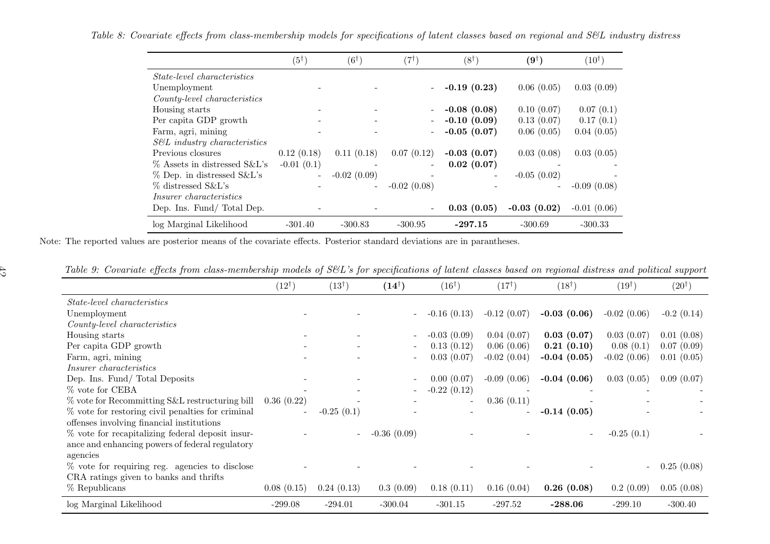*Table 8: Covariate effects from class-membership models for specifications of latent classes based on regional and S&L industry distress*

| | (5$^{\dagger}$) | (6$^{\dagger}$) | (7$^{\dagger}$) | (8$^{\dagger}$) | **(9$^{\dagger}$)** | (10$^{\dagger}$) |
|---|---|---|---|---|---|---|
| *State-level characteristics* | | | | | | |
| Unemployment | - | - | - | **-0.19 (0.23)** | 0.06 (0.05) | 0.03 (0.09) |
| *County-level characteristics* | | | | | | |
| Housing starts | - | - | - | **-0.08 (0.08)** | 0.10 (0.07) | 0.07 (0.1) |
| Per capita GDP growth | - | - | - | **-0.10 (0.09)** | 0.13 (0.07) | 0.17 (0.1) |
| Farm, agri, mining | - | - | - | **-0.05 (0.07)** | 0.06 (0.05) | 0.04 (0.05) |
| *S&L industry characteristics* | | | | | | |
| Previous closures | 0.12 (0.18) | 0.11 (0.18) | 0.07 (0.12) | **-0.03 (0.07)** | 0.03 (0.08) | 0.03 (0.05) |
| % Assets in distressed S&L's | -0.01 (0.1) | - | - | **0.02 (0.07)** | - | - |
| % Dep. in distressed S&L's | - | -0.02 (0.09) | - | - | -0.05 (0.02) | - |
| % distressed S&L's | - | - | -0.02 (0.08) | - | - | -0.09 (0.08) |
| *Insurer characteristics* | | | | | | |
| Dep. Ins. Fund/ Total Dep. | - | - | - | **0.03 (0.05)** | **-0.03 (0.02)** | -0.01 (0.06) |
| log Marginal Likelihood | -301.40 | -300.83 | -300.95 | **-297.15** | -300.69 | -300.33 |

Note: The reported values are posterior means of the covariate effects. Posterior standard deviations are in parantheses.

*Table 9: Covariate effects from class-membership models of S&L's for specifications of latent classes based on regional distress and political support*

| | (12$^{\dagger}$) | (13$^{\dagger}$) | **(14$^{\dagger}$)** | (16$^{\dagger}$) | (17$^{\dagger}$) | (18$^{\dagger}$) | (19$^{\dagger}$) | (20$^{\dagger}$) |
|---|---|---|---|---|---|---|---|---|
| *State-level characteristics* | | | | | | | | |
| Unemployment | - | - | - | -0.16 (0.13) | -0.12 (0.07) | **-0.03 (0.06)** | -0.02 (0.06) | -0.2 (0.14) |
| *County-level characteristics* | | | | | | | | |
| Housing starts | - | - | - | -0.03 (0.09) | 0.04 (0.07) | **0.03 (0.07)** | 0.03 (0.07) | 0.01 (0.08) |
| Per capita GDP growth | - | - | - | 0.13 (0.12) | 0.06 (0.06) | **0.21 (0.10)** | 0.08 (0.1) | 0.07 (0.09) |
| Farm, agri, mining | - | - | - | 0.03 (0.07) | -0.02 (0.04) | **-0.04 (0.05)** | -0.02 (0.06) | 0.01 (0.05) |
| *Insurer characteristics* | | | | | | | | |
| Dep. Ins. Fund/ Total Deposits | - | - | - | 0.00 (0.07) | -0.09 (0.06) | **-0.04 (0.06)** | 0.03 (0.05) | 0.09 (0.07) |
| % vote for CEBA | - | - | - | -0.22 (0.12) | - | - | - | - |
| % vote for Recommitting S&L restructuring bill | 0.36 (0.22) | - | - | - | 0.36 (0.11) | - | - | - |
| % vote for restoring civil penalties for criminal offenses involving financial institutions | - | -0.25 (0.1) | - | - | - | **-0.14 (0.05)** | - | - |
| % vote for recapitalizing federal deposit insurance and enhancing powers of federal regulatory agencies | - | - | -0.36 (0.09) | - | - | - | -0.25 (0.1) | - |
| % vote for requiring reg. agencies to disclose CRA ratings given to banks and thrifts | - | - | - | - | - | - | - | 0.25 (0.08) |
| % Republicans | 0.08 (0.15) | 0.24 (0.13) | 0.3 (0.09) | 0.18 (0.11) | 0.16 (0.04) | **0.26 (0.08)** | 0.2 (0.09) | 0.05 (0.08) |
| log Marginal Likelihood | -299.08 | -294.01 | -300.04 | -301.15 | -297.52 | **-288.06** | -299.10 | -300.40 |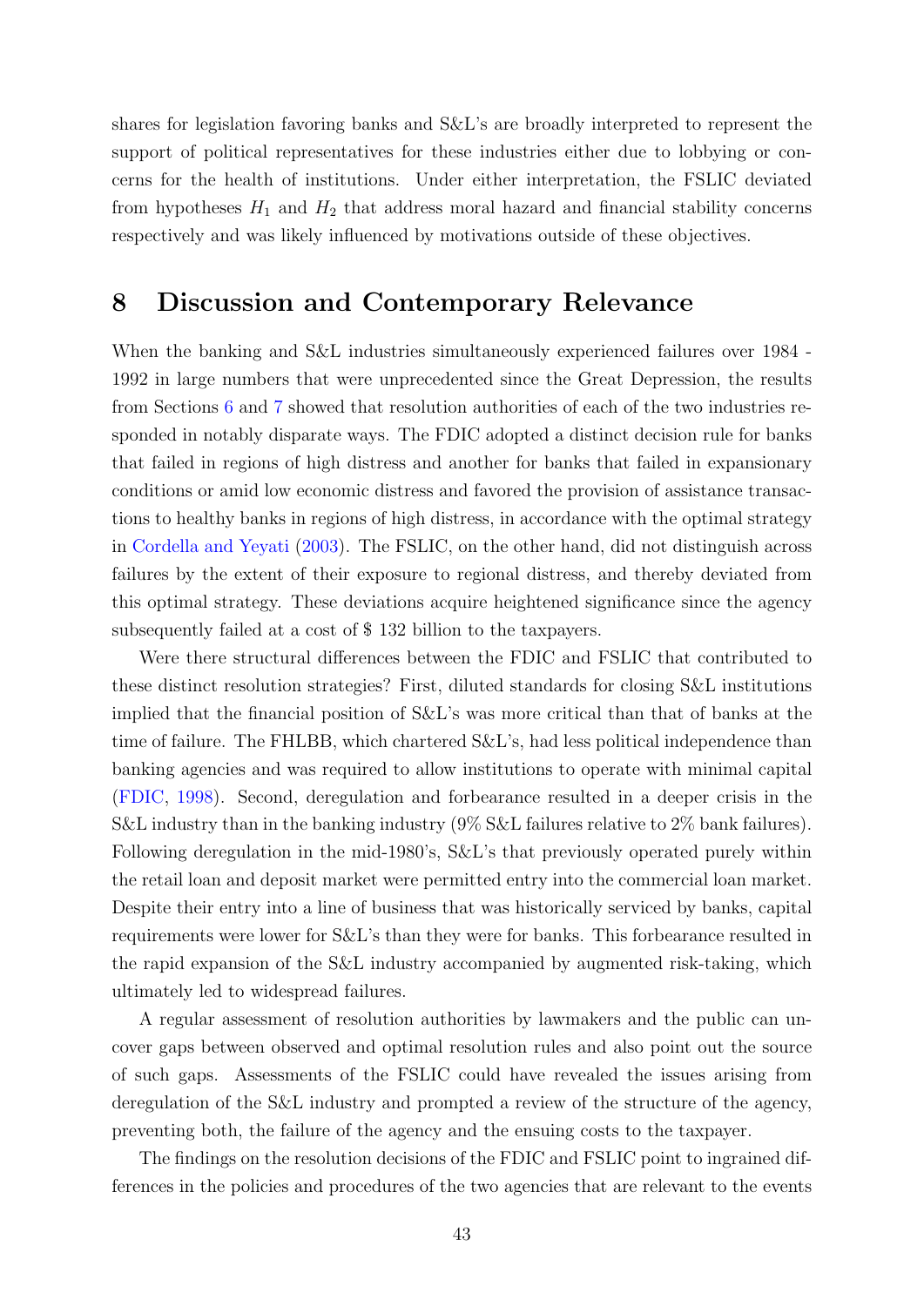shares for legislation favoring banks and S&L's are broadly interpreted to represent the support of political representatives for these industries either due to lobbying or concerns for the health of institutions. Under either interpretation, the FSLIC deviated from hypotheses $H_1$ and $H_2$ that address moral hazard and financial stability concerns respectively and was likely influenced by motivations outside of these objectives.

## 8 Discussion and Contemporary Relevance

When the banking and S&L industries simultaneously experienced failures over 1984 - 1992 in large numbers that were unprecedented since the Great Depression, the results from Sections 6 and 7 showed that resolution authorities of each of the two industries responded in notably disparate ways. The FDIC adopted a distinct decision rule for banks that failed in regions of high distress and another for banks that failed in expansionary conditions or amid low economic distress and favored the provision of assistance transactions to healthy banks in regions of high distress, in accordance with the optimal strategy in Cordella and Yeyati (2003). The FSLIC, on the other hand, did not distinguish across failures by the extent of their exposure to regional distress, and thereby deviated from this optimal strategy. These deviations acquire heightened significance since the agency subsequently failed at a cost of \$ 132 billion to the taxpayers.

Were there structural differences between the FDIC and FSLIC that contributed to these distinct resolution strategies? First, diluted standards for closing S&L institutions implied that the financial position of S&L's was more critical than that of banks at the time of failure. The FHLBB, which chartered S&L's, had less political independence than banking agencies and was required to allow institutions to operate with minimal capital (FDIC, 1998). Second, deregulation and forbearance resulted in a deeper crisis in the S&L industry than in the banking industry (9% S&L failures relative to 2% bank failures). Following deregulation in the mid-1980's, S&L's that previously operated purely within the retail loan and deposit market were permitted entry into the commercial loan market. Despite their entry into a line of business that was historically serviced by banks, capital requirements were lower for S&L's than they were for banks. This forbearance resulted in the rapid expansion of the S&L industry accompanied by augmented risk-taking, which ultimately led to widespread failures.

A regular assessment of resolution authorities by lawmakers and the public can uncover gaps between observed and optimal resolution rules and also point out the source of such gaps. Assessments of the FSLIC could have revealed the issues arising from deregulation of the S&L industry and prompted a review of the structure of the agency, preventing both, the failure of the agency and the ensuing costs to the taxpayer.

The findings on the resolution decisions of the FDIC and FSLIC point to ingrained differences in the policies and procedures of the two agencies that are relevant to the events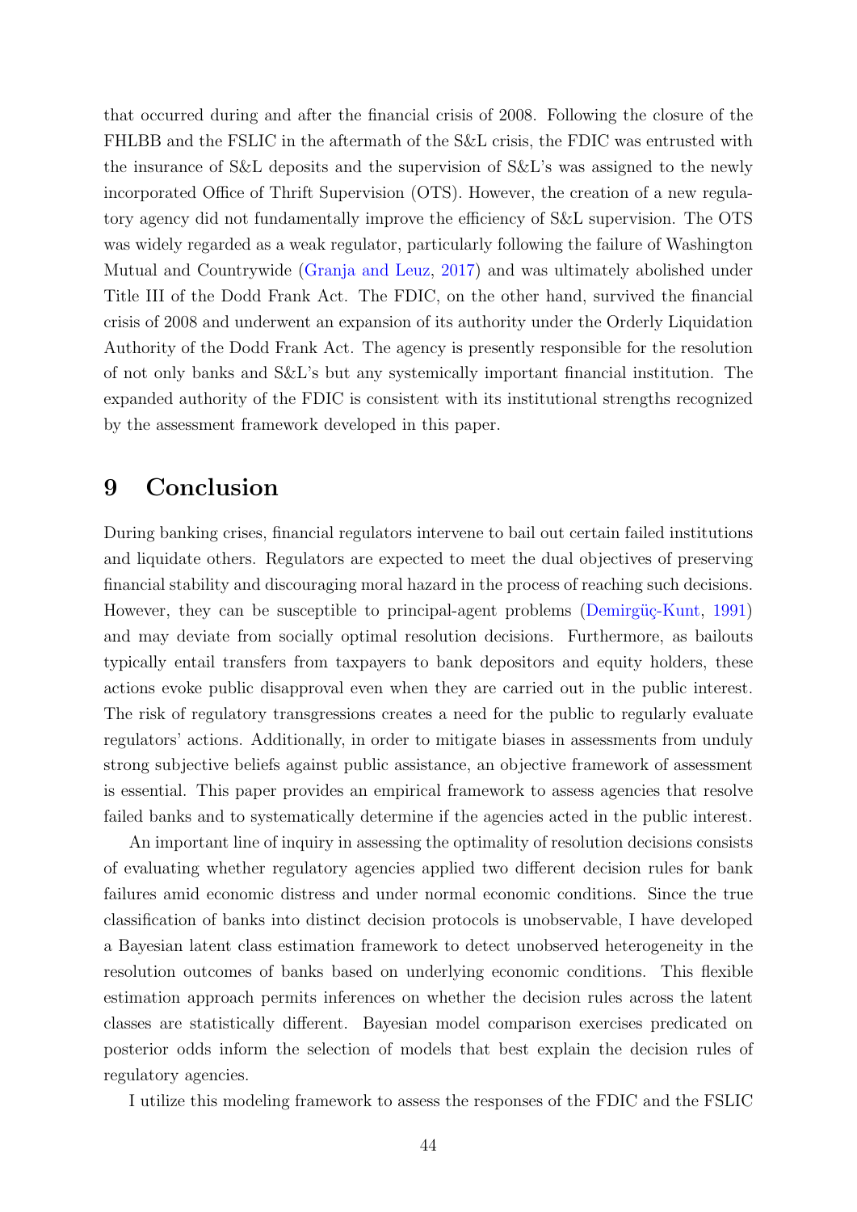that occurred during and after the financial crisis of 2008. Following the closure of the FHLBB and the FSLIC in the aftermath of the S&L crisis, the FDIC was entrusted with the insurance of S&L deposits and the supervision of S&L's was assigned to the newly incorporated Office of Thrift Supervision (OTS). However, the creation of a new regulatory agency did not fundamentally improve the efficiency of S&L supervision. The OTS was widely regarded as a weak regulator, particularly following the failure of Washington Mutual and Countrywide (Granja and Leuz, 2017) and was ultimately abolished under Title III of the Dodd Frank Act. The FDIC, on the other hand, survived the financial crisis of 2008 and underwent an expansion of its authority under the Orderly Liquidation Authority of the Dodd Frank Act. The agency is presently responsible for the resolution of not only banks and S&L's but any systemically important financial institution. The expanded authority of the FDIC is consistent with its institutional strengths recognized by the assessment framework developed in this paper.

# 9 Conclusion

During banking crises, financial regulators intervene to bail out certain failed institutions and liquidate others. Regulators are expected to meet the dual objectives of preserving financial stability and discouraging moral hazard in the process of reaching such decisions. However, they can be susceptible to principal-agent problems (Demirgüç-Kunt, 1991) and may deviate from socially optimal resolution decisions. Furthermore, as bailouts typically entail transfers from taxpayers to bank depositors and equity holders, these actions evoke public disapproval even when they are carried out in the public interest. The risk of regulatory transgressions creates a need for the public to regularly evaluate regulators' actions. Additionally, in order to mitigate biases in assessments from unduly strong subjective beliefs against public assistance, an objective framework of assessment is essential. This paper provides an empirical framework to assess agencies that resolve failed banks and to systematically determine if the agencies acted in the public interest.

An important line of inquiry in assessing the optimality of resolution decisions consists of evaluating whether regulatory agencies applied two different decision rules for bank failures amid economic distress and under normal economic conditions. Since the true classification of banks into distinct decision protocols is unobservable, I have developed a Bayesian latent class estimation framework to detect unobserved heterogeneity in the resolution outcomes of banks based on underlying economic conditions. This flexible estimation approach permits inferences on whether the decision rules across the latent classes are statistically different. Bayesian model comparison exercises predicated on posterior odds inform the selection of models that best explain the decision rules of regulatory agencies.

I utilize this modeling framework to assess the responses of the FDIC and the FSLIC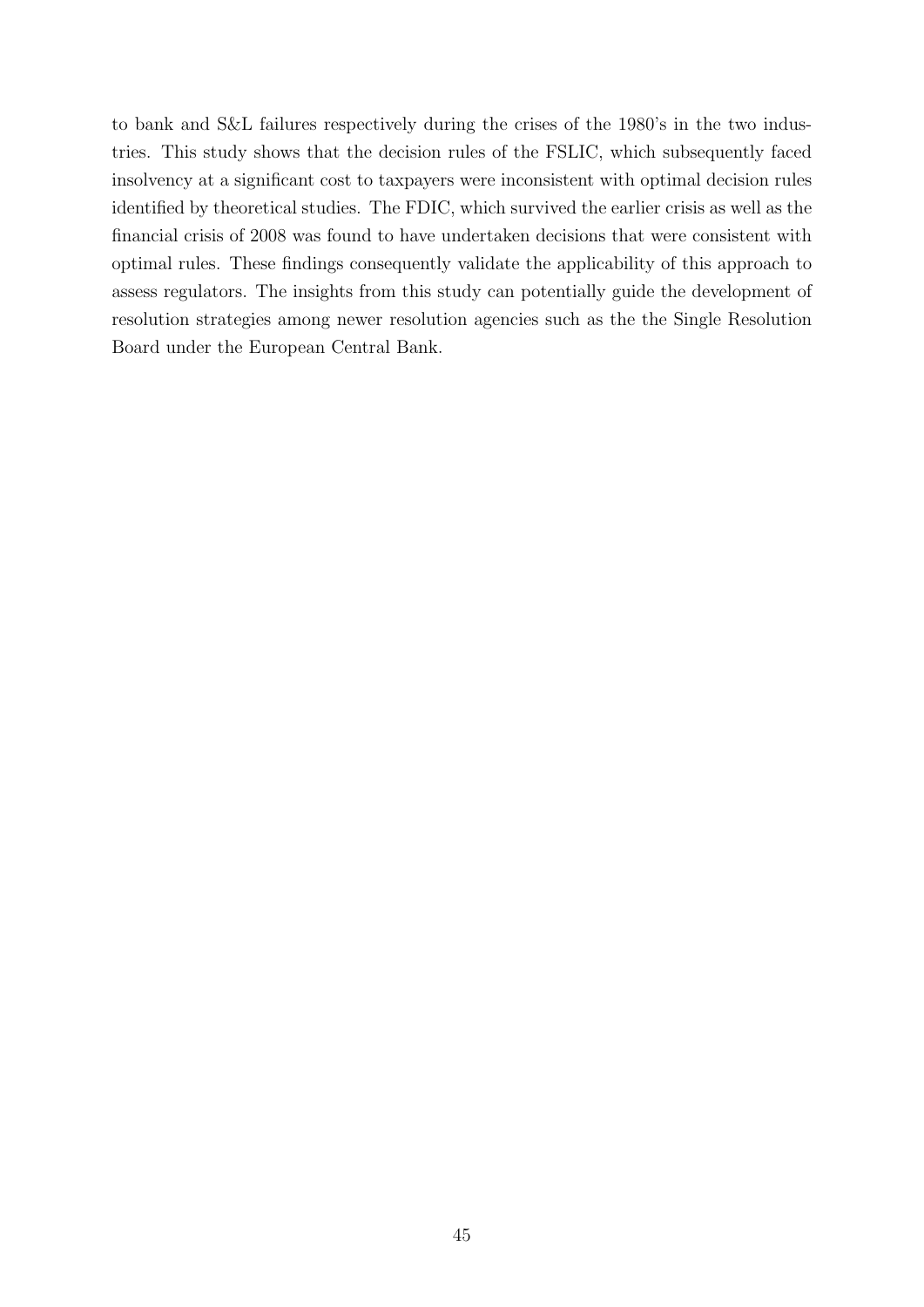to bank and S&L failures respectively during the crises of the 1980's in the two industries. This study shows that the decision rules of the FSLIC, which subsequently faced insolvency at a significant cost to taxpayers were inconsistent with optimal decision rules identified by theoretical studies. The FDIC, which survived the earlier crisis as well as the financial crisis of 2008 was found to have undertaken decisions that were consistent with optimal rules. These findings consequently validate the applicability of this approach to assess regulators. The insights from this study can potentially guide the development of resolution strategies among newer resolution agencies such as the the Single Resolution Board under the European Central Bank.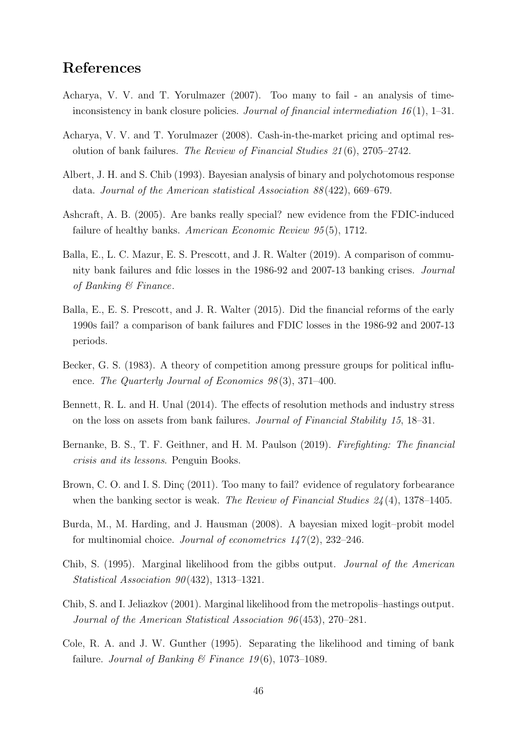# References

Acharya, V. V. and T. Yorulmazer (2007). Too many to fail - an analysis of time-inconsistency in bank closure policies. *Journal of financial intermediation 16*(1), 1–31.

Acharya, V. V. and T. Yorulmazer (2008). Cash-in-the-market pricing and optimal resolution of bank failures. *The Review of Financial Studies 21*(6), 2705–2742.

Albert, J. H. and S. Chib (1993). Bayesian analysis of binary and polychotomous response data. *Journal of the American statistical Association 88*(422), 669–679.

Ashcraft, A. B. (2005). Are banks really special? new evidence from the FDIC-induced failure of healthy banks. *American Economic Review 95*(5), 1712.

Balla, E., L. C. Mazur, E. S. Prescott, and J. R. Walter (2019). A comparison of community bank failures and fdic losses in the 1986-92 and 2007-13 banking crises. *Journal of Banking & Finance*.

Balla, E., E. S. Prescott, and J. R. Walter (2015). Did the financial reforms of the early 1990s fail? a comparison of bank failures and FDIC losses in the 1986-92 and 2007-13 periods.

Becker, G. S. (1983). A theory of competition among pressure groups for political influence. *The Quarterly Journal of Economics 98*(3), 371–400.

Bennett, R. L. and H. Unal (2014). The effects of resolution methods and industry stress on the loss on assets from bank failures. *Journal of Financial Stability 15*, 18–31.

Bernanke, B. S., T. F. Geithner, and H. M. Paulson (2019). *Firefighting: The financial crisis and its lessons*. Penguin Books.

Brown, C. O. and I. S. Dinç (2011). Too many to fail? evidence of regulatory forbearance when the banking sector is weak. *The Review of Financial Studies 24*(4), 1378–1405.

Burda, M., M. Harding, and J. Hausman (2008). A bayesian mixed logit–probit model for multinomial choice. *Journal of econometrics 147*(2), 232–246.

Chib, S. (1995). Marginal likelihood from the gibbs output. *Journal of the American Statistical Association 90*(432), 1313–1321.

Chib, S. and I. Jeliazkov (2001). Marginal likelihood from the metropolis–hastings output. *Journal of the American Statistical Association 96*(453), 270–281.

Cole, R. A. and J. W. Gunther (1995). Separating the likelihood and timing of bank failure. *Journal of Banking & Finance 19*(6), 1073–1089.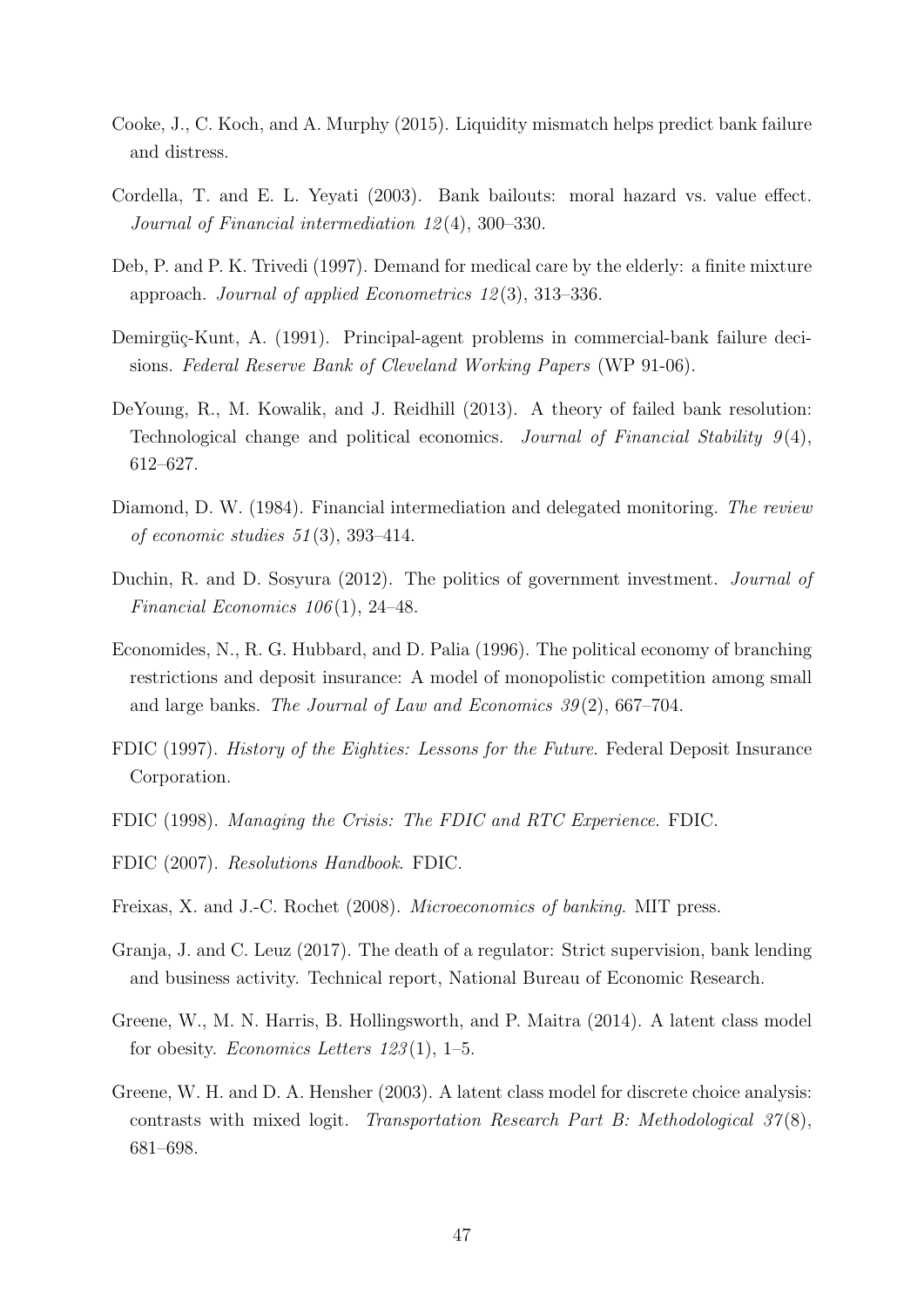Cooke, J., C. Koch, and A. Murphy (2015). Liquidity mismatch helps predict bank failure and distress.

Cordella, T. and E. L. Yeyati (2003). Bank bailouts: moral hazard vs. value effect. *Journal of Financial intermediation 12*(4), 300–330.

Deb, P. and P. K. Trivedi (1997). Demand for medical care by the elderly: a finite mixture approach. *Journal of applied Econometrics 12*(3), 313–336.

Demirgüç-Kunt, A. (1991). Principal-agent problems in commercial-bank failure decisions. *Federal Reserve Bank of Cleveland Working Papers* (WP 91-06).

DeYoung, R., M. Kowalik, and J. Reidhill (2013). A theory of failed bank resolution: Technological change and political economics. *Journal of Financial Stability 9*(4), 612–627.

Diamond, D. W. (1984). Financial intermediation and delegated monitoring. *The review of economic studies 51*(3), 393–414.

Duchin, R. and D. Sosyura (2012). The politics of government investment. *Journal of Financial Economics 106*(1), 24–48.

Economides, N., R. G. Hubbard, and D. Palia (1996). The political economy of branching restrictions and deposit insurance: A model of monopolistic competition among small and large banks. *The Journal of Law and Economics 39*(2), 667–704.

FDIC (1997). *History of the Eighties: Lessons for the Future*. Federal Deposit Insurance Corporation.

FDIC (1998). *Managing the Crisis: The FDIC and RTC Experience*. FDIC.

FDIC (2007). *Resolutions Handbook*. FDIC.

Freixas, X. and J.-C. Rochet (2008). *Microeconomics of banking*. MIT press.

Granja, J. and C. Leuz (2017). The death of a regulator: Strict supervision, bank lending and business activity. Technical report, National Bureau of Economic Research.

Greene, W., M. N. Harris, B. Hollingsworth, and P. Maitra (2014). A latent class model for obesity. *Economics Letters 123*(1), 1–5.

Greene, W. H. and D. A. Hensher (2003). A latent class model for discrete choice analysis: contrasts with mixed logit. *Transportation Research Part B: Methodological 37*(8), 681–698.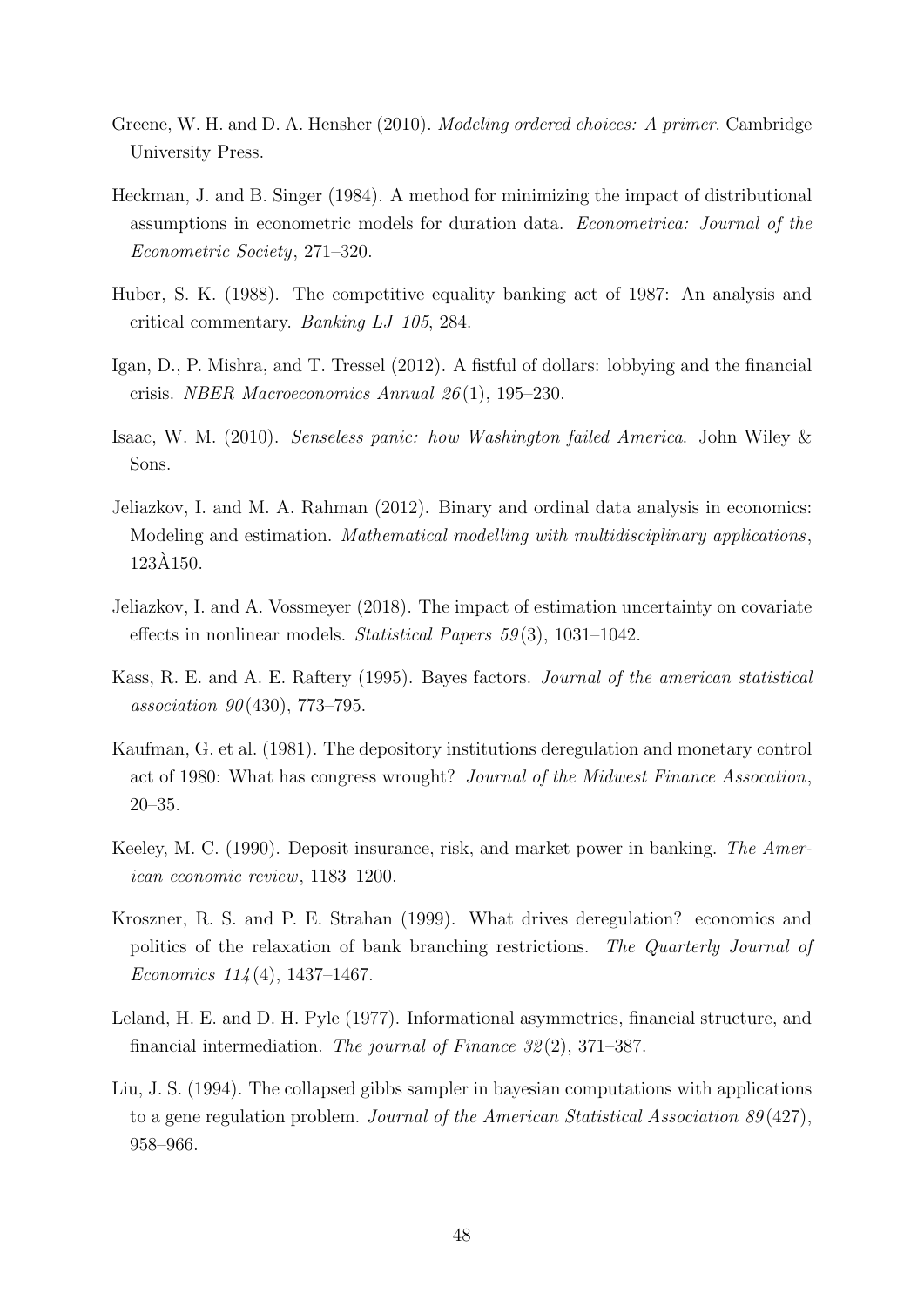Greene, W. H. and D. A. Hensher (2010). *Modeling ordered choices: A primer*. Cambridge University Press.

Heckman, J. and B. Singer (1984). A method for minimizing the impact of distributional assumptions in econometric models for duration data. *Econometrica: Journal of the Econometric Society*, 271–320.

Huber, S. K. (1988). The competitive equality banking act of 1987: An analysis and critical commentary. *Banking LJ 105*, 284.

Igan, D., P. Mishra, and T. Tressel (2012). A fistful of dollars: lobbying and the financial crisis. *NBER Macroeconomics Annual 26*(1), 195–230.

Isaac, W. M. (2010). *Senseless panic: how Washington failed America*. John Wiley & Sons.

Jeliazkov, I. and M. A. Rahman (2012). Binary and ordinal data analysis in economics: Modeling and estimation. *Mathematical modelling with multidisciplinary applications*, 123À150.

Jeliazkov, I. and A. Vossmeyer (2018). The impact of estimation uncertainty on covariate effects in nonlinear models. *Statistical Papers 59*(3), 1031–1042.

Kass, R. E. and A. E. Raftery (1995). Bayes factors. *Journal of the american statistical association 90*(430), 773–795.

Kaufman, G. et al. (1981). The depository institutions deregulation and monetary control act of 1980: What has congress wrought? *Journal of the Midwest Finance Assocation*, 20–35.

Keeley, M. C. (1990). Deposit insurance, risk, and market power in banking. *The American economic review*, 1183–1200.

Kroszner, R. S. and P. E. Strahan (1999). What drives deregulation? economics and politics of the relaxation of bank branching restrictions. *The Quarterly Journal of Economics 114*(4), 1437–1467.

Leland, H. E. and D. H. Pyle (1977). Informational asymmetries, financial structure, and financial intermediation. *The journal of Finance 32*(2), 371–387.

Liu, J. S. (1994). The collapsed gibbs sampler in bayesian computations with applications to a gene regulation problem. *Journal of the American Statistical Association 89*(427), 958–966.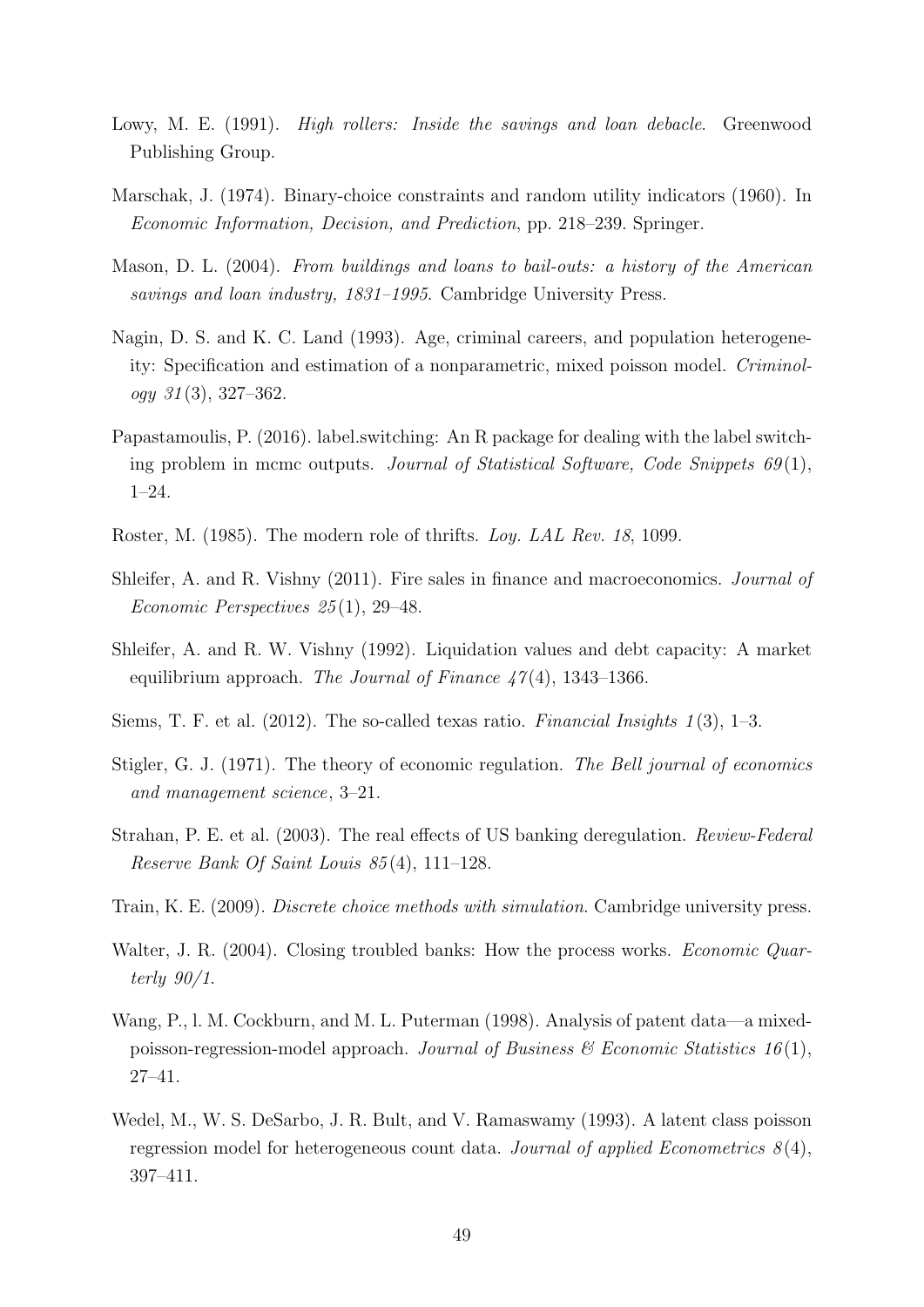Lowy, M. E. (1991). *High rollers: Inside the savings and loan debacle*. Greenwood Publishing Group.

Marschak, J. (1974). Binary-choice constraints and random utility indicators (1960). In *Economic Information, Decision, and Prediction*, pp. 218–239. Springer.

Mason, D. L. (2004). *From buildings and loans to bail-outs: a history of the American savings and loan industry, 1831–1995*. Cambridge University Press.

Nagin, D. S. and K. C. Land (1993). Age, criminal careers, and population heterogeneity: Specification and estimation of a nonparametric, mixed poisson model. *Criminology 31*(3), 327–362.

Papastamoulis, P. (2016). label.switching: An R package for dealing with the label switching problem in mcmc outputs. *Journal of Statistical Software, Code Snippets 69*(1), 1–24.

Roster, M. (1985). The modern role of thrifts. *Loy. LAL Rev. 18*, 1099.

Shleifer, A. and R. Vishny (2011). Fire sales in finance and macroeconomics. *Journal of Economic Perspectives 25*(1), 29–48.

Shleifer, A. and R. W. Vishny (1992). Liquidation values and debt capacity: A market equilibrium approach. *The Journal of Finance 47*(4), 1343–1366.

Siems, T. F. et al. (2012). The so-called texas ratio. *Financial Insights 1*(3), 1–3.

Stigler, G. J. (1971). The theory of economic regulation. *The Bell journal of economics and management science*, 3–21.

Strahan, P. E. et al. (2003). The real effects of US banking deregulation. *Review-Federal Reserve Bank Of Saint Louis 85*(4), 111–128.

Train, K. E. (2009). *Discrete choice methods with simulation*. Cambridge university press.

Walter, J. R. (2004). Closing troubled banks: How the process works. *Economic Quarterly 90/1*.

Wang, P., l. M. Cockburn, and M. L. Puterman (1998). Analysis of patent data—a mixed-poisson-regression-model approach. *Journal of Business & Economic Statistics 16*(1), 27–41.

Wedel, M., W. S. DeSarbo, J. R. Bult, and V. Ramaswamy (1993). A latent class poisson regression model for heterogeneous count data. *Journal of applied Econometrics 8*(4), 397–411.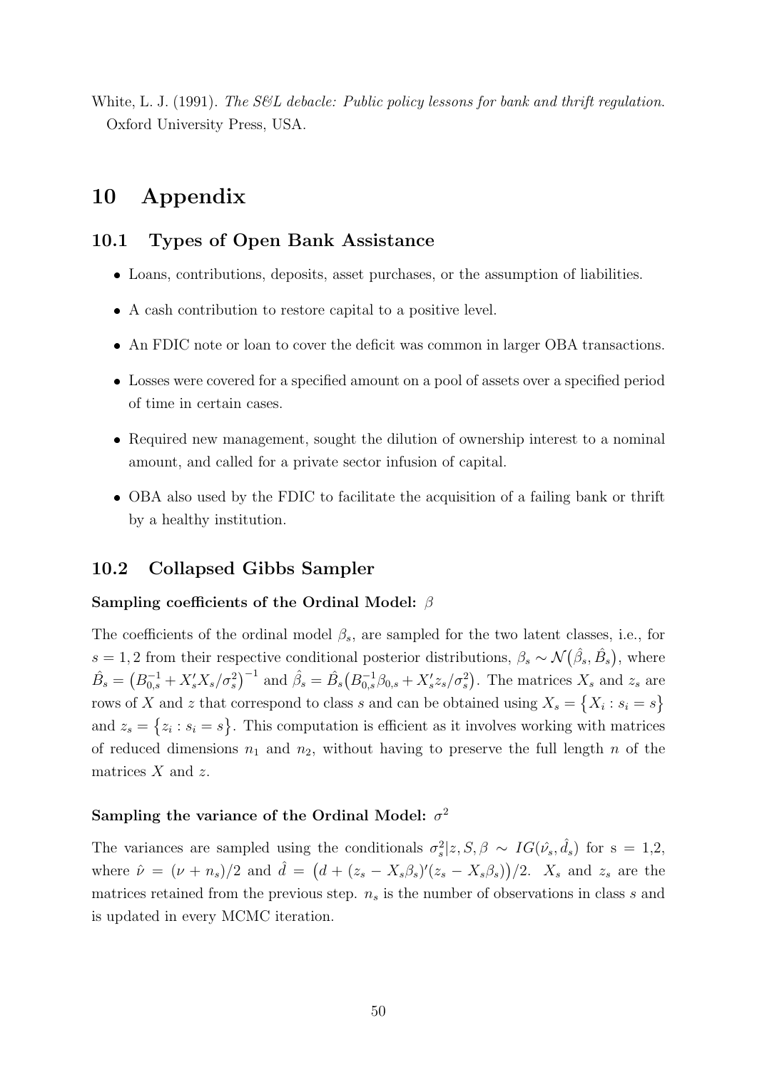White, L. J. (1991). *The S&L debacle: Public policy lessons for bank and thrift regulation*. Oxford University Press, USA.

# 10 Appendix

## 10.1 Types of Open Bank Assistance

- Loans, contributions, deposits, asset purchases, or the assumption of liabilities.
- A cash contribution to restore capital to a positive level.
- An FDIC note or loan to cover the deficit was common in larger OBA transactions.
- Losses were covered for a specified amount on a pool of assets over a specified period of time in certain cases.
- Required new management, sought the dilution of ownership interest to a nominal amount, and called for a private sector infusion of capital.
- OBA also used by the FDIC to facilitate the acquisition of a failing bank or thrift by a healthy institution.

## 10.2 Collapsed Gibbs Sampler

**Sampling coefficients of the Ordinal Model:** $\beta$

The coefficients of the ordinal model $\beta_s$, are sampled for the two latent classes, i.e., for $s = 1, 2$ from their respective conditional posterior distributions, $\beta_s \sim \mathcal{N}\big(\hat{\beta}_s, \hat{B}_s\big)$, where $\hat{B}_s = \big(B_{0,s}^{-1} + X_s'X_s/\sigma_s^2\big)^{-1}$ and $\hat{\beta}_s = \hat{B}_s\big(B_{0,s}^{-1}\beta_{0,s} + X_s'z_s/\sigma_s^2\big)$. The matrices $X_s$ and $z_s$ are rows of $X$ and $z$ that correspond to class $s$ and can be obtained using $X_s = \{X_i : s_i = s\}$ and $z_s = \{z_i : s_i = s\}$. This computation is efficient as it involves working with matrices of reduced dimensions $n_1$ and $n_2$, without having to preserve the full length $n$ of the matrices $X$ and $z$.

**Sampling the variance of the Ordinal Model:** $\sigma^2$

The variances are sampled using the conditionals $\sigma_s^2|z, S, \beta \sim IG(\hat{\nu_s}, \hat{d_s})$ for s = 1,2, where $\hat{\nu} = (\nu + n_s)/2$ and $\hat{d} = \big(d + (z_s - X_s\beta_s)'(z_s - X_s\beta_s)\big)/2$. $X_s$ and $z_s$ are the matrices retained from the previous step. $n_s$ is the number of observations in class $s$ and is updated in every MCMC iteration.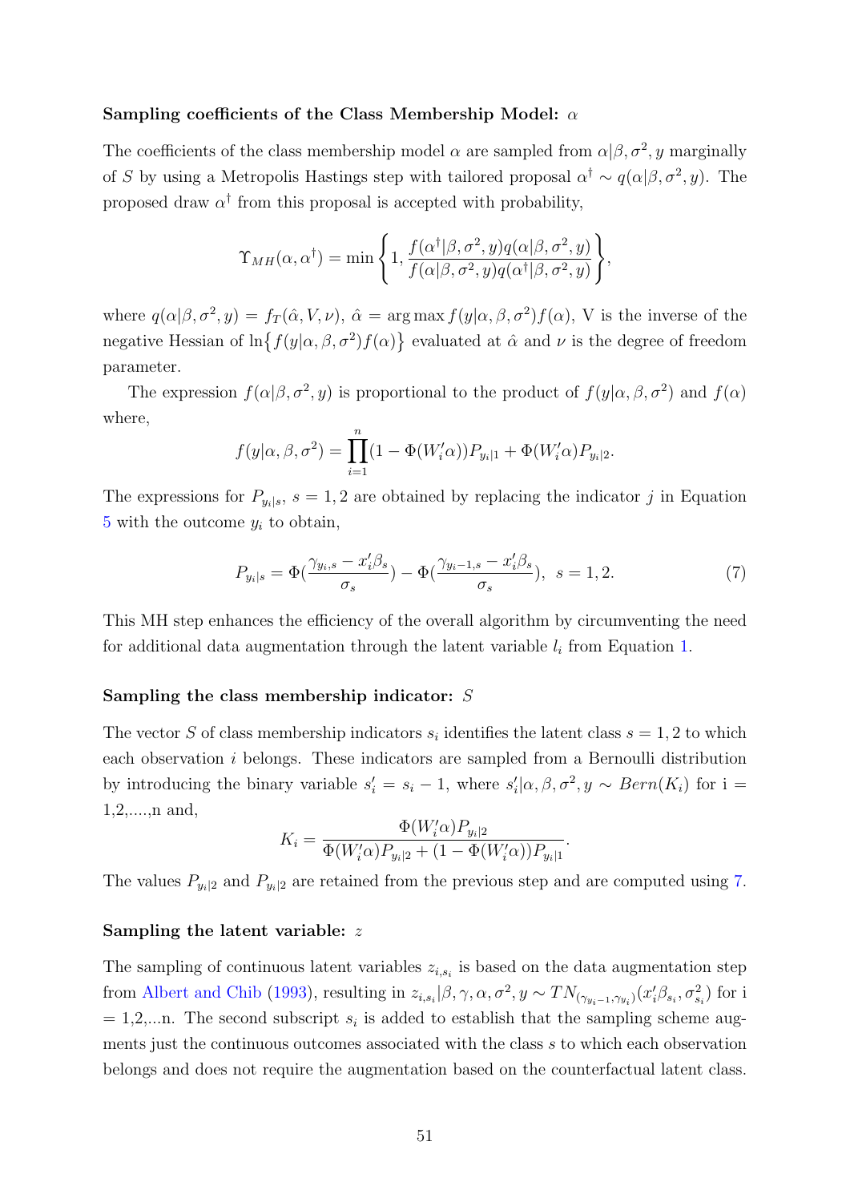**Sampling coefficients of the Class Membership Model:** $\alpha$

The coefficients of the class membership model $\alpha$ are sampled from $\alpha|\beta, \sigma^2, y$ marginally of $S$ by using a Metropolis Hastings step with tailored proposal $\alpha^\dagger \sim q(\alpha|\beta, \sigma^2, y)$. The proposed draw $\alpha^\dagger$ from this proposal is accepted with probability,

$$\Upsilon_{MH}(\alpha, \alpha^\dagger) = \min\left\{1, \frac{f(\alpha^\dagger|\beta, \sigma^2, y)q(\alpha|\beta, \sigma^2, y)}{f(\alpha|\beta, \sigma^2, y)q(\alpha^\dagger|\beta, \sigma^2, y)}\right\},$$

where $q(\alpha|\beta, \sigma^2, y) = f_T(\hat{\alpha}, V, \nu)$, $\hat{\alpha} = \arg\max f(y|\alpha, \beta, \sigma^2)f(\alpha)$, V is the inverse of the negative Hessian of $\ln\{f(y|\alpha, \beta, \sigma^2)f(\alpha)\}$ evaluated at $\hat{\alpha}$ and $\nu$ is the degree of freedom parameter.

The expression $f(\alpha|\beta, \sigma^2, y)$ is proportional to the product of $f(y|\alpha, \beta, \sigma^2)$ and $f(\alpha)$ where,

$$f(y|\alpha, \beta, \sigma^2) = \prod_{i=1}^{n}(1 - \Phi(W_i'\alpha))P_{y_i|1} + \Phi(W_i'\alpha)P_{y_i|2}.$$

The expressions for $P_{y_i|s}$, $s = 1, 2$ are obtained by replacing the indicator $j$ in Equation 5 with the outcome $y_i$ to obtain,

$$P_{y_i|s} = \Phi\left(\frac{\gamma_{y_i,s} - x_i'\beta_s}{\sigma_s}\right) - \Phi\left(\frac{\gamma_{y_i-1,s} - x_i'\beta_s}{\sigma_s}\right), \;\; s = 1, 2. \tag{7}$$

This MH step enhances the efficiency of the overall algorithm by circumventing the need for additional data augmentation through the latent variable $l_i$ from Equation 1.

**Sampling the class membership indicator:** $S$

The vector $S$ of class membership indicators $s_i$ identifies the latent class $s = 1, 2$ to which each observation $i$ belongs. These indicators are sampled from a Bernoulli distribution by introducing the binary variable $s_i' = s_i - 1$, where $s_i'|\alpha, \beta, \sigma^2, y \sim Bern(K_i)$ for i = 1,2,....,n and,

$$K_i = \frac{\Phi(W_i'\alpha)P_{y_i|2}}{\Phi(W_i'\alpha)P_{y_i|2} + (1 - \Phi(W_i'\alpha))P_{y_i|1}}.$$

The values $P_{y_i|2}$ and $P_{y_i|2}$ are retained from the previous step and are computed using 7.

**Sampling the latent variable:** $z$

The sampling of continuous latent variables $z_{i,s_i}$ is based on the data augmentation step from Albert and Chib (1993), resulting in $z_{i,s_i}|\beta, \gamma, \alpha, \sigma^2, y \sim TN_{(\gamma_{y_i-1},\gamma_{y_i})}(x_i'\beta_{s_i}, \sigma_{s_i}^2)$ for i = 1,2,...n. The second subscript $s_i$ is added to establish that the sampling scheme augments just the continuous outcomes associated with the class $s$ to which each observation belongs and does not require the augmentation based on the counterfactual latent class.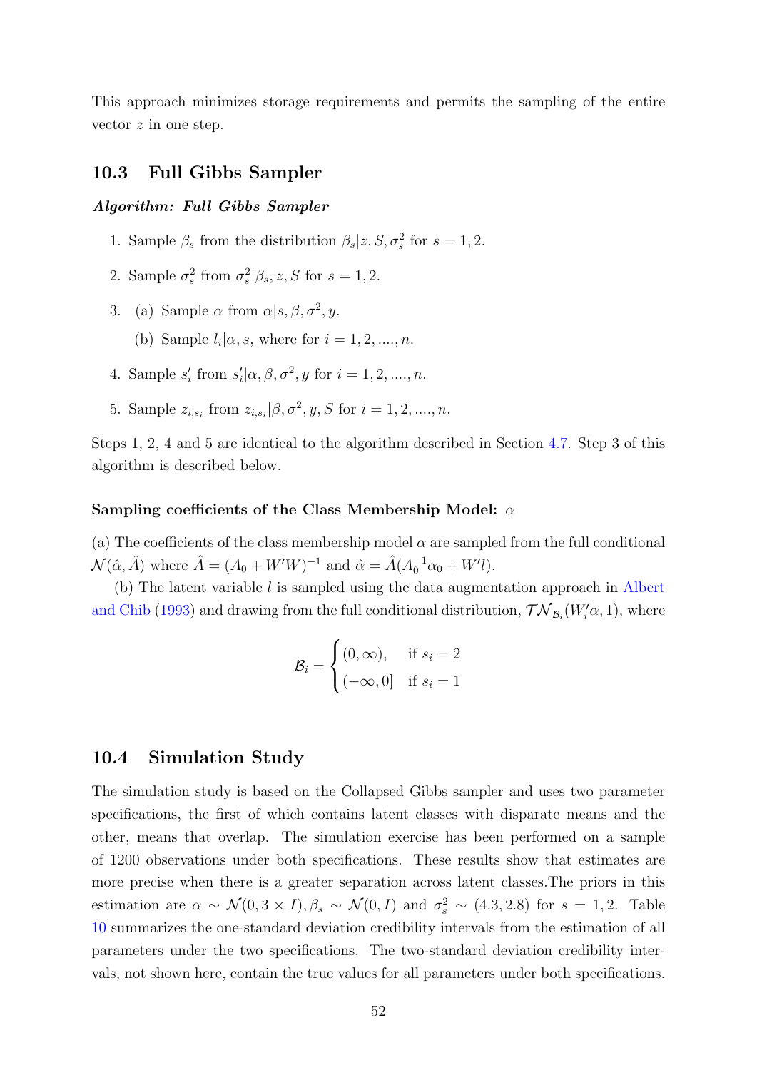This approach minimizes storage requirements and permits the sampling of the entire vector $z$ in one step.

## 10.3 Full Gibbs Sampler

***Algorithm: Full Gibbs Sampler***

1. Sample $\beta_s$ from the distribution $\beta_s | z, S, \sigma_s^2$ for $s = 1, 2$.
2. Sample $\sigma_s^2$ from $\sigma_s^2 | \beta_s, z, S$ for $s = 1, 2$.
3. (a) Sample $\alpha$ from $\alpha | s, \beta, \sigma^2, y$.

   (b) Sample $l_i | \alpha, s$, where for $i = 1, 2, ...., n$.
4. Sample $s_i'$ from $s_i' | \alpha, \beta, \sigma^2, y$ for $i = 1, 2, ...., n$.
5. Sample $z_{i,s_i}$ from $z_{i,s_i} | \beta, \sigma^2, y, S$ for $i = 1, 2, ...., n$.

Steps 1, 2, 4 and 5 are identical to the algorithm described in Section 4.7. Step 3 of this algorithm is described below.

#### Sampling coefficients of the Class Membership Model: $\alpha$

(a) The coefficients of the class membership model $\alpha$ are sampled from the full conditional $\mathcal{N}(\hat{\alpha}, \hat{A})$ where $\hat{A} = (A_0 + W'W)^{-1}$ and $\hat{\alpha} = \hat{A}(A_0^{-1}\alpha_0 + W'l)$.

(b) The latent variable $l$ is sampled using the data augmentation approach in Albert and Chib (1993) and drawing from the full conditional distribution, $\mathcal{TN}_{\mathcal{B}_i}(W_i'\alpha, 1)$, where

$$\mathcal{B}_i = \begin{cases} (0, \infty), & \text{if } s_i = 2 \\ (-\infty, 0] & \text{if } s_i = 1 \end{cases}$$

## 10.4 Simulation Study

The simulation study is based on the Collapsed Gibbs sampler and uses two parameter specifications, the first of which contains latent classes with disparate means and the other, means that overlap. The simulation exercise has been performed on a sample of 1200 observations under both specifications. These results show that estimates are more precise when there is a greater separation across latent classes.The priors in this estimation are $\alpha \sim \mathcal{N}(0, 3 \times I), \beta_s \sim \mathcal{N}(0, I)$ and $\sigma_s^2 \sim (4.3, 2.8)$ for $s = 1, 2$. Table 10 summarizes the one-standard deviation credibility intervals from the estimation of all parameters under the two specifications. The two-standard deviation credibility intervals, not shown here, contain the true values for all parameters under both specifications.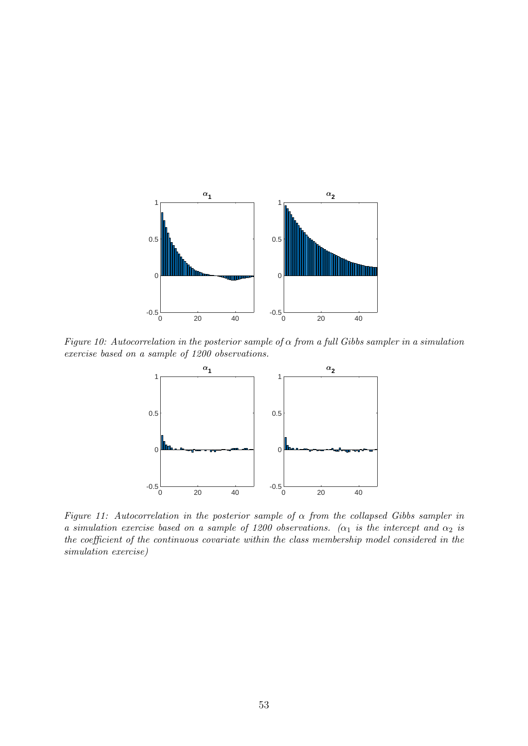*Figure 10: Autocorrelation in the posterior sample of $\alpha$ from a full Gibbs sampler in a simulation exercise based on a sample of 1200 observations.*

*Figure 11: Autocorrelation in the posterior sample of $\alpha$ from the collapsed Gibbs sampler in a simulation exercise based on a sample of 1200 observations. ($\alpha_1$ is the intercept and $\alpha_2$ is the coefficient of the continuous covariate within the class membership model considered in the simulation exercise)*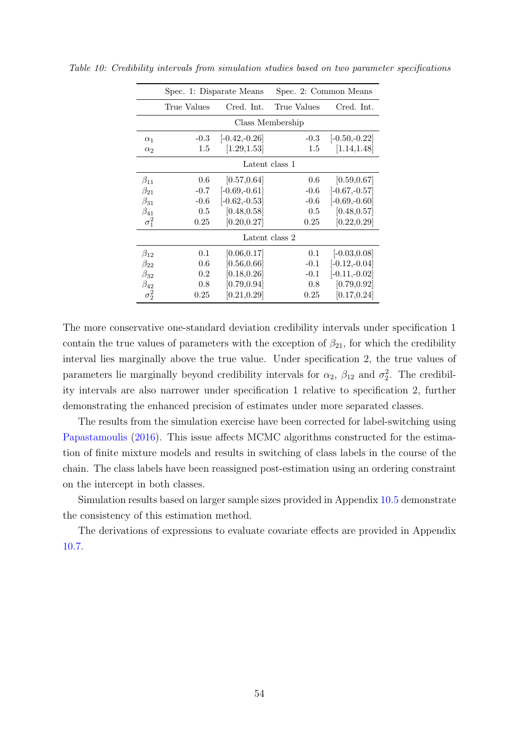*Table 10: Credibility intervals from simulation studies based on two parameter specifications*

| | Spec. 1: Disparate Means | | Spec. 2: Common Means | |
|---|---|---|---|---|
| | True Values | Cred. Int. | True Values | Cred. Int. |
| **Class Membership** | | | | |
| $\alpha_1$ | -0.3 | [-0.42,-0.26] | -0.3 | [-0.50,-0.22] |
| $\alpha_2$ | 1.5 | [1.29,1.53] | 1.5 | [1.14,1.48] |
| **Latent class 1** | | | | |
| $\beta_{11}$ | 0.6 | [0.57,0.64] | 0.6 | [0.59,0.67] |
| $\beta_{21}$ | -0.7 | [-0.69,-0.61] | -0.6 | [-0.67,-0.57] |
| $\beta_{31}$ | -0.6 | [-0.62,-0.53] | -0.6 | [-0.69,-0.60] |
| $\beta_{41}$ | 0.5 | [0.48,0.58] | 0.5 | [0.48,0.57] |
| $\sigma_1^2$ | 0.25 | [0.20,0.27] | 0.25 | [0.22,0.29] |
| **Latent class 2** | | | | |
| $\beta_{12}$ | 0.1 | [0.06,0.17] | 0.1 | [-0.03,0.08] |
| $\beta_{22}$ | 0.6 | [0.56,0.66] | -0.1 | [-0.12,-0.04] |
| $\beta_{32}$ | 0.2 | [0.18,0.26] | -0.1 | [-0.11,-0.02] |
| $\beta_{42}$ | 0.8 | [0.79,0.94] | 0.8 | [0.79,0.92] |
| $\sigma_2^2$ | 0.25 | [0.21,0.29] | 0.25 | [0.17,0.24] |

The more conservative one-standard deviation credibility intervals under specification 1 contain the true values of parameters with the exception of $\beta_{21}$, for which the credibility interval lies marginally above the true value. Under specification 2, the true values of parameters lie marginally beyond credibility intervals for $\alpha_2$, $\beta_{12}$ and $\sigma_2^2$. The credibility intervals are also narrower under specification 1 relative to specification 2, further demonstrating the enhanced precision of estimates under more separated classes.

The results from the simulation exercise have been corrected for label-switching using Papastamoulis (2016). This issue affects MCMC algorithms constructed for the estimation of finite mixture models and results in switching of class labels in the course of the chain. The class labels have been reassigned post-estimation using an ordering constraint on the intercept in both classes.

Simulation results based on larger sample sizes provided in Appendix 10.5 demonstrate the consistency of this estimation method.

The derivations of expressions to evaluate covariate effects are provided in Appendix 10.7.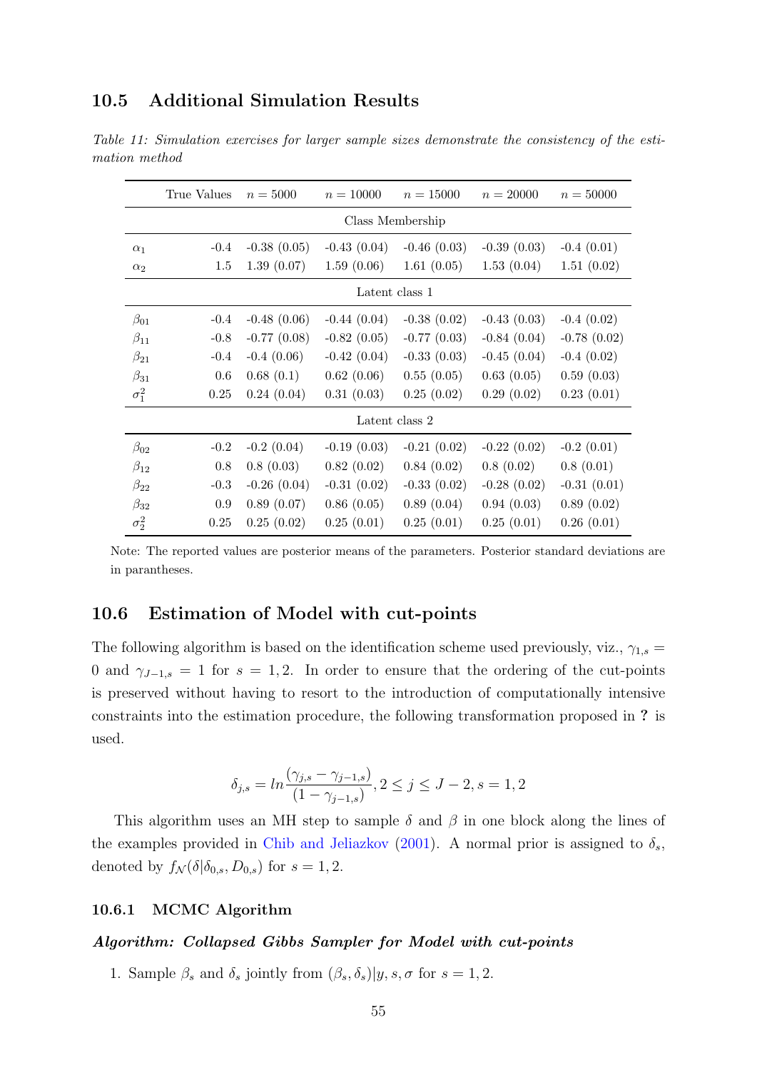## 10.5 Additional Simulation Results

*Table 11: Simulation exercises for larger sample sizes demonstrate the consistency of the estimation method*

| | True Values | $n = 5000$ | $n = 10000$ | $n = 15000$ | $n = 20000$ | $n = 50000$ |
|---|---|---|---|---|---|---|
| | | | Class Membership | | | |
| $\alpha_1$ | -0.4 | -0.38 (0.05) | -0.43 (0.04) | -0.46 (0.03) | -0.39 (0.03) | -0.4 (0.01) |
| $\alpha_2$ | 1.5 | 1.39 (0.07) | 1.59 (0.06) | 1.61 (0.05) | 1.53 (0.04) | 1.51 (0.02) |
| | | | Latent class 1 | | | |
| $\beta_{01}$ | -0.4 | -0.48 (0.06) | -0.44 (0.04) | -0.38 (0.02) | -0.43 (0.03) | -0.4 (0.02) |
| $\beta_{11}$ | -0.8 | -0.77 (0.08) | -0.82 (0.05) | -0.77 (0.03) | -0.84 (0.04) | -0.78 (0.02) |
| $\beta_{21}$ | -0.4 | -0.4 (0.06) | -0.42 (0.04) | -0.33 (0.03) | -0.45 (0.04) | -0.4 (0.02) |
| $\beta_{31}$ | 0.6 | 0.68 (0.1) | 0.62 (0.06) | 0.55 (0.05) | 0.63 (0.05) | 0.59 (0.03) |
| $\sigma_1^2$ | 0.25 | 0.24 (0.04) | 0.31 (0.03) | 0.25 (0.02) | 0.29 (0.02) | 0.23 (0.01) |
| | | | Latent class 2 | | | |
| $\beta_{02}$ | -0.2 | -0.2 (0.04) | -0.19 (0.03) | -0.21 (0.02) | -0.22 (0.02) | -0.2 (0.01) |
| $\beta_{12}$ | 0.8 | 0.8 (0.03) | 0.82 (0.02) | 0.84 (0.02) | 0.8 (0.02) | 0.8 (0.01) |
| $\beta_{22}$ | -0.3 | -0.26 (0.04) | -0.31 (0.02) | -0.33 (0.02) | -0.28 (0.02) | -0.31 (0.01) |
| $\beta_{32}$ | 0.9 | 0.89 (0.07) | 0.86 (0.05) | 0.89 (0.04) | 0.94 (0.03) | 0.89 (0.02) |
| $\sigma_2^2$ | 0.25 | 0.25 (0.02) | 0.25 (0.01) | 0.25 (0.01) | 0.25 (0.01) | 0.26 (0.01) |

Note: The reported values are posterior means of the parameters. Posterior standard deviations are in parantheses.

## 10.6 Estimation of Model with cut-points

The following algorithm is based on the identification scheme used previously, viz., $\gamma_{1,s} = 0$ and $\gamma_{J-1,s} = 1$ for $s = 1, 2$. In order to ensure that the ordering of the cut-points is preserved without having to resort to the introduction of computationally intensive constraints into the estimation procedure, the following transformation proposed in **?** is used.

$$\delta_{j,s} = ln\frac{(\gamma_{j,s} - \gamma_{j-1,s})}{(1 - \gamma_{j-1,s})}, 2 \leq j \leq J-2, s = 1, 2$$

This algorithm uses an MH step to sample $\delta$ and $\beta$ in one block along the lines of the examples provided in Chib and Jeliazkov (2001). A normal prior is assigned to $\delta_s$, denoted by $f_{\mathcal{N}}(\delta|\delta_{0,s}, D_{0,s})$ for $s = 1, 2$.

### 10.6.1 MCMC Algorithm

***Algorithm: Collapsed Gibbs Sampler for Model with cut-points***

1. Sample $\beta_s$ and $\delta_s$ jointly from $(\beta_s, \delta_s)|y, s, \sigma$ for $s = 1, 2$.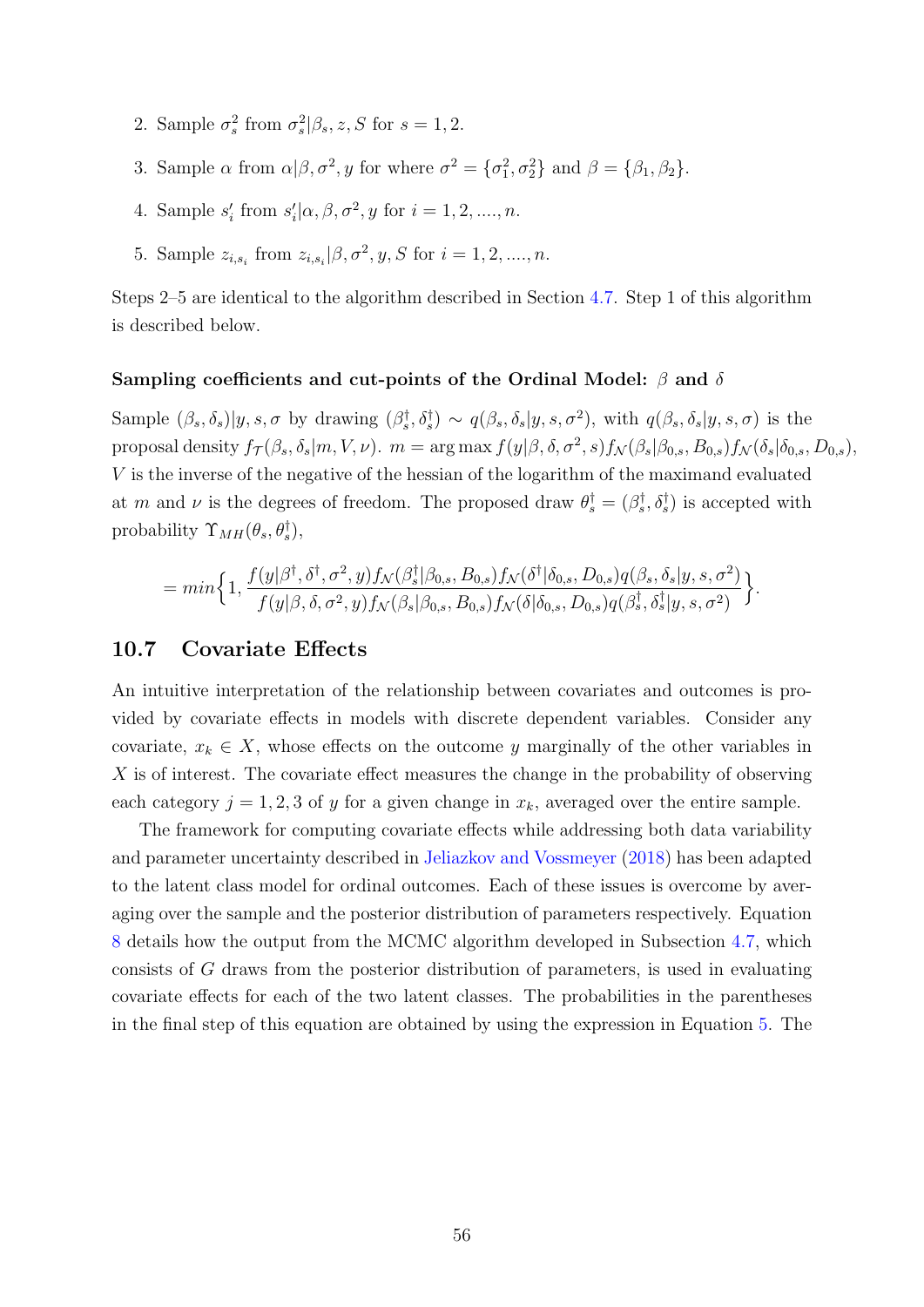2. Sample $\sigma_s^2$ from $\sigma_s^2|\beta_s, z, S$ for $s = 1, 2$.

3. Sample $\alpha$ from $\alpha|\beta, \sigma^2, y$ for where $\sigma^2 = \{\sigma_1^2, \sigma_2^2\}$ and $\beta = \{\beta_1, \beta_2\}$.

4. Sample $s_i'$ from $s_i'|\alpha, \beta, \sigma^2, y$ for $i = 1, 2, ...., n$.

5. Sample $z_{i,s_i}$ from $z_{i,s_i}|\beta, \sigma^2, y, S$ for $i = 1, 2, ...., n$.

Steps 2–5 are identical to the algorithm described in Section 4.7. Step 1 of this algorithm is described below.

**Sampling coefficients and cut-points of the Ordinal Model:** $\beta$ **and** $\delta$

Sample $(\beta_s, \delta_s)|y, s, \sigma$ by drawing $(\beta_s^\dagger, \delta_s^\dagger) \sim q(\beta_s, \delta_s|y, s, \sigma^2)$, with $q(\beta_s, \delta_s|y, s, \sigma)$ is the proposal density $f_{\mathcal{T}}(\beta_s, \delta_s|m, V, \nu)$. $m = \arg\max f(y|\beta, \delta, \sigma^2, s) f_{\mathcal{N}}(\beta_s|\beta_{0,s}, B_{0,s}) f_{\mathcal{N}}(\delta_s|\delta_{0,s}, D_{0,s})$, $V$ is the inverse of the negative of the hessian of the logarithm of the maximand evaluated at $m$ and $\nu$ is the degrees of freedom. The proposed draw $\theta_s^\dagger = (\beta_s^\dagger, \delta_s^\dagger)$ is accepted with probability $\Upsilon_{MH}(\theta_s, \theta_s^\dagger)$,

$$= min\Big\{1, \frac{f(y|\beta^\dagger, \delta^\dagger, \sigma^2, y) f_{\mathcal{N}}(\beta_s^\dagger|\beta_{0,s}, B_{0,s}) f_{\mathcal{N}}(\delta^\dagger|\delta_{0,s}, D_{0,s}) q(\beta_s, \delta_s|y, s, \sigma^2)}{f(y|\beta, \delta, \sigma^2, y) f_{\mathcal{N}}(\beta_s|\beta_{0,s}, B_{0,s}) f_{\mathcal{N}}(\delta|\delta_{0,s}, D_{0,s}) q(\beta_s^\dagger, \delta_s^\dagger|y, s, \sigma^2)}\Big\}.$$

## 10.7 Covariate Effects

An intuitive interpretation of the relationship between covariates and outcomes is provided by covariate effects in models with discrete dependent variables. Consider any covariate, $x_k \in X$, whose effects on the outcome $y$ marginally of the other variables in $X$ is of interest. The covariate effect measures the change in the probability of observing each category $j = 1, 2, 3$ of $y$ for a given change in $x_k$, averaged over the entire sample.

The framework for computing covariate effects while addressing both data variability and parameter uncertainty described in Jeliazkov and Vossmeyer (2018) has been adapted to the latent class model for ordinal outcomes. Each of these issues is overcome by averaging over the sample and the posterior distribution of parameters respectively. Equation 8 details how the output from the MCMC algorithm developed in Subsection 4.7, which consists of $G$ draws from the posterior distribution of parameters, is used in evaluating covariate effects for each of the two latent classes. The probabilities in the parentheses in the final step of this equation are obtained by using the expression in Equation 5. The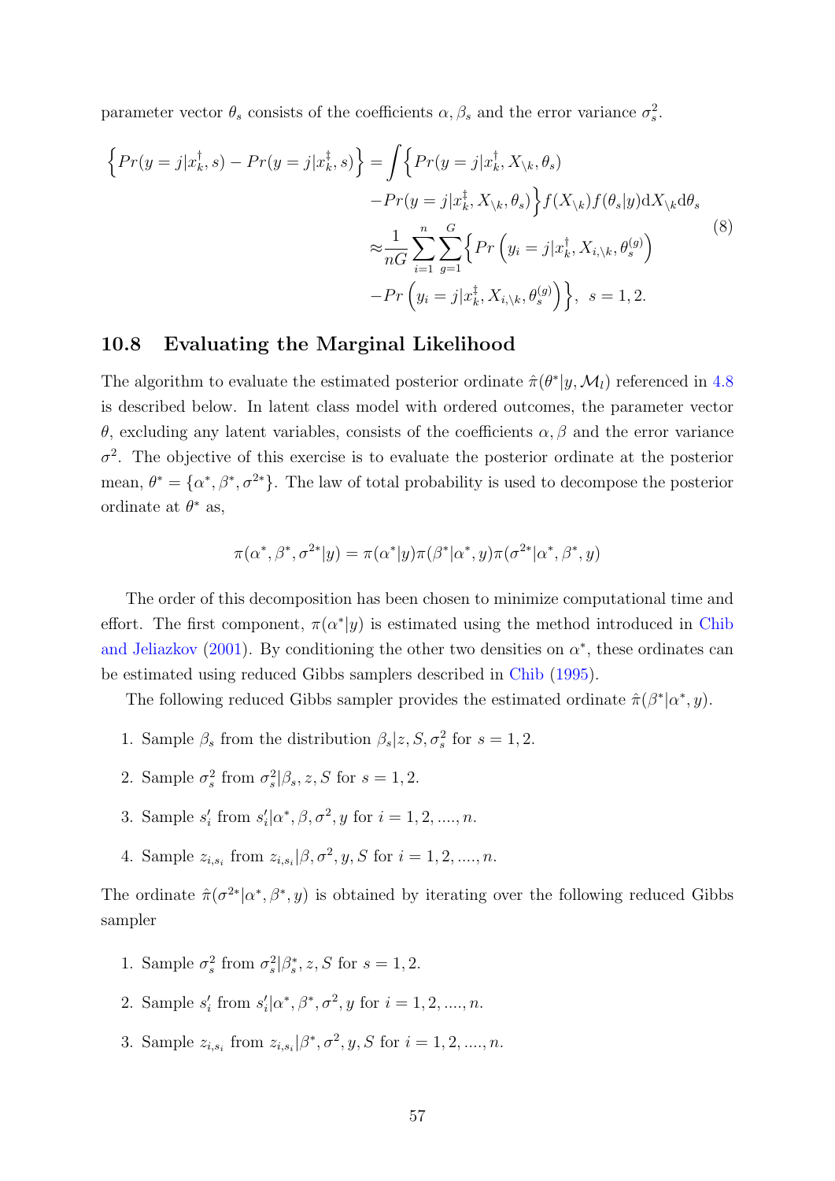parameter vector $\theta_s$ consists of the coefficients $\alpha, \beta_s$ and the error variance $\sigma_s^2$.

$$
\begin{aligned}
\Big\{Pr(y=j|x_k^{\dagger},s) - Pr(y=j|x_k^{\ddagger},s)\Big\} &= \int \Big\{Pr(y=j|x_k^{\dagger}, X_{\backslash k}, \theta_s) \\
&\quad - Pr(y=j|x_k^{\ddagger}, X_{\backslash k}, \theta_s)\Big\} f(X_{\backslash k}) f(\theta_s|y) \mathrm{d}X_{\backslash k} \mathrm{d}\theta_s \\
&\approx \frac{1}{nG}\sum_{i=1}^{n}\sum_{g=1}^{G}\Big\{Pr\left(y_i=j|x_k^{\dagger}, X_{i,\backslash k}, \theta_s^{(g)}\right) \\
&\quad - Pr\left(y_i=j|x_k^{\ddagger}, X_{i,\backslash k}, \theta_s^{(g)}\right)\Big\}, \;\; s=1,2.
\end{aligned} \tag{8}
$$

## 10.8 Evaluating the Marginal Likelihood

The algorithm to evaluate the estimated posterior ordinate $\hat{\pi}(\theta^*|y, \mathcal{M}_l)$ referenced in 4.8 is described below. In latent class model with ordered outcomes, the parameter vector $\theta$, excluding any latent variables, consists of the coefficients $\alpha, \beta$ and the error variance $\sigma^2$. The objective of this exercise is to evaluate the posterior ordinate at the posterior mean, $\theta^* = \{\alpha^*, \beta^*, \sigma^{2*}\}$. The law of total probability is used to decompose the posterior ordinate at $\theta^*$ as,

$$
\pi(\alpha^*, \beta^*, \sigma^{2*}|y) = \pi(\alpha^*|y)\pi(\beta^*|\alpha^*, y)\pi(\sigma^{2*}|\alpha^*, \beta^*, y)
$$

The order of this decomposition has been chosen to minimize computational time and effort. The first component, $\pi(\alpha^*|y)$ is estimated using the method introduced in Chib and Jeliazkov (2001). By conditioning the other two densities on $\alpha^*$, these ordinates can be estimated using reduced Gibbs samplers described in Chib (1995).

The following reduced Gibbs sampler provides the estimated ordinate $\hat{\pi}(\beta^*|\alpha^*, y)$.

1. Sample $\beta_s$ from the distribution $\beta_s|z, S, \sigma_s^2$ for $s = 1, 2$.
2. Sample $\sigma_s^2$ from $\sigma_s^2|\beta_s, z, S$ for $s = 1, 2$.
3. Sample $s_i'$ from $s_i'|\alpha^*, \beta, \sigma^2, y$ for $i = 1, 2, ...., n$.
4. Sample $z_{i,s_i}$ from $z_{i,s_i}|\beta, \sigma^2, y, S$ for $i = 1, 2, ...., n$.

The ordinate $\hat{\pi}(\sigma^{2*}|\alpha^*, \beta^*, y)$ is obtained by iterating over the following reduced Gibbs sampler

1. Sample $\sigma_s^2$ from $\sigma_s^2|\beta_s^*, z, S$ for $s = 1, 2$.
2. Sample $s_i'$ from $s_i'|\alpha^*, \beta^*, \sigma^2, y$ for $i = 1, 2, ...., n$.
3. Sample $z_{i,s_i}$ from $z_{i,s_i}|\beta^*, \sigma^2, y, S$ for $i = 1, 2, ...., n$.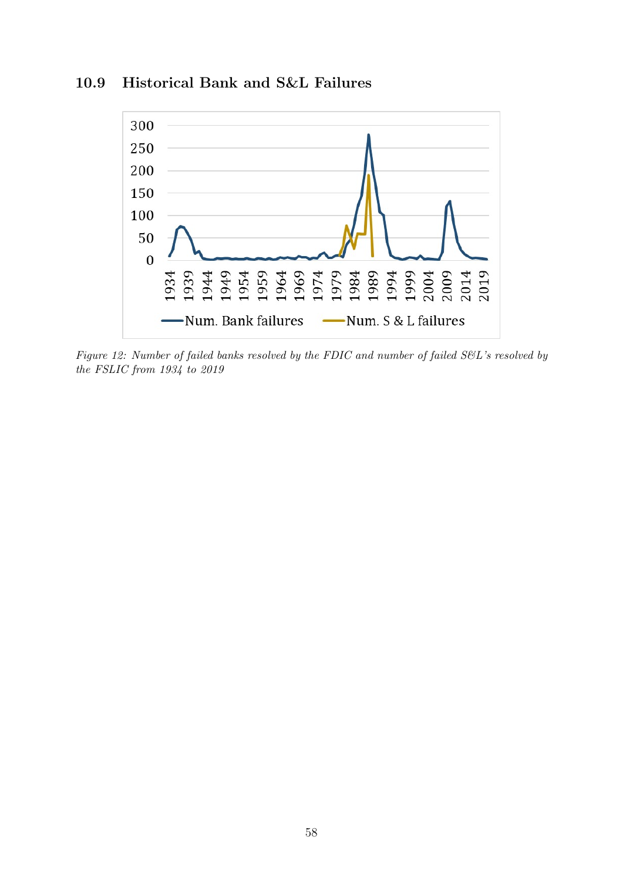### 10.9 Historical Bank and S&L Failures

*Figure 12: Number of failed banks resolved by the FDIC and number of failed S&L's resolved by the FSLIC from 1934 to 2019*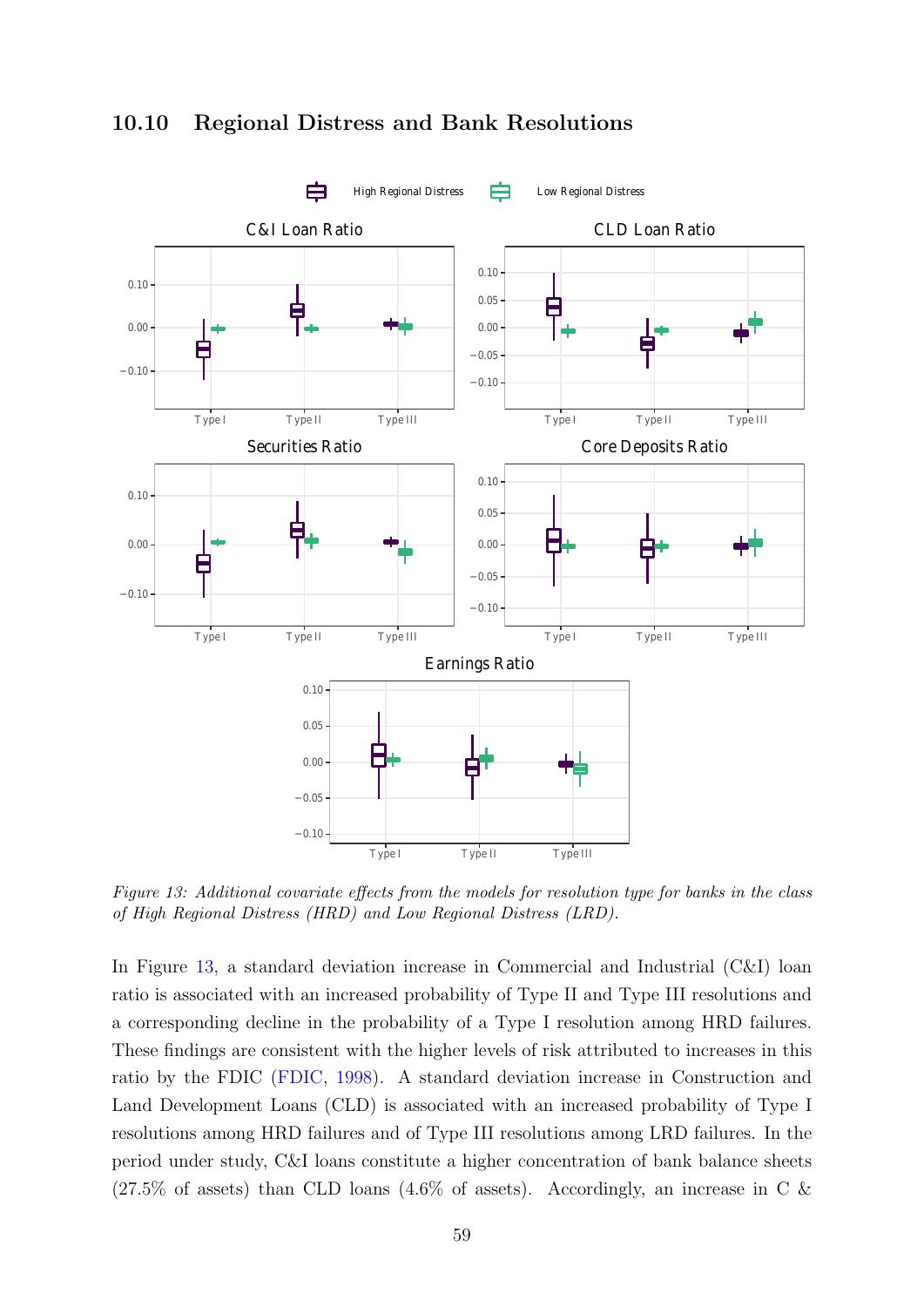## 10.10 Regional Distress and Bank Resolutions

*Figure 13: Additional covariate effects from the models for resolution type for banks in the class of High Regional Distress (HRD) and Low Regional Distress (LRD).*

In Figure 13, a standard deviation increase in Commercial and Industrial (C&I) loan ratio is associated with an increased probability of Type II and Type III resolutions and a corresponding decline in the probability of a Type I resolution among HRD failures. These findings are consistent with the higher levels of risk attributed to increases in this ratio by the FDIC (FDIC, 1998). A standard deviation increase in Construction and Land Development Loans (CLD) is associated with an increased probability of Type I resolutions among HRD failures and of Type III resolutions among LRD failures. In the period under study, C&I loans constitute a higher concentration of bank balance sheets (27.5% of assets) than CLD loans (4.6% of assets). Accordingly, an increase in C &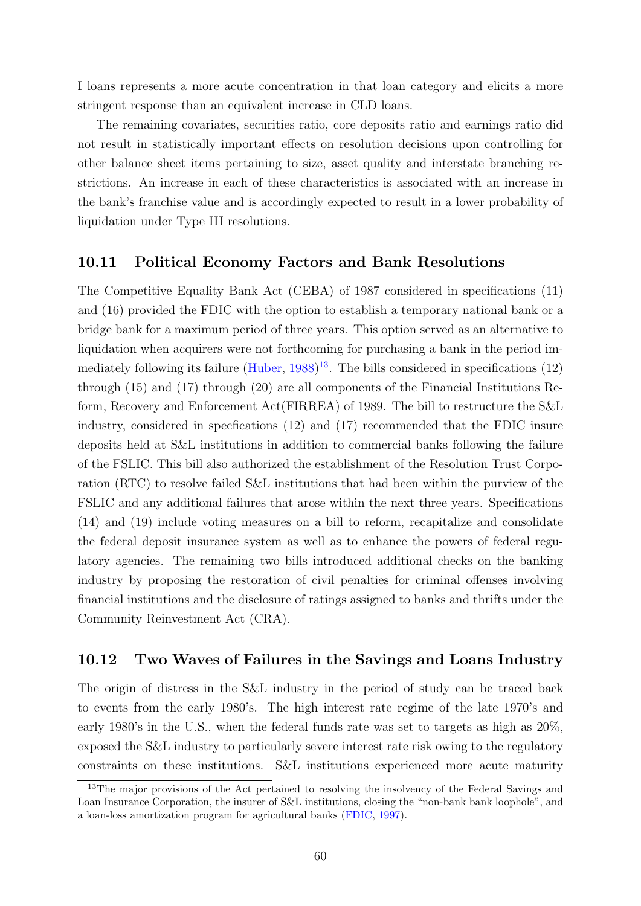I loans represents a more acute concentration in that loan category and elicits a more stringent response than an equivalent increase in CLD loans.

The remaining covariates, securities ratio, core deposits ratio and earnings ratio did not result in statistically important effects on resolution decisions upon controlling for other balance sheet items pertaining to size, asset quality and interstate branching restrictions. An increase in each of these characteristics is associated with an increase in the bank's franchise value and is accordingly expected to result in a lower probability of liquidation under Type III resolutions.

## 10.11 Political Economy Factors and Bank Resolutions

The Competitive Equality Bank Act (CEBA) of 1987 considered in specifications (11) and (16) provided the FDIC with the option to establish a temporary national bank or a bridge bank for a maximum period of three years. This option served as an alternative to liquidation when acquirers were not forthcoming for purchasing a bank in the period immediately following its failure (Huber, 1988)[13]. The bills considered in specifications (12) through (15) and (17) through (20) are all components of the Financial Institutions Reform, Recovery and Enforcement Act(FIRREA) of 1989. The bill to restructure the S&L industry, considered in specfications (12) and (17) recommended that the FDIC insure deposits held at S&L institutions in addition to commercial banks following the failure of the FSLIC. This bill also authorized the establishment of the Resolution Trust Corporation (RTC) to resolve failed S&L institutions that had been within the purview of the FSLIC and any additional failures that arose within the next three years. Specifications (14) and (19) include voting measures on a bill to reform, recapitalize and consolidate the federal deposit insurance system as well as to enhance the powers of federal regulatory agencies. The remaining two bills introduced additional checks on the banking industry by proposing the restoration of civil penalties for criminal offenses involving financial institutions and the disclosure of ratings assigned to banks and thrifts under the Community Reinvestment Act (CRA).

## 10.12 Two Waves of Failures in the Savings and Loans Industry

The origin of distress in the S&L industry in the period of study can be traced back to events from the early 1980's. The high interest rate regime of the late 1970's and early 1980's in the U.S., when the federal funds rate was set to targets as high as 20%, exposed the S&L industry to particularly severe interest rate risk owing to the regulatory constraints on these institutions. S&L institutions experienced more acute maturity

[13] The major provisions of the Act pertained to resolving the insolvency of the Federal Savings and Loan Insurance Corporation, the insurer of S&L institutions, closing the "non-bank bank loophole", and a loan-loss amortization program for agricultural banks (FDIC, 1997).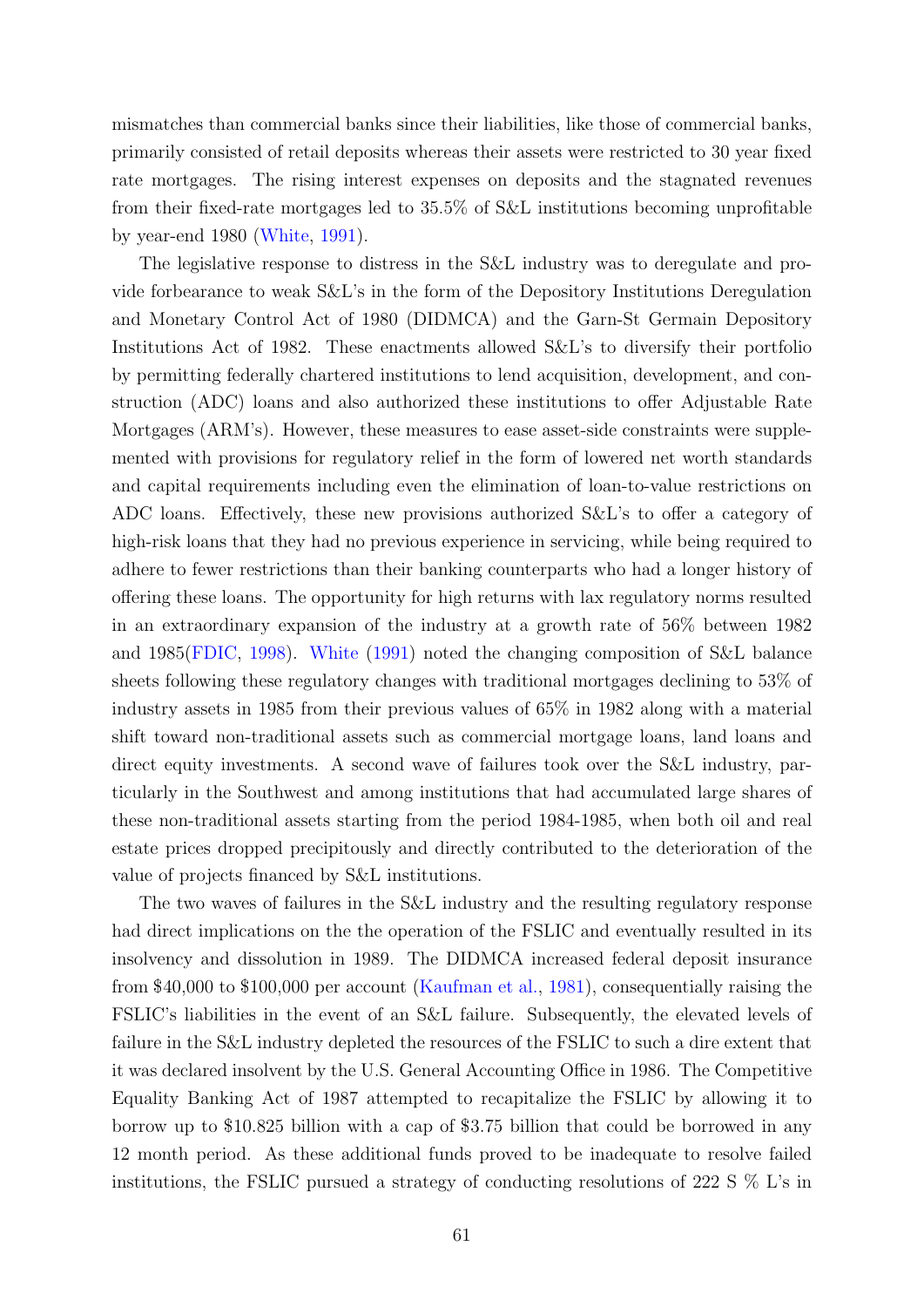mismatches than commercial banks since their liabilities, like those of commercial banks, primarily consisted of retail deposits whereas their assets were restricted to 30 year fixed rate mortgages. The rising interest expenses on deposits and the stagnated revenues from their fixed-rate mortgages led to 35.5% of S&L institutions becoming unprofitable by year-end 1980 (White, 1991).

The legislative response to distress in the S&L industry was to deregulate and provide forbearance to weak S&L's in the form of the Depository Institutions Deregulation and Monetary Control Act of 1980 (DIDMCA) and the Garn-St Germain Depository Institutions Act of 1982. These enactments allowed S&L's to diversify their portfolio by permitting federally chartered institutions to lend acquisition, development, and construction (ADC) loans and also authorized these institutions to offer Adjustable Rate Mortgages (ARM's). However, these measures to ease asset-side constraints were supplemented with provisions for regulatory relief in the form of lowered net worth standards and capital requirements including even the elimination of loan-to-value restrictions on ADC loans. Effectively, these new provisions authorized S&L's to offer a category of high-risk loans that they had no previous experience in servicing, while being required to adhere to fewer restrictions than their banking counterparts who had a longer history of offering these loans. The opportunity for high returns with lax regulatory norms resulted in an extraordinary expansion of the industry at a growth rate of 56% between 1982 and 1985(FDIC, 1998). White (1991) noted the changing composition of S&L balance sheets following these regulatory changes with traditional mortgages declining to 53% of industry assets in 1985 from their previous values of 65% in 1982 along with a material shift toward non-traditional assets such as commercial mortgage loans, land loans and direct equity investments. A second wave of failures took over the S&L industry, particularly in the Southwest and among institutions that had accumulated large shares of these non-traditional assets starting from the period 1984-1985, when both oil and real estate prices dropped precipitously and directly contributed to the deterioration of the value of projects financed by S&L institutions.

The two waves of failures in the S&L industry and the resulting regulatory response had direct implications on the the operation of the FSLIC and eventually resulted in its insolvency and dissolution in 1989. The DIDMCA increased federal deposit insurance from $40,000 to $100,000 per account (Kaufman et al., 1981), consequentially raising the FSLIC's liabilities in the event of an S&L failure. Subsequently, the elevated levels of failure in the S&L industry depleted the resources of the FSLIC to such a dire extent that it was declared insolvent by the U.S. General Accounting Office in 1986. The Competitive Equality Banking Act of 1987 attempted to recapitalize the FSLIC by allowing it to borrow up to $10.825 billion with a cap of $3.75 billion that could be borrowed in any 12 month period. As these additional funds proved to be inadequate to resolve failed institutions, the FSLIC pursued a strategy of conducting resolutions of 222 S % L's in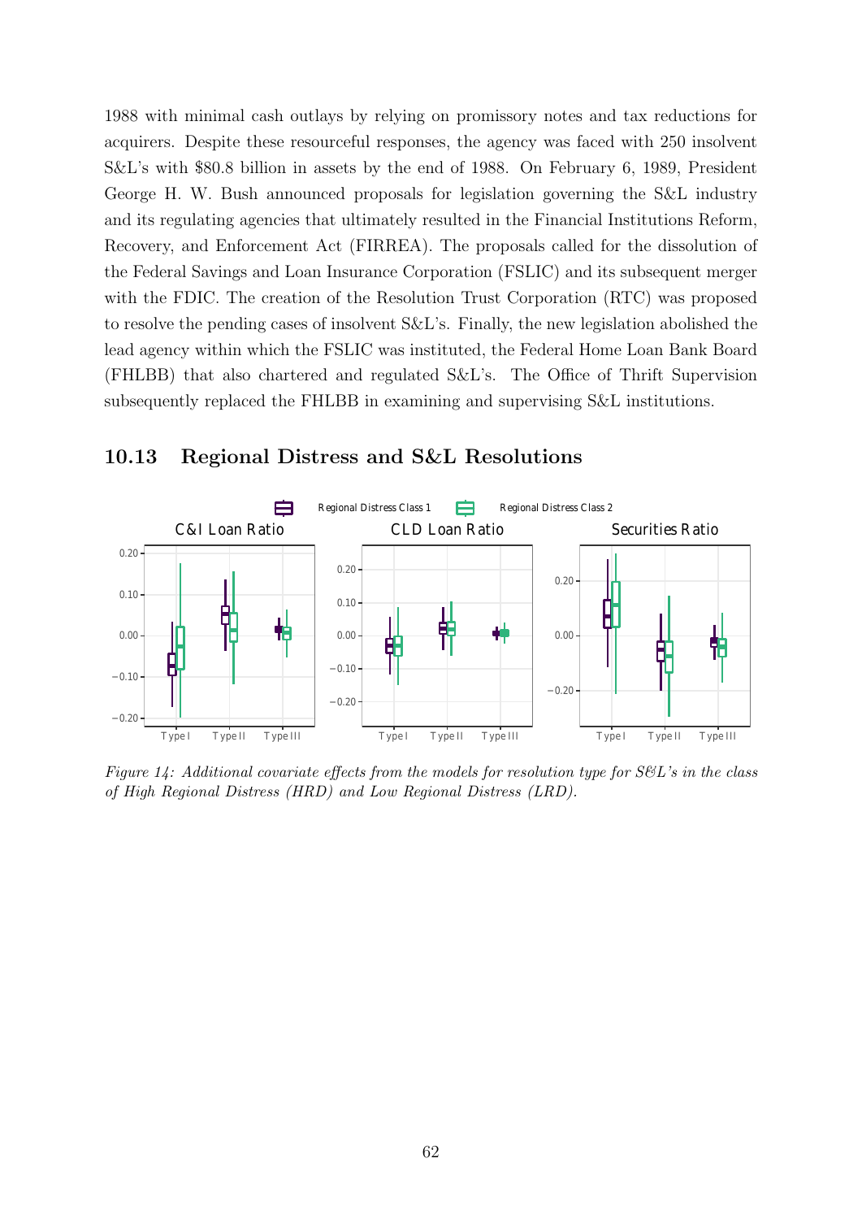1988 with minimal cash outlays by relying on promissory notes and tax reductions for acquirers. Despite these resourceful responses, the agency was faced with 250 insolvent S&L's with $80.8 billion in assets by the end of 1988. On February 6, 1989, President George H. W. Bush announced proposals for legislation governing the S&L industry and its regulating agencies that ultimately resulted in the Financial Institutions Reform, Recovery, and Enforcement Act (FIRREA). The proposals called for the dissolution of the Federal Savings and Loan Insurance Corporation (FSLIC) and its subsequent merger with the FDIC. The creation of the Resolution Trust Corporation (RTC) was proposed to resolve the pending cases of insolvent S&L's. Finally, the new legislation abolished the lead agency within which the FSLIC was instituted, the Federal Home Loan Bank Board (FHLBB) that also chartered and regulated S&L's. The Office of Thrift Supervision subsequently replaced the FHLBB in examining and supervising S&L institutions.

## 10.13 Regional Distress and S&L Resolutions

Regional Distress Class 1
Regional Distress Class 2

C&I Loan Ratio
0.20
0.10
0.00
−0.10
−0.20
Type I
Type II
Type III

CLD Loan Ratio
0.20
0.10
0.00
−0.10
−0.20
Type I
Type II
Type III

Securities Ratio
0.20
0.00
−0.20
Type I
Type II
Type III

*Figure 14: Additional covariate effects from the models for resolution type for S&L's in the class of High Regional Distress (HRD) and Low Regional Distress (LRD).*